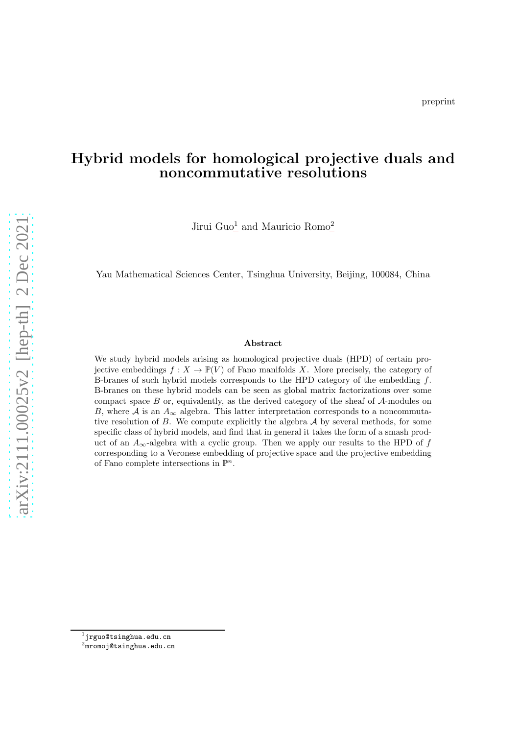preprint

# Hybrid models for homological projective duals and noncommutative resolutions

Jirui Guo[1] and Mauricio Romo[2]

Yau Mathematical Sciences Center, Tsinghua University, Beijing, 100084, China

### Abstract

We study hybrid models arising as homological projective duals (HPD) of certain projective embeddings $f : X \to \mathbb{P}(V)$ of Fano manifolds $X$. More precisely, the category of B-branes of such hybrid models corresponds to the HPD category of the embedding $f$. B-branes on these hybrid models can be seen as global matrix factorizations over some compact space $B$ or, equivalently, as the derived category of the sheaf of $\mathcal{A}$-modules on $B$, where $\mathcal{A}$ is an $A_\infty$ algebra. This latter interpretation corresponds to a noncommutative resolution of $B$. We compute explicitly the algebra $\mathcal{A}$ by several methods, for some specific class of hybrid models, and find that in general it takes the form of a smash product of an $A_\infty$-algebra with a cyclic group. Then we apply our results to the HPD of $f$ corresponding to a Veronese embedding of projective space and the projective embedding of Fano complete intersections in $\mathbb{P}^n$.

[1] jrguo@tsinghua.edu.cn
[2] mromoj@tsinghua.edu.cn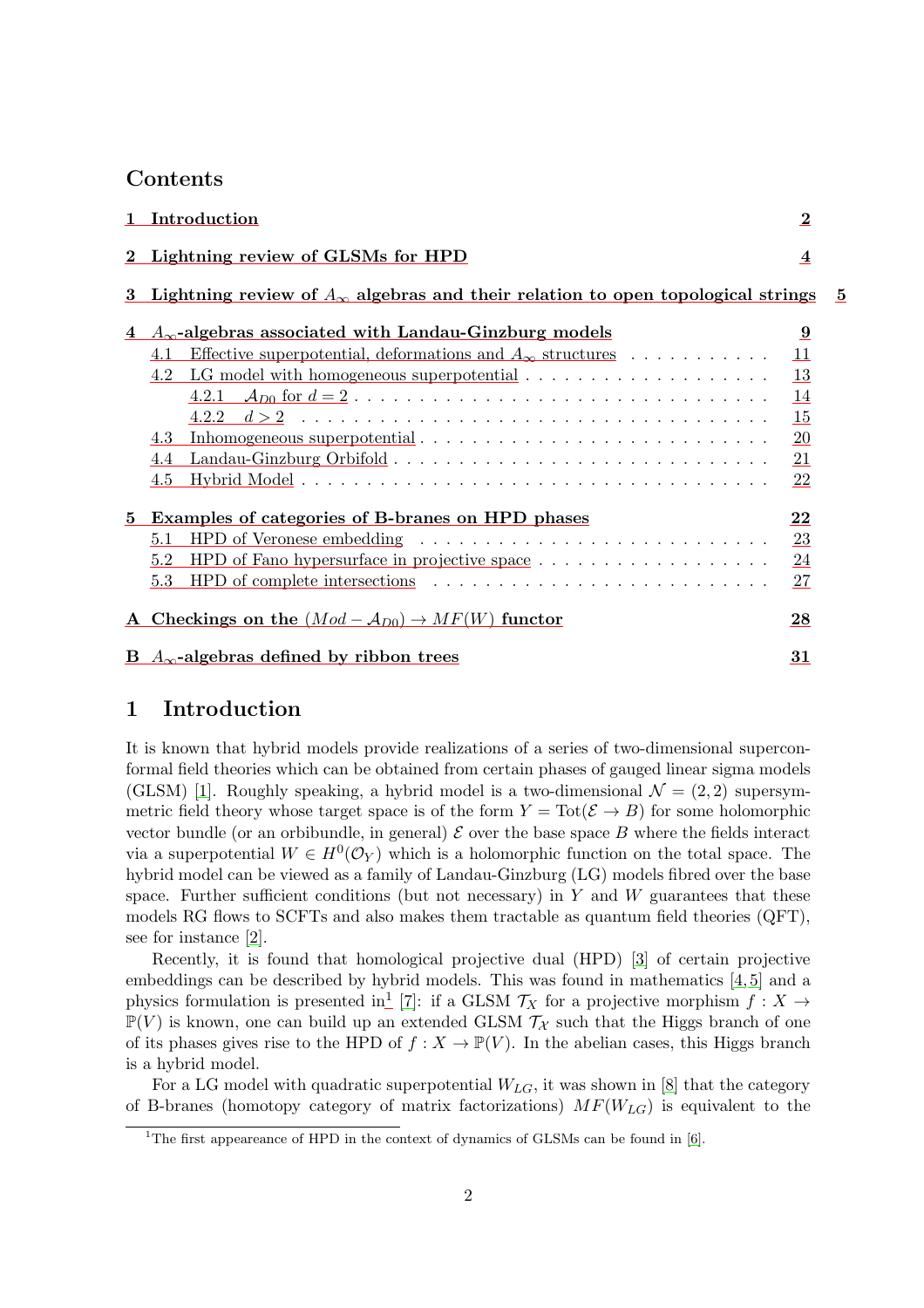## Contents

1 Introduction 2

2 Lightning review of GLSMs for HPD 4

3 Lightning review of $A_\infty$ algebras and their relation to open topological strings 5

4 $A_\infty$-algebras associated with Landau-Ginzburg models 9
- 4.1 Effective superpotential, deformations and $A_\infty$ structures 11
- 4.2 LG model with homogeneous superpotential 13
  - 4.2.1 $\mathcal{A}_{D0}$ for $d = 2$ 14
  - 4.2.2 $d > 2$ 15
- 4.3 Inhomogeneous superpotential 20
- 4.4 Landau-Ginzburg Orbifold 21
- 4.5 Hybrid Model 22

5 Examples of categories of B-branes on HPD phases 22
- 5.1 HPD of Veronese embedding 23
- 5.2 HPD of Fano hypersurface in projective space 24
- 5.3 HPD of complete intersections 27

A Checkings on the $(Mod - \mathcal{A}_{D0}) \to MF(W)$ functor 28

B $A_\infty$-algebras defined by ribbon trees 31

# 1 Introduction

It is known that hybrid models provide realizations of a series of two-dimensional superconformal field theories which can be obtained from certain phases of gauged linear sigma models (GLSM) [1]. Roughly speaking, a hybrid model is a two-dimensional $\mathcal{N} = (2,2)$ supersymmetric field theory whose target space is of the form $Y = \mathrm{Tot}(\mathcal{E} \to B)$ for some holomorphic vector bundle (or an orbibundle, in general) $\mathcal{E}$ over the base space $B$ where the fields interact via a superpotential $W \in H^0(\mathcal{O}_Y)$ which is a holomorphic function on the total space. The hybrid model can be viewed as a family of Landau-Ginzburg (LG) models fibred over the base space. Further sufficient conditions (but not necessary) in $Y$ and $W$ guarantees that these models RG flows to SCFTs and also makes them tractable as quantum field theories (QFT), see for instance [2].

Recently, it is found that homological projective dual (HPD) [3] of certain projective embeddings can be described by hybrid models. This was found in mathematics [4,5] and a physics formulation is presented in[1] [7]: if a GLSM $\mathcal{T}_X$ for a projective morphism $f : X \to \mathbb{P}(V)$ is known, one can build up an extended GLSM $\mathcal{T}_{\mathcal{X}}$ such that the Higgs branch of one of its phases gives rise to the HPD of $f : X \to \mathbb{P}(V)$. In the abelian cases, this Higgs branch is a hybrid model.

For a LG model with quadratic superpotential $W_{LG}$, it was shown in [8] that the category of B-branes (homotopy category of matrix factorizations) $MF(W_{LG})$ is equivalent to the

[1] The first appeareance of HPD in the context of dynamics of GLSMs can be found in [6].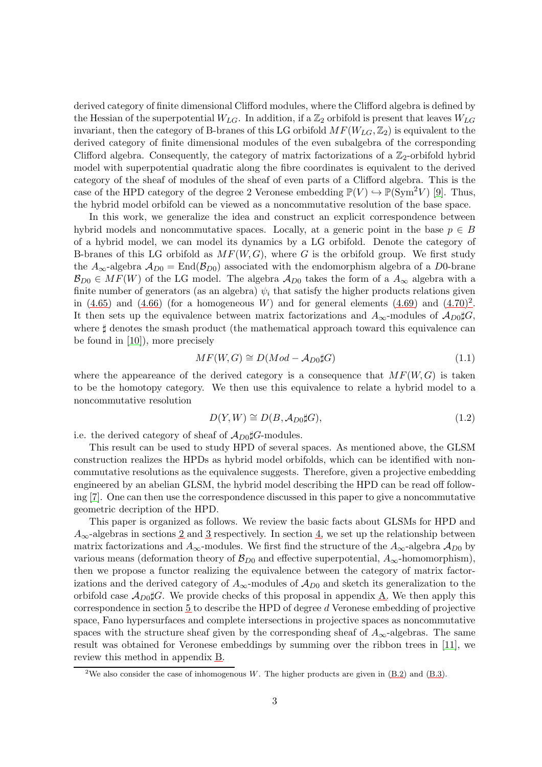derived category of finite dimensional Clifford modules, where the Clifford algebra is defined by the Hessian of the superpotential $W_{LG}$. In addition, if a $\mathbb{Z}_2$ orbifold is present that leaves $W_{LG}$ invariant, then the category of B-branes of this LG orbifold $MF(W_{LG}, \mathbb{Z}_2)$ is equivalent to the derived category of finite dimensional modules of the even subalgebra of the corresponding Clifford algebra. Consequently, the category of matrix factorizations of a $\mathbb{Z}_2$-orbifold hybrid model with superpotential quadratic along the fibre coordinates is equivalent to the derived category of the sheaf of modules of the sheaf of even parts of a Clifford algebra. This is the case of the HPD category of the degree 2 Veronese embedding $\mathbb{P}(V) \hookrightarrow \mathbb{P}(\mathrm{Sym}^2 V)$ [9]. Thus, the hybrid model orbifold can be viewed as a noncommutative resolution of the base space.

In this work, we generalize the idea and construct an explicit correspondence between hybrid models and noncommutative spaces. Locally, at a generic point in the base $p \in B$ of a hybrid model, we can model its dynamics by a LG orbifold. Denote the category of B-branes of this LG orbifold as $MF(W, G)$, where $G$ is the orbifold group. We first study the $A_\infty$-algebra $\mathcal{A}_{D0} = \mathrm{End}(\mathcal{B}_{D0})$ associated with the endomorphism algebra of a $D0$-brane $\mathcal{B}_{D0} \in MF(W)$ of the LG model. The algebra $\mathcal{A}_{D0}$ takes the form of a $A_\infty$ algebra with a finite number of generators (as an algebra) $\psi_i$ that satisfy the higher products relations given in (4.65) and (4.66) (for a homogeneous $W$) and for general elements (4.69) and (4.70)[2]. It then sets up the equivalence between matrix factorizations and $A_\infty$-modules of $\mathcal{A}_{D0}\sharp G$, where $\sharp$ denotes the smash product (the mathematical approach toward this equivalence can be found in [10]), more precisely

$$MF(W, G) \cong D(Mod - \mathcal{A}_{D0}\sharp G) \tag{1.1}$$

where the appeareance of the derived category is a consequence that $MF(W, G)$ is taken to be the homotopy category. We then use this equivalence to relate a hybrid model to a noncommutative resolution

$$D(Y, W) \cong D(B, \mathcal{A}_{D0}\sharp G), \tag{1.2}$$

i.e. the derived category of sheaf of $\mathcal{A}_{D0}\sharp G$-modules.

This result can be used to study HPD of several spaces. As mentioned above, the GLSM construction realizes the HPDs as hybrid model orbifolds, which can be identified with noncommutative resolutions as the equivalence suggests. Therefore, given a projective embedding engineered by an abelian GLSM, the hybrid model describing the HPD can be read off following [7]. One can then use the correspondence discussed in this paper to give a noncommutative geometric decription of the HPD.

This paper is organized as follows. We review the basic facts about GLSMs for HPD and $A_\infty$-algebras in sections 2 and 3 respectively. In section 4, we set up the relationship between matrix factorizations and $A_\infty$-modules. We first find the structure of the $A_\infty$-algebra $\mathcal{A}_{D0}$ by various means (deformation theory of $\mathcal{B}_{D0}$ and effective superpotential, $A_\infty$-homomorphism), then we propose a functor realizing the equivalence between the category of matrix factorizations and the derived category of $A_\infty$-modules of $\mathcal{A}_{D0}$ and sketch its generalization to the orbifold case $\mathcal{A}_{D0}\sharp G$. We provide checks of this proposal in appendix A. We then apply this correspondence in section 5 to describe the HPD of degree $d$ Veronese embedding of projective space, Fano hypersurfaces and complete intersections in projective spaces as noncommutative spaces with the structure sheaf given by the corresponding sheaf of $A_\infty$-algebras. The same result was obtained for Veronese embeddings by summing over the ribbon trees in [11], we review this method in appendix B.

---

[2] We also consider the case of inhomogenous $W$. The higher products are given in (B.2) and (B.3).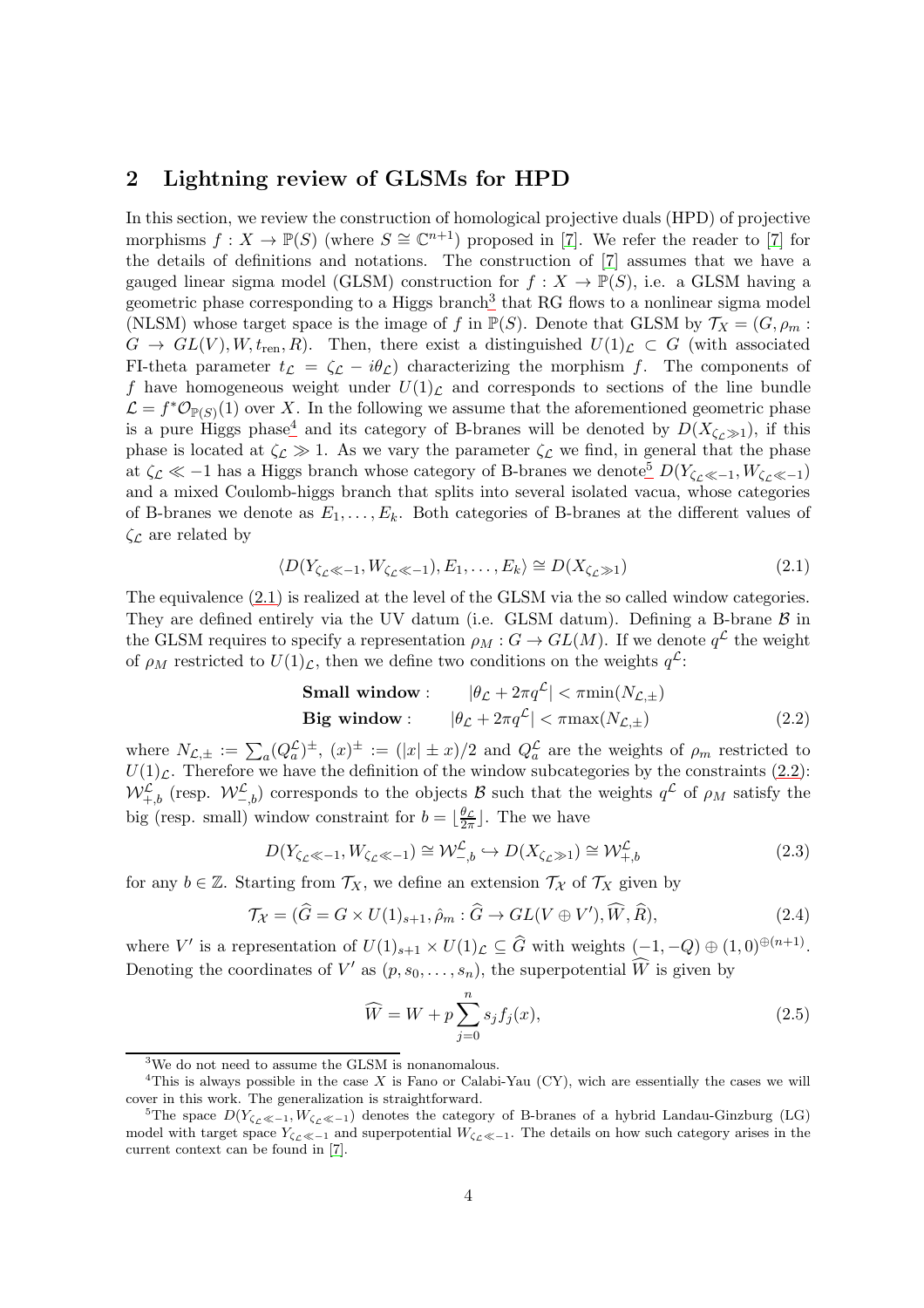## 2 Lightning review of GLSMs for HPD

In this section, we review the construction of homological projective duals (HPD) of projective morphisms $f : X \to \mathbb{P}(S)$ (where $S \cong \mathbb{C}^{n+1}$) proposed in [7]. We refer the reader to [7] for the details of definitions and notations. The construction of [7] assumes that we have a gauged linear sigma model (GLSM) construction for $f : X \to \mathbb{P}(S)$, i.e. a GLSM having a geometric phase corresponding to a Higgs branch[3] that RG flows to a nonlinear sigma model (NLSM) whose target space is the image of $f$ in $\mathbb{P}(S)$. Denote that GLSM by $\mathcal{T}_X = (G, \rho_m : G \to GL(V), W, t_{\rm ren}, R)$. Then, there exist a distinguished $U(1)_{\mathcal{L}} \subset G$ (with associated FI-theta parameter $t_{\mathcal{L}} = \zeta_{\mathcal{L}} - i\theta_{\mathcal{L}}$) characterizing the morphism $f$. The components of $f$ have homogeneous weight under $U(1)_{\mathcal{L}}$ and corresponds to sections of the line bundle $\mathcal{L} = f^*\mathcal{O}_{\mathbb{P}(S)}(1)$ over $X$. In the following we assume that the aforementioned geometric phase is a pure Higgs phase[4] and its category of B-branes will be denoted by $D(X_{\zeta_{\mathcal{L}}\gg 1})$, if this phase is located at $\zeta_{\mathcal{L}} \gg 1$. As we vary the parameter $\zeta_{\mathcal{L}}$ we find, in general that the phase at $\zeta_{\mathcal{L}} \ll -1$ has a Higgs branch whose category of B-branes we denote[5] $D(Y_{\zeta_{\mathcal{L}}\ll -1}, W_{\zeta_{\mathcal{L}}\ll -1})$ and a mixed Coulomb-higgs branch that splits into several isolated vacua, whose categories of B-branes we denote as $E_1, \ldots, E_k$. Both categories of B-branes at the different values of $\zeta_{\mathcal{L}}$ are related by

$$\langle D(Y_{\zeta_{\mathcal{L}}\ll -1}, W_{\zeta_{\mathcal{L}}\ll -1}), E_1, \ldots, E_k\rangle \cong D(X_{\zeta_{\mathcal{L}}\gg 1}) \tag{2.1}$$

The equivalence (2.1) is realized at the level of the GLSM via the so called window categories. They are defined entirely via the UV datum (i.e. GLSM datum). Defining a B-brane $\mathcal{B}$ in the GLSM requires to specify a representation $\rho_M : G \to GL(M)$. If we denote $q^{\mathcal{L}}$ the weight of $\rho_M$ restricted to $U(1)_{\mathcal{L}}$, then we define two conditions on the weights $q^{\mathcal{L}}$:

$$\begin{aligned} &\textbf{Small window}: \qquad |\theta_{\mathcal{L}} + 2\pi q^{\mathcal{L}}| < \pi \min(N_{\mathcal{L},\pm}) \\ &\textbf{Big window}: \qquad |\theta_{\mathcal{L}} + 2\pi q^{\mathcal{L}}| < \pi \max(N_{\mathcal{L},\pm}) \end{aligned} \tag{2.2}$$

where $N_{\mathcal{L},\pm} := \sum_a (Q_a^{\mathcal{L}})^{\pm}$, $(x)^{\pm} := (|x| \pm x)/2$ and $Q_a^{\mathcal{L}}$ are the weights of $\rho_m$ restricted to $U(1)_{\mathcal{L}}$. Therefore we have the definition of the window subcategories by the constraints (2.2): $\mathcal{W}^{\mathcal{L}}_{+,b}$ (resp. $\mathcal{W}^{\mathcal{L}}_{-,b}$) corresponds to the objects $\mathcal{B}$ such that the weights $q^{\mathcal{L}}$ of $\rho_M$ satisfy the big (resp. small) window constraint for $b = \lfloor \frac{\theta_{\mathcal{L}}}{2\pi} \rfloor$. The we have

$$D(Y_{\zeta_{\mathcal{L}}\ll -1}, W_{\zeta_{\mathcal{L}}\ll -1}) \cong \mathcal{W}^{\mathcal{L}}_{-,b} \hookrightarrow D(X_{\zeta_{\mathcal{L}}\gg 1}) \cong \mathcal{W}^{\mathcal{L}}_{+,b} \tag{2.3}$$

for any $b \in \mathbb{Z}$. Starting from $\mathcal{T}_X$, we define an extension $\mathcal{T}_{\mathcal{X}}$ of $\mathcal{T}_X$ given by

$$\mathcal{T}_{\mathcal{X}} = (\widehat{G} = G \times U(1)_{s+1}, \hat{\rho}_m : \widehat{G} \to GL(V \oplus V'), \widehat{W}, \widehat{R}), \tag{2.4}$$

where $V'$ is a representation of $U(1)_{s+1} \times U(1)_{\mathcal{L}} \subseteq \widehat{G}$ with weights $(-1, -Q) \oplus (1, 0)^{\oplus(n+1)}$. Denoting the coordinates of $V'$ as $(p, s_0, \ldots, s_n)$, the superpotential $\widehat{W}$ is given by

$$\widehat{W} = W + p\sum_{j=0}^{n} s_j f_j(x), \tag{2.5}$$

[3] We do not need to assume the GLSM is nonanomalous.

[4] This is always possible in the case $X$ is Fano or Calabi-Yau (CY), wich are essentially the cases we will cover in this work. The generalization is straightforward.

[5] The space $D(Y_{\zeta_{\mathcal{L}}\ll -1}, W_{\zeta_{\mathcal{L}}\ll -1})$ denotes the category of B-branes of a hybrid Landau-Ginzburg (LG) model with target space $Y_{\zeta_{\mathcal{L}}\ll -1}$ and superpotential $W_{\zeta_{\mathcal{L}}\ll -1}$. The details on how such category arises in the current context can be found in [7].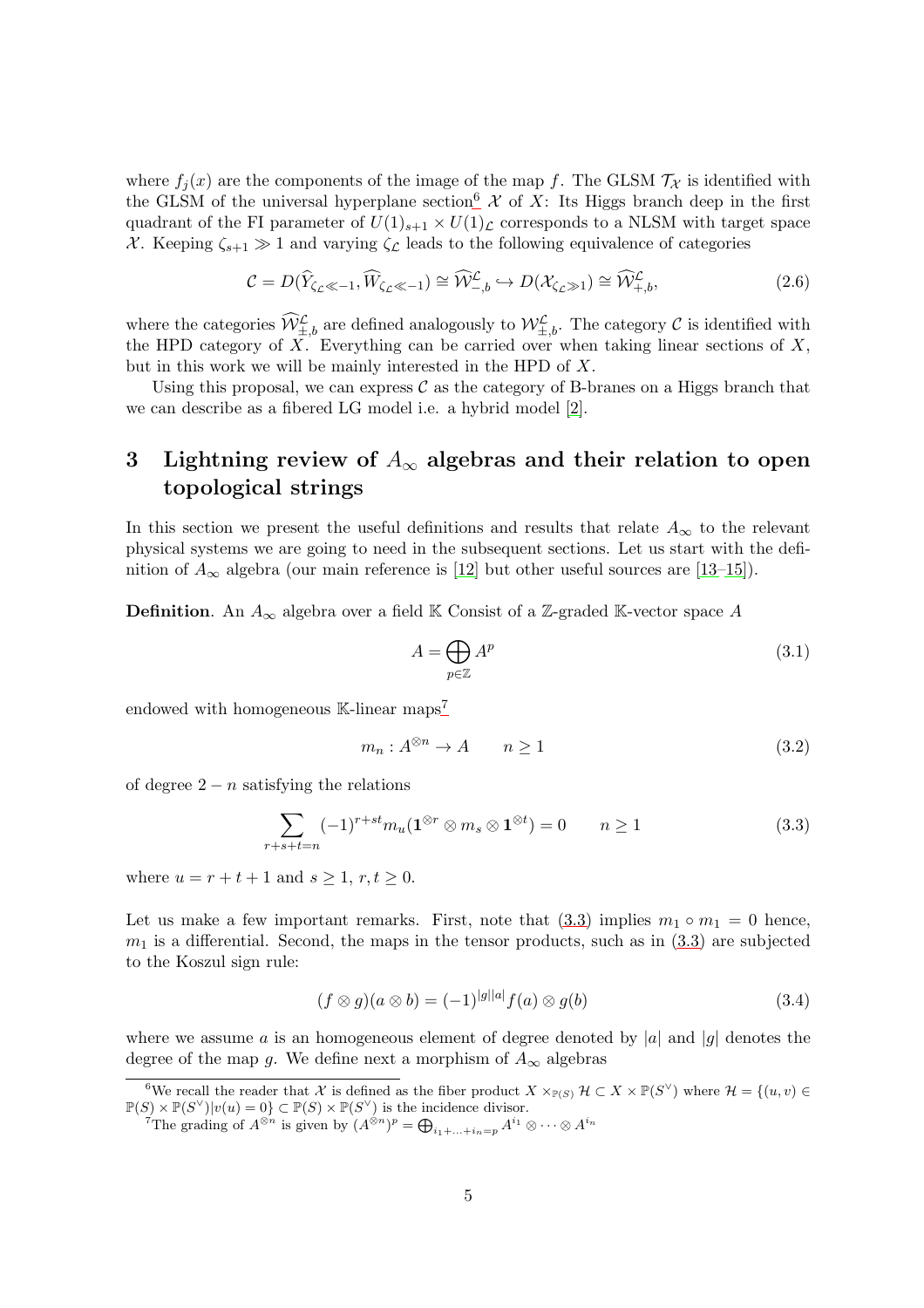where $f_j(x)$ are the components of the image of the map $f$. The GLSM $\mathcal{T}_{\mathcal{X}}$ is identified with the GLSM of the universal hyperplane section[6] $\mathcal{X}$ of $X$: Its Higgs branch deep in the first quadrant of the FI parameter of $U(1)_{s+1} \times U(1)_{\mathcal{L}}$ corresponds to a NLSM with target space $\mathcal{X}$. Keeping $\zeta_{s+1} \gg 1$ and varying $\zeta_{\mathcal{L}}$ leads to the following equivalence of categories

$$\mathcal{C} = D(\widehat{Y}_{\zeta_{\mathcal{L}} \ll -1}, \widehat{W}_{\zeta_{\mathcal{L}} \ll -1}) \cong \widehat{\mathcal{W}}^{\mathcal{L}}_{-,b} \hookrightarrow D(\mathcal{X}_{\zeta_{\mathcal{L}} \gg 1}) \cong \widehat{\mathcal{W}}^{\mathcal{L}}_{+,b}, \tag{2.6}$$

where the categories $\widehat{\mathcal{W}}^{\mathcal{L}}_{\pm,b}$ are defined analogously to $\mathcal{W}^{\mathcal{L}}_{\pm,b}$. The category $\mathcal{C}$ is identified with the HPD category of $X$. Everything can be carried over when taking linear sections of $X$, but in this work we will be mainly interested in the HPD of $X$.

Using this proposal, we can express $\mathcal{C}$ as the category of B-branes on a Higgs branch that we can describe as a fibered LG model i.e. a hybrid model [2].

# 3 Lightning review of $A_\infty$ algebras and their relation to open topological strings

In this section we present the useful definitions and results that relate $A_\infty$ to the relevant physical systems we are going to need in the subsequent sections. Let us start with the definition of $A_\infty$ algebra (our main reference is [12] but other useful sources are [13–15]).

**Definition**. An $A_\infty$ algebra over a field $\mathbb{K}$ Consist of a $\mathbb{Z}$-graded $\mathbb{K}$-vector space $A$

$$A = \bigoplus_{p \in \mathbb{Z}} A^p \tag{3.1}$$

endowed with homogeneous $\mathbb{K}$-linear maps[7]

$$m_n : A^{\otimes n} \to A \qquad n \geq 1 \tag{3.2}$$

of degree $2 - n$ satisfying the relations

$$\sum_{r+s+t=n} (-1)^{r+st} m_u(\mathbf{1}^{\otimes r} \otimes m_s \otimes \mathbf{1}^{\otimes t}) = 0 \qquad n \geq 1 \tag{3.3}$$

where $u = r + t + 1$ and $s \geq 1$, $r, t \geq 0$.

Let us make a few important remarks. First, note that (3.3) implies $m_1 \circ m_1 = 0$ hence, $m_1$ is a differential. Second, the maps in the tensor products, such as in (3.3) are subjected to the Koszul sign rule:

$$(f \otimes g)(a \otimes b) = (-1)^{|g||a|} f(a) \otimes g(b) \tag{3.4}$$

where we assume $a$ is an homogeneous element of degree denoted by $|a|$ and $|g|$ denotes the degree of the map $g$. We define next a morphism of $A_\infty$ algebras

[6] We recall the reader that $\mathcal{X}$ is defined as the fiber product $X \times_{\mathbb{P}(S)} \mathcal{H} \subset X \times \mathbb{P}(S^\vee)$ where $\mathcal{H} = \{(u, v) \in \mathbb{P}(S) \times \mathbb{P}(S^\vee) | v(u) = 0\} \subset \mathbb{P}(S) \times \mathbb{P}(S^\vee)$ is the incidence divisor.

[7] The grading of $A^{\otimes n}$ is given by $(A^{\otimes n})^p = \bigoplus_{i_1 + \ldots + i_n = p} A^{i_1} \otimes \cdots \otimes A^{i_n}$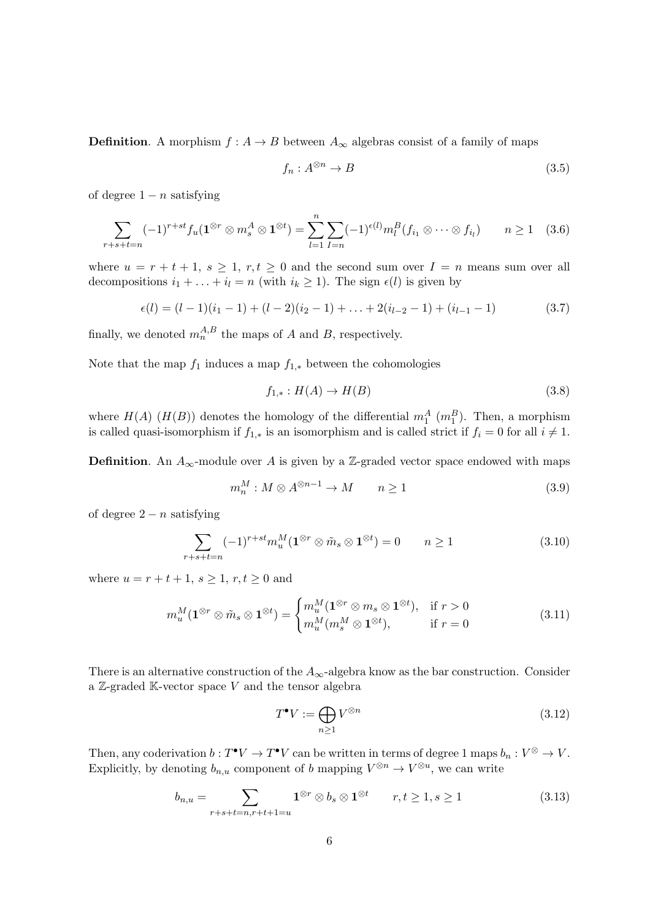**Definition**. A morphism $f : A \to B$ between $A_\infty$ algebras consist of a family of maps

$$f_n : A^{\otimes n} \to B \tag{3.5}$$

of degree $1 - n$ satisfying

$$\sum_{r+s+t=n} (-1)^{r+st} f_u(\mathbf{1}^{\otimes r} \otimes m_s^A \otimes \mathbf{1}^{\otimes t}) = \sum_{l=1}^{n} \sum_{I=n} (-1)^{\epsilon(l)} m_l^B(f_{i_1} \otimes \cdots \otimes f_{i_l}) \qquad n \geq 1 \tag{3.6}$$

where $u = r + t + 1$, $s \geq 1$, $r, t \geq 0$ and the second sum over $I = n$ means sum over all decompositions $i_1 + \ldots + i_l = n$ (with $i_k \geq 1$). The sign $\epsilon(l)$ is given by

$$\epsilon(l) = (l-1)(i_1 - 1) + (l-2)(i_2 - 1) + \ldots + 2(i_{l-2} - 1) + (i_{l-1} - 1) \tag{3.7}$$

finally, we denoted $m_n^{A,B}$ the maps of $A$ and $B$, respectively.

Note that the map $f_1$ induces a map $f_{1,*}$ between the cohomologies

$$f_{1,*} : H(A) \to H(B) \tag{3.8}$$

where $H(A)$ ($H(B)$) denotes the homology of the differential $m_1^A$ ($m_1^B$). Then, a morphism is called quasi-isomorphism if $f_{1,*}$ is an isomorphism and is called strict if $f_i = 0$ for all $i \neq 1$.

**Definition**. An $A_\infty$-module over $A$ is given by a $\mathbb{Z}$-graded vector space endowed with maps

$$m_n^M : M \otimes A^{\otimes n-1} \to M \qquad n \geq 1 \tag{3.9}$$

of degree $2 - n$ satisfying

$$\sum_{r+s+t=n} (-1)^{r+st} m_u^M(\mathbf{1}^{\otimes r} \otimes \tilde{m}_s \otimes \mathbf{1}^{\otimes t}) = 0 \qquad n \geq 1 \tag{3.10}$$

where $u = r + t + 1$, $s \geq 1$, $r, t \geq 0$ and

$$m_u^M(\mathbf{1}^{\otimes r} \otimes \tilde{m}_s \otimes \mathbf{1}^{\otimes t}) = \begin{cases} m_u^M(\mathbf{1}^{\otimes r} \otimes m_s \otimes \mathbf{1}^{\otimes t}), & \text{if } r > 0 \\ m_u^M(m_s^M \otimes \mathbf{1}^{\otimes t}), & \text{if } r = 0 \end{cases} \tag{3.11}$$

There is an alternative construction of the $A_\infty$-algebra know as the bar construction. Consider a $\mathbb{Z}$-graded $\mathbb{K}$-vector space $V$ and the tensor algebra

$$T^\bullet V := \bigoplus_{n \geq 1} V^{\otimes n} \tag{3.12}$$

Then, any coderivation $b : T^\bullet V \to T^\bullet V$ can be written in terms of degree 1 maps $b_n : V^{\otimes} \to V$. Explicitly, by denoting $b_{n,u}$ component of $b$ mapping $V^{\otimes n} \to V^{\otimes u}$, we can write

$$b_{n,u} = \sum_{r+s+t=n, r+t+1=u} \mathbf{1}^{\otimes r} \otimes b_s \otimes \mathbf{1}^{\otimes t} \qquad r, t \geq 1, s \geq 1 \tag{3.13}$$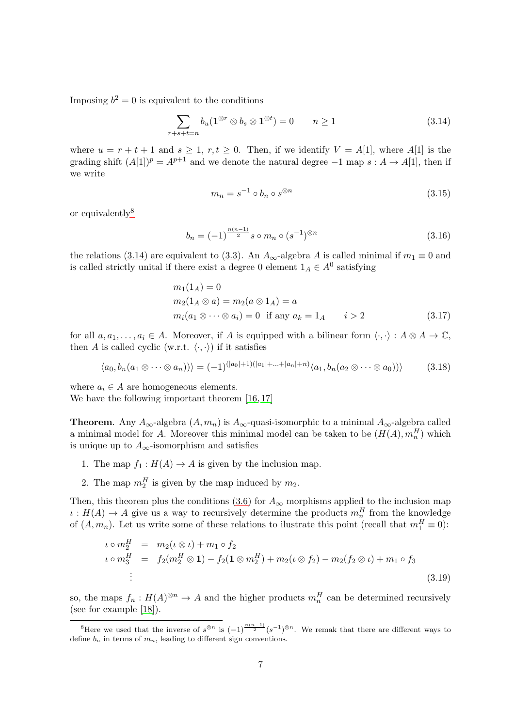Imposing $b^2 = 0$ is equivalent to the conditions

$$\sum_{r+s+t=n} b_u(\mathbf{1}^{\otimes r} \otimes b_s \otimes \mathbf{1}^{\otimes t}) = 0 \qquad n \geq 1 \tag{3.14}$$

where $u = r + t + 1$ and $s \geq 1$, $r, t \geq 0$. Then, if we identify $V = A[1]$, where $A[1]$ is the grading shift $(A[1])^p = A^{p+1}$ and we denote the natural degree $-1$ map $s : A \to A[1]$, then if we write

$$m_n = s^{-1} \circ b_n \circ s^{\otimes n} \tag{3.15}$$

or equivalently[8]

$$b_n = (-1)^{\frac{n(n-1)}{2}} s \circ m_n \circ (s^{-1})^{\otimes n} \tag{3.16}$$

the relations (3.14) are equivalent to (3.3). An $A_\infty$-algebra $A$ is called minimal if $m_1 \equiv 0$ and is called strictly unital if there exist a degree 0 element $1_A \in A^0$ satisfying

$$\begin{aligned}
&m_1(1_A) = 0 \\
&m_2(1_A \otimes a) = m_2(a \otimes 1_A) = a \\
&m_i(a_1 \otimes \cdots \otimes a_i) = 0 \;\; \text{if any } a_k = 1_A \qquad i > 2
\end{aligned} \tag{3.17}$$

for all $a, a_1, \ldots, a_i \in A$. Moreover, if $A$ is equipped with a bilinear form $\langle \cdot, \cdot \rangle : A \otimes A \to \mathbb{C}$, then $A$ is called cyclic (w.r.t. $\langle \cdot, \cdot \rangle$) if it satisfies

$$\langle a_0, b_n(a_1 \otimes \cdots \otimes a_n)) \rangle = (-1)^{(|a_0|+1)(|a_1|+\ldots+|a_n|+n)} \langle a_1, b_n(a_2 \otimes \cdots \otimes a_0)) \rangle \tag{3.18}$$

where $a_i \in A$ are homogeneous elements.
We have the following important theorem [16, 17]

**Theorem**. Any $A_\infty$-algebra $(A, m_n)$ is $A_\infty$-quasi-isomorphic to a minimal $A_\infty$-algebra called a minimal model for $A$. Moreover this minimal model can be taken to be $(H(A), m_n^H)$ which is unique up to $A_\infty$-isomorphism and satisfies

1. The map $f_1 : H(A) \to A$ is given by the inclusion map.
2. The map $m_2^H$ is given by the map induced by $m_2$.

Then, this theorem plus the conditions (3.6) for $A_\infty$ morphisms applied to the inclusion map $\iota : H(A) \to A$ give us a way to recursively determine the products $m_n^H$ from the knowledge of $(A, m_n)$. Let us write some of these relations to ilustrate this point (recall that $m_1^H \equiv 0$):

$$\begin{aligned}
\iota \circ m_2^H &= m_2(\iota \otimes \iota) + m_1 \circ f_2 \\
\iota \circ m_3^H &= f_2(m_2^H \otimes \mathbf{1}) - f_2(\mathbf{1} \otimes m_2^H) + m_2(\iota \otimes f_2) - m_2(f_2 \otimes \iota) + m_1 \circ f_3 \\
&\;\;\vdots
\end{aligned} \tag{3.19}$$

so, the maps $f_n : H(A)^{\otimes n} \to A$ and the higher products $m_n^H$ can be determined recursively (see for example [18]).

[8] Here we used that the inverse of $s^{\otimes n}$ is $(-1)^{\frac{n(n-1)}{2}}(s^{-1})^{\otimes n}$. We remak that there are different ways to define $b_n$ in terms of $m_n$, leading to different sign conventions.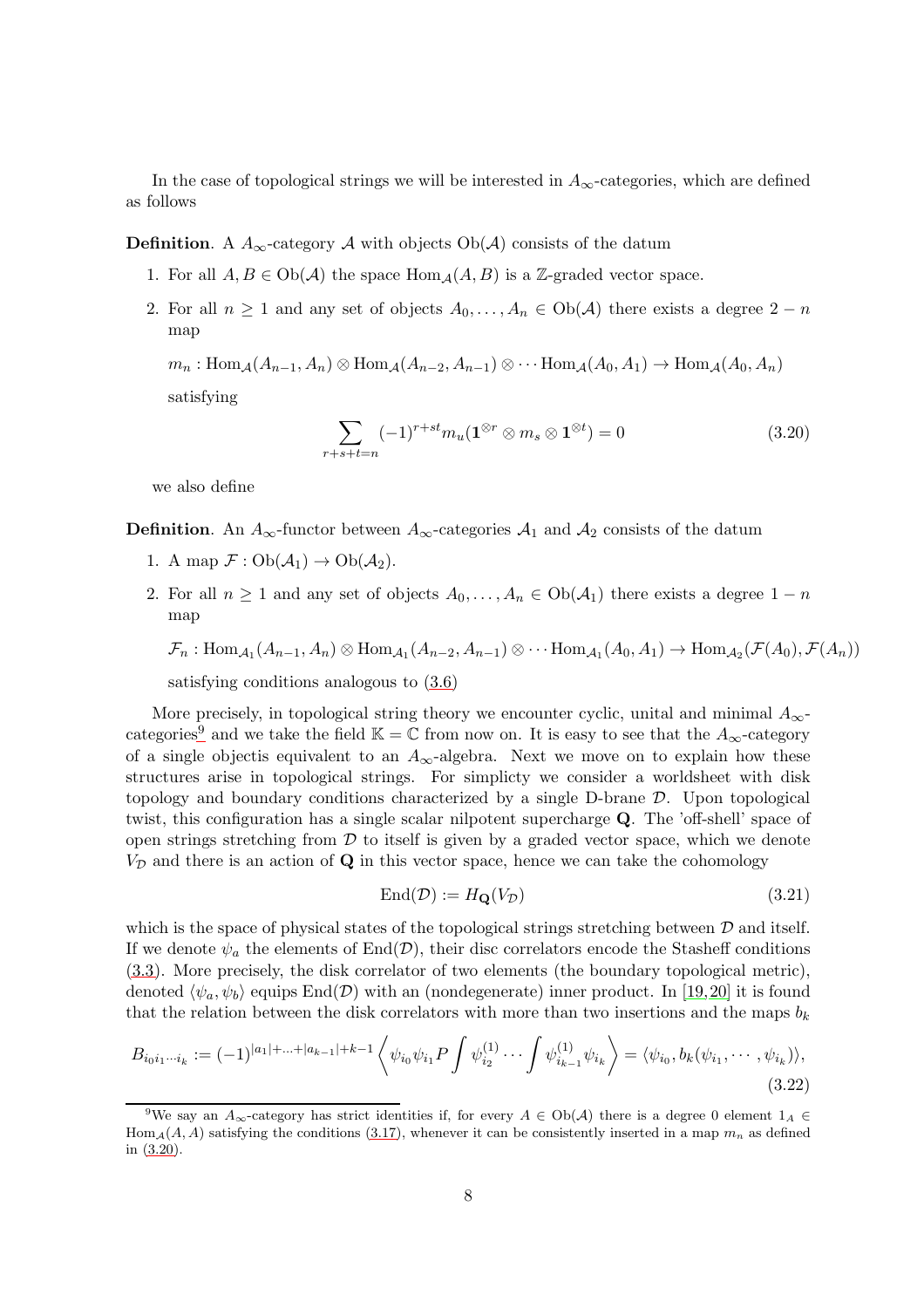In the case of topological strings we will be interested in $A_\infty$-categories, which are defined as follows

**Definition**. A $A_\infty$-category $\mathcal{A}$ with objects $\mathrm{Ob}(\mathcal{A})$ consists of the datum

1. For all $A, B \in \mathrm{Ob}(\mathcal{A})$ the space $\mathrm{Hom}_\mathcal{A}(A, B)$ is a $\mathbb{Z}$-graded vector space.
2. For all $n \geq 1$ and any set of objects $A_0, \ldots, A_n \in \mathrm{Ob}(\mathcal{A})$ there exists a degree $2-n$ map

   $m_n : \mathrm{Hom}_\mathcal{A}(A_{n-1}, A_n) \otimes \mathrm{Hom}_\mathcal{A}(A_{n-2}, A_{n-1}) \otimes \cdots \mathrm{Hom}_\mathcal{A}(A_0, A_1) \to \mathrm{Hom}_\mathcal{A}(A_0, A_n)$

   satisfying

$$\sum_{r+s+t=n} (-1)^{r+st} m_u(\mathbf{1}^{\otimes r} \otimes m_s \otimes \mathbf{1}^{\otimes t}) = 0 \tag{3.20}$$

we also define

**Definition**. An $A_\infty$-functor between $A_\infty$-categories $\mathcal{A}_1$ and $\mathcal{A}_2$ consists of the datum

1. A map $\mathcal{F} : \mathrm{Ob}(\mathcal{A}_1) \to \mathrm{Ob}(\mathcal{A}_2)$.
2. For all $n \geq 1$ and any set of objects $A_0, \ldots, A_n \in \mathrm{Ob}(\mathcal{A}_1)$ there exists a degree $1-n$ map

   $\mathcal{F}_n : \mathrm{Hom}_{\mathcal{A}_1}(A_{n-1}, A_n) \otimes \mathrm{Hom}_{\mathcal{A}_1}(A_{n-2}, A_{n-1}) \otimes \cdots \mathrm{Hom}_{\mathcal{A}_1}(A_0, A_1) \to \mathrm{Hom}_{\mathcal{A}_2}(\mathcal{F}(A_0), \mathcal{F}(A_n))$

   satisfying conditions analogous to (3.6)

More precisely, in topological string theory we encounter cyclic, unital and minimal $A_\infty$-categories[9] and we take the field $\mathbb{K} = \mathbb{C}$ from now on. It is easy to see that the $A_\infty$-category of a single objectis equivalent to an $A_\infty$-algebra. Next we move on to explain how these structures arise in topological strings. For simplicty we consider a worldsheet with disk topology and boundary conditions characterized by a single D-brane $\mathcal{D}$. Upon topological twist, this configuration has a single scalar nilpotent supercharge $\mathbf{Q}$. The 'off-shell' space of open strings stretching from $\mathcal{D}$ to itself is given by a graded vector space, which we denote $V_\mathcal{D}$ and there is an action of $\mathbf{Q}$ in this vector space, hence we can take the cohomology

$$\mathrm{End}(\mathcal{D}) := H_\mathbf{Q}(V_\mathcal{D}) \tag{3.21}$$

which is the space of physical states of the topological strings stretching between $\mathcal{D}$ and itself. If we denote $\psi_a$ the elements of $\mathrm{End}(\mathcal{D})$, their disc correlators encode the Stasheff conditions (3.3). More precisely, the disk correlator of two elements (the boundary topological metric), denoted $\langle \psi_a, \psi_b \rangle$ equips $\mathrm{End}(\mathcal{D})$ with an (nondegenerate) inner product. In [19,20] it is found that the relation between the disk correlators with more than two insertions and the maps $b_k$

$$B_{i_0 i_1 \cdots i_k} := (-1)^{|a_1|+\ldots+|a_{k-1}|+k-1} \left\langle \psi_{i_0} \psi_{i_1} P \int \psi_{i_2}^{(1)} \cdots \int \psi_{i_{k-1}}^{(1)} \psi_{i_k} \right\rangle = \langle \psi_{i_0}, b_k(\psi_{i_1}, \cdots, \psi_{i_k}) \rangle, \tag{3.22}$$

[9] We say an $A_\infty$-category has strict identities if, for every $A \in \mathrm{Ob}(\mathcal{A})$ there is a degree 0 element $1_A \in \mathrm{Hom}_\mathcal{A}(A, A)$ satisfying the conditions (3.17), whenever it can be consistently inserted in a map $m_n$ as defined in (3.20).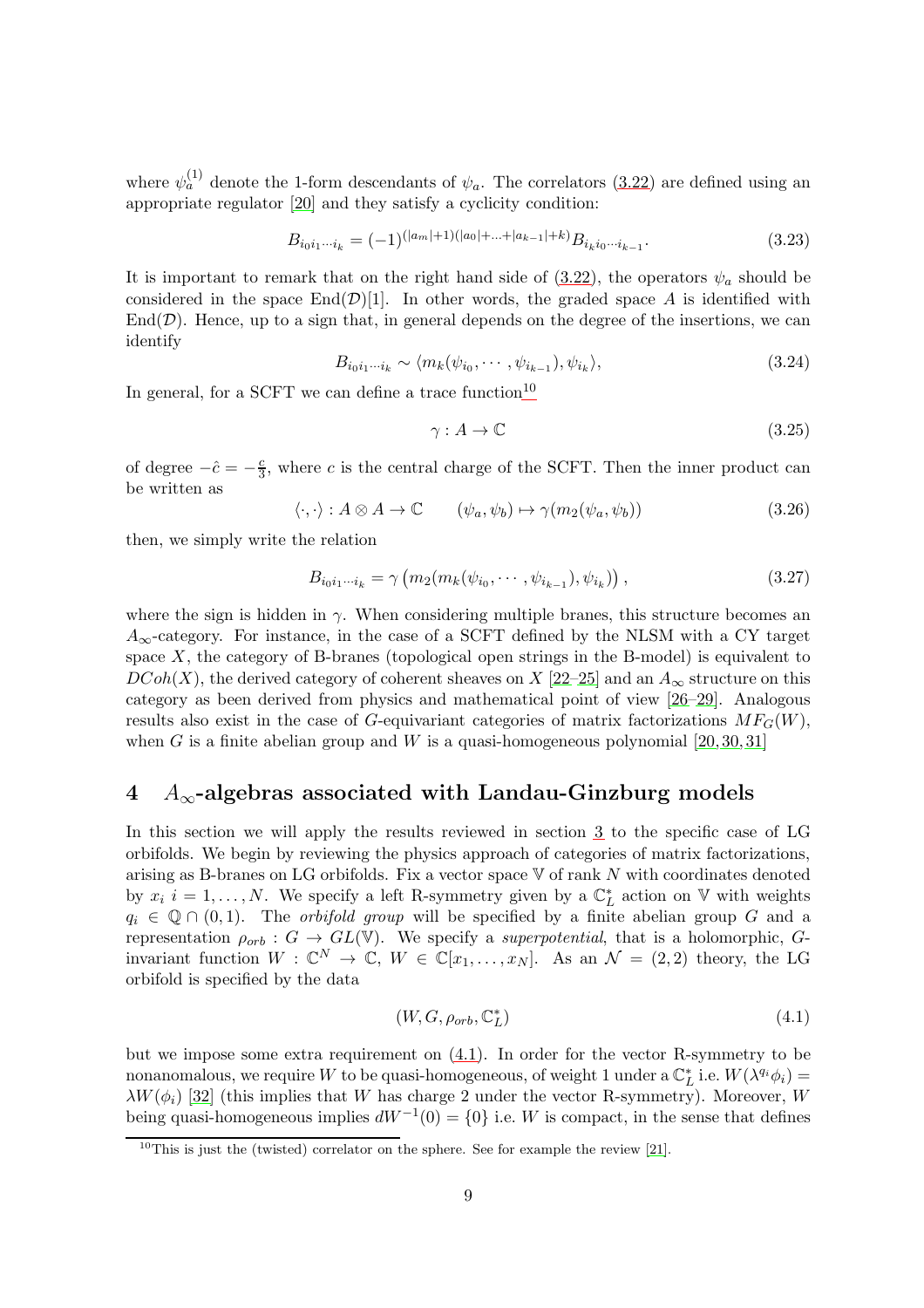where $\psi_a^{(1)}$ denote the 1-form descendants of $\psi_a$. The correlators (3.22) are defined using an appropriate regulator [20] and they satisfy a cyclicity condition:

$$B_{i_0 i_1 \cdots i_k} = (-1)^{(|a_m|+1)(|a_0|+\ldots+|a_{k-1}|+k)} B_{i_k i_0 \cdots i_{k-1}}. \tag{3.23}$$

It is important to remark that on the right hand side of (3.22), the operators $\psi_a$ should be considered in the space $\mathrm{End}(\mathcal{D})[1]$. In other words, the graded space $A$ is identified with $\mathrm{End}(\mathcal{D})$. Hence, up to a sign that, in general depends on the degree of the insertions, we can identify

$$B_{i_0 i_1 \cdots i_k} \sim \langle m_k(\psi_{i_0}, \cdots, \psi_{i_{k-1}}), \psi_{i_k} \rangle, \tag{3.24}$$

In general, for a SCFT we can define a trace function[10]

$$\gamma : A \to \mathbb{C} \tag{3.25}$$

of degree $-\hat{c} = -\frac{c}{3}$, where $c$ is the central charge of the SCFT. Then the inner product can be written as

$$\langle \cdot, \cdot \rangle : A \otimes A \to \mathbb{C} \qquad (\psi_a, \psi_b) \mapsto \gamma(m_2(\psi_a, \psi_b)) \tag{3.26}$$

then, we simply write the relation

$$B_{i_0 i_1 \cdots i_k} = \gamma\left( m_2(m_k(\psi_{i_0}, \cdots, \psi_{i_{k-1}}), \psi_{i_k}) \right), \tag{3.27}$$

where the sign is hidden in $\gamma$. When considering multiple branes, this structure becomes an $A_\infty$-category. For instance, in the case of a SCFT defined by the NLSM with a CY target space $X$, the category of B-branes (topological open strings in the B-model) is equivalent to $DCoh(X)$, the derived category of coherent sheaves on $X$ [22–25] and an $A_\infty$ structure on this category as been derived from physics and mathematical point of view [26–29]. Analogous results also exist in the case of $G$-equivariant categories of matrix factorizations $MF_G(W)$, when $G$ is a finite abelian group and $W$ is a quasi-homogeneous polynomial [20, 30, 31]

# 4 $A_\infty$-algebras associated with Landau-Ginzburg models

In this section we will apply the results reviewed in section 3 to the specific case of LG orbifolds. We begin by reviewing the physics approach of categories of matrix factorizations, arising as B-branes on LG orbifolds. Fix a vector space $\mathbb{V}$ of rank $N$ with coordinates denoted by $x_i$ $i = 1, \ldots, N$. We specify a left R-symmetry given by a $\mathbb{C}^*_L$ action on $\mathbb{V}$ with weights $q_i \in \mathbb{Q} \cap (0, 1)$. The *orbifold group* will be specified by a finite abelian group $G$ and a representation $\rho_{orb} : G \to GL(\mathbb{V})$. We specify a *superpotential*, that is a holomorphic, $G$-invariant function $W : \mathbb{C}^N \to \mathbb{C}$, $W \in \mathbb{C}[x_1, \ldots, x_N]$. As an $\mathcal{N} = (2, 2)$ theory, the LG orbifold is specified by the data

$$(W, G, \rho_{orb}, \mathbb{C}^*_L) \tag{4.1}$$

but we impose some extra requirement on (4.1). In order for the vector R-symmetry to be nonanomalous, we require $W$ to be quasi-homogeneous, of weight 1 under a $\mathbb{C}^*_L$ i.e. $W(\lambda^{q_i}\phi_i) = \lambda W(\phi_i)$ [32] (this implies that $W$ has charge 2 under the vector R-symmetry). Moreover, $W$ being quasi-homogeneous implies $dW^{-1}(0) = \{0\}$ i.e. $W$ is compact, in the sense that defines

[10] This is just the (twisted) correlator on the sphere. See for example the review [21].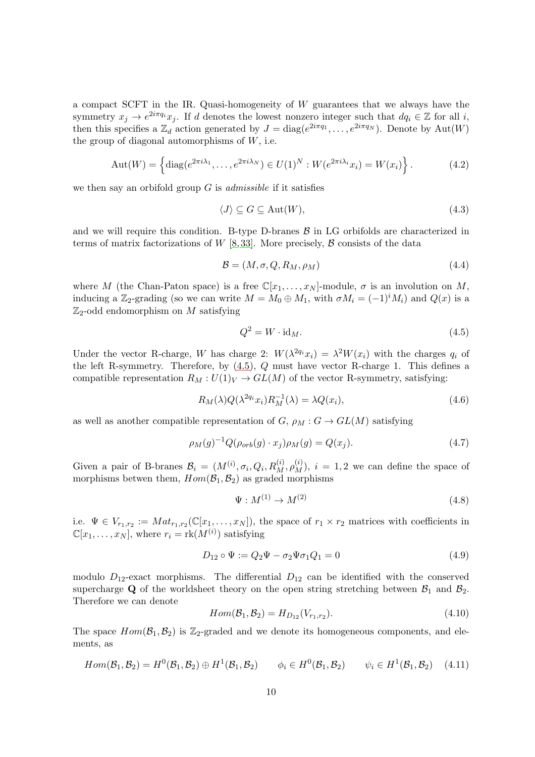a compact SCFT in the IR. Quasi-homogeneity of $W$ guarantees that we always have the symmetry $x_j \to e^{2i\pi q_i} x_j$. If $d$ denotes the lowest nonzero integer such that $dq_i \in \mathbb{Z}$ for all $i$, then this specifies a $\mathbb{Z}_d$ action generated by $J = \mathrm{diag}(e^{2i\pi q_1}, \ldots, e^{2i\pi q_N})$. Denote by $\mathrm{Aut}(W)$ the group of diagonal automorphisms of $W$, i.e.

$$\mathrm{Aut}(W) = \left\{ \mathrm{diag}(e^{2\pi i \lambda_1}, \ldots, e^{2\pi i \lambda_N}) \in U(1)^N : W(e^{2\pi i \lambda_i} x_i) = W(x_i) \right\}. \tag{4.2}$$

we then say an orbifold group $G$ is *admissible* if it satisfies

$$\langle J \rangle \subseteq G \subseteq \mathrm{Aut}(W), \tag{4.3}$$

and we will require this condition. B-type D-branes $\mathcal{B}$ in LG orbifolds are characterized in terms of matrix factorizations of $W$ [8, 33]. More precisely, $\mathcal{B}$ consists of the data

$$\mathcal{B} = (M, \sigma, Q, R_M, \rho_M) \tag{4.4}$$

where $M$ (the Chan-Paton space) is a free $\mathbb{C}[x_1, \ldots, x_N]$-module, $\sigma$ is an involution on $M$, inducing a $\mathbb{Z}_2$-grading (so we can write $M = M_0 \oplus M_1$, with $\sigma M_i = (-1)^i M_i$) and $Q(x)$ is a $\mathbb{Z}_2$-odd endomorphism on $M$ satisfying

$$Q^2 = W \cdot \mathrm{id}_M. \tag{4.5}$$

Under the vector R-charge, $W$ has charge 2: $W(\lambda^{2q_i} x_i) = \lambda^2 W(x_i)$ with the charges $q_i$ of the left R-symmetry. Therefore, by (4.5), $Q$ must have vector R-charge 1. This defines a compatible representation $R_M : U(1)_V \to GL(M)$ of the vector R-symmetry, satisfying:

$$R_M(\lambda) Q(\lambda^{2q_i} x_i) R_M^{-1}(\lambda) = \lambda Q(x_i), \tag{4.6}$$

as well as another compatible representation of $G$, $\rho_M : G \to GL(M)$ satisfying

$$\rho_M(g)^{-1} Q(\rho_{orb}(g) \cdot x_j) \rho_M(g) = Q(x_j). \tag{4.7}$$

Given a pair of B-branes $\mathcal{B}_i = (M^{(i)}, \sigma_i, Q_i, R_M^{(i)}, \rho_M^{(i)})$, $i = 1, 2$ we can define the space of morphisms betwen them, $Hom(\mathcal{B}_1, \mathcal{B}_2)$ as graded morphisms

$$\Psi : M^{(1)} \to M^{(2)} \tag{4.8}$$

i.e. $\Psi \in V_{r_1,r_2} := Mat_{r_1,r_2}(\mathbb{C}[x_1, \ldots, x_N])$, the space of $r_1 \times r_2$ matrices with coefficients in $\mathbb{C}[x_1, \ldots, x_N]$, where $r_i = \mathrm{rk}(M^{(i)})$ satisfying

$$D_{12} \circ \Psi := Q_2 \Psi - \sigma_2 \Psi \sigma_1 Q_1 = 0 \tag{4.9}$$

modulo $D_{12}$-exact morphisms. The differential $D_{12}$ can be identified with the conserved supercharge $\mathbf{Q}$ of the worldsheet theory on the open string stretching between $\mathcal{B}_1$ and $\mathcal{B}_2$. Therefore we can denote

$$Hom(\mathcal{B}_1, \mathcal{B}_2) = H_{D_{12}}(V_{r_1,r_2}). \tag{4.10}$$

The space $Hom(\mathcal{B}_1, \mathcal{B}_2)$ is $\mathbb{Z}_2$-graded and we denote its homogeneous components, and elements, as

$$Hom(\mathcal{B}_1, \mathcal{B}_2) = H^0(\mathcal{B}_1, \mathcal{B}_2) \oplus H^1(\mathcal{B}_1, \mathcal{B}_2) \qquad \phi_i \in H^0(\mathcal{B}_1, \mathcal{B}_2) \qquad \psi_i \in H^1(\mathcal{B}_1, \mathcal{B}_2) \tag{4.11}$$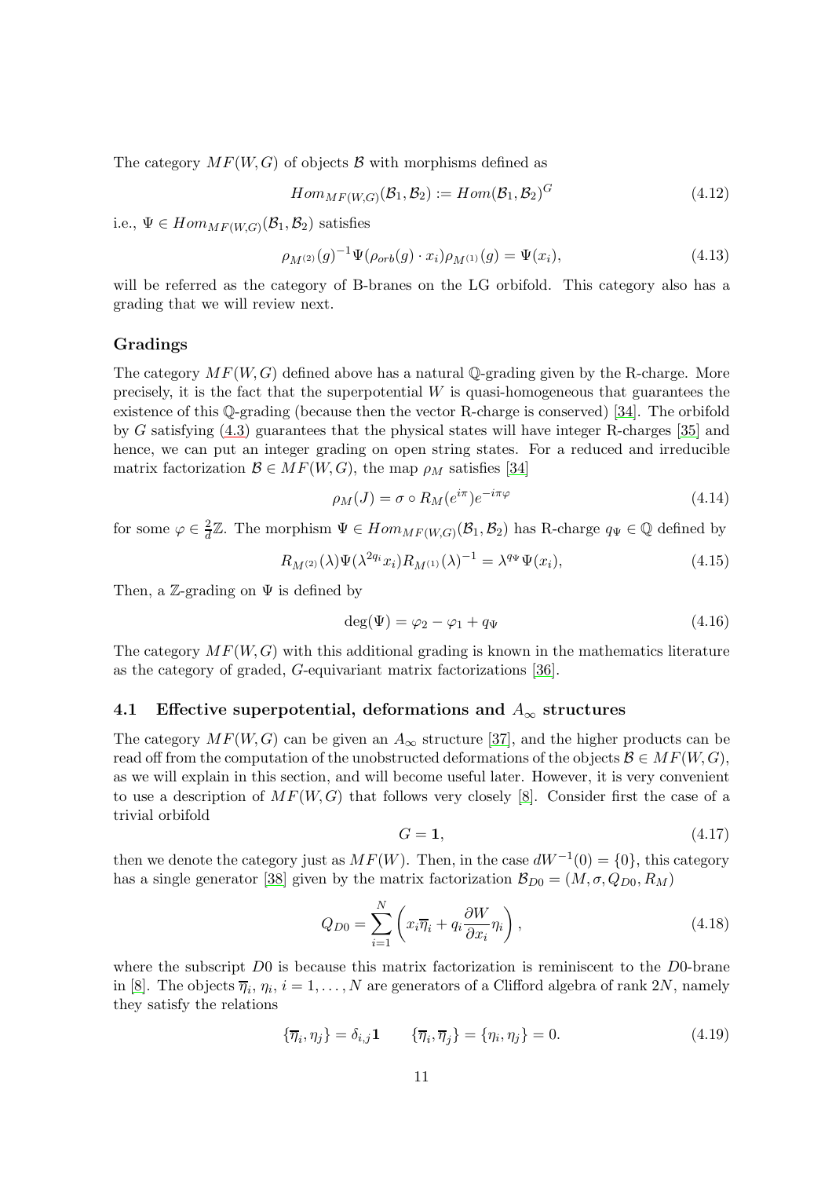The category $MF(W, G)$ of objects $\mathcal{B}$ with morphisms defined as

$$Hom_{MF(W,G)}(\mathcal{B}_1, \mathcal{B}_2) := Hom(\mathcal{B}_1, \mathcal{B}_2)^G \tag{4.12}$$

i.e., $\Psi \in Hom_{MF(W,G)}(\mathcal{B}_1, \mathcal{B}_2)$ satisfies

$$\rho_{M^{(2)}}(g)^{-1} \Psi(\rho_{orb}(g) \cdot x_i) \rho_{M^{(1)}}(g) = \Psi(x_i), \tag{4.13}$$

will be referred as the category of B-branes on the LG orbifold. This category also has a grading that we will review next.

### Gradings

The category $MF(W, G)$ defined above has a natural $\mathbb{Q}$-grading given by the R-charge. More precisely, it is the fact that the superpotential $W$ is quasi-homogeneous that guarantees the existence of this $\mathbb{Q}$-grading (because then the vector R-charge is conserved) [34]. The orbifold by $G$ satisfying (4.3) guarantees that the physical states will have integer R-charges [35] and hence, we can put an integer grading on open string states. For a reduced and irreducible matrix factorization $\mathcal{B} \in MF(W, G)$, the map $\rho_M$ satisfies [34]

$$\rho_M(J) = \sigma \circ R_M(e^{i\pi}) e^{-i\pi\varphi} \tag{4.14}$$

for some $\varphi \in \frac{2}{d}\mathbb{Z}$. The morphism $\Psi \in Hom_{MF(W,G)}(\mathcal{B}_1, \mathcal{B}_2)$ has R-charge $q_\Psi \in \mathbb{Q}$ defined by

$$R_{M^{(2)}}(\lambda) \Psi(\lambda^{2q_i} x_i) R_{M^{(1)}}(\lambda)^{-1} = \lambda^{q_\Psi} \Psi(x_i), \tag{4.15}$$

Then, a $\mathbb{Z}$-grading on $\Psi$ is defined by

$$\deg(\Psi) = \varphi_2 - \varphi_1 + q_\Psi \tag{4.16}$$

The category $MF(W, G)$ with this additional grading is known in the mathematics literature as the category of graded, $G$-equivariant matrix factorizations [36].

## 4.1 Effective superpotential, deformations and $A_\infty$ structures

The category $MF(W, G)$ can be given an $A_\infty$ structure [37], and the higher products can be read off from the computation of the unobstructed deformations of the objects $\mathcal{B} \in MF(W, G)$, as we will explain in this section, and will become useful later. However, it is very convenient to use a description of $MF(W, G)$ that follows very closely [8]. Consider first the case of a trivial orbifold

$$G = \mathbf{1}, \tag{4.17}$$

then we denote the category just as $MF(W)$. Then, in the case $dW^{-1}(0) = \{0\}$, this category has a single generator [38] given by the matrix factorization $\mathcal{B}_{D0} = (M, \sigma, Q_{D0}, R_M)$

$$Q_{D0} = \sum_{i=1}^{N} \left( x_i \overline{\eta}_i + q_i \frac{\partial W}{\partial x_i} \eta_i \right), \tag{4.18}$$

where the subscript $D0$ is because this matrix factorization is reminiscent to the $D0$-brane in [8]. The objects $\overline{\eta}_i$, $\eta_i$, $i = 1, \ldots, N$ are generators of a Clifford algebra of rank $2N$, namely they satisfy the relations

$$\{\overline{\eta}_i, \eta_j\} = \delta_{i,j} \mathbf{1} \qquad \{\overline{\eta}_i, \overline{\eta}_j\} = \{\eta_i, \eta_j\} = 0. \tag{4.19}$$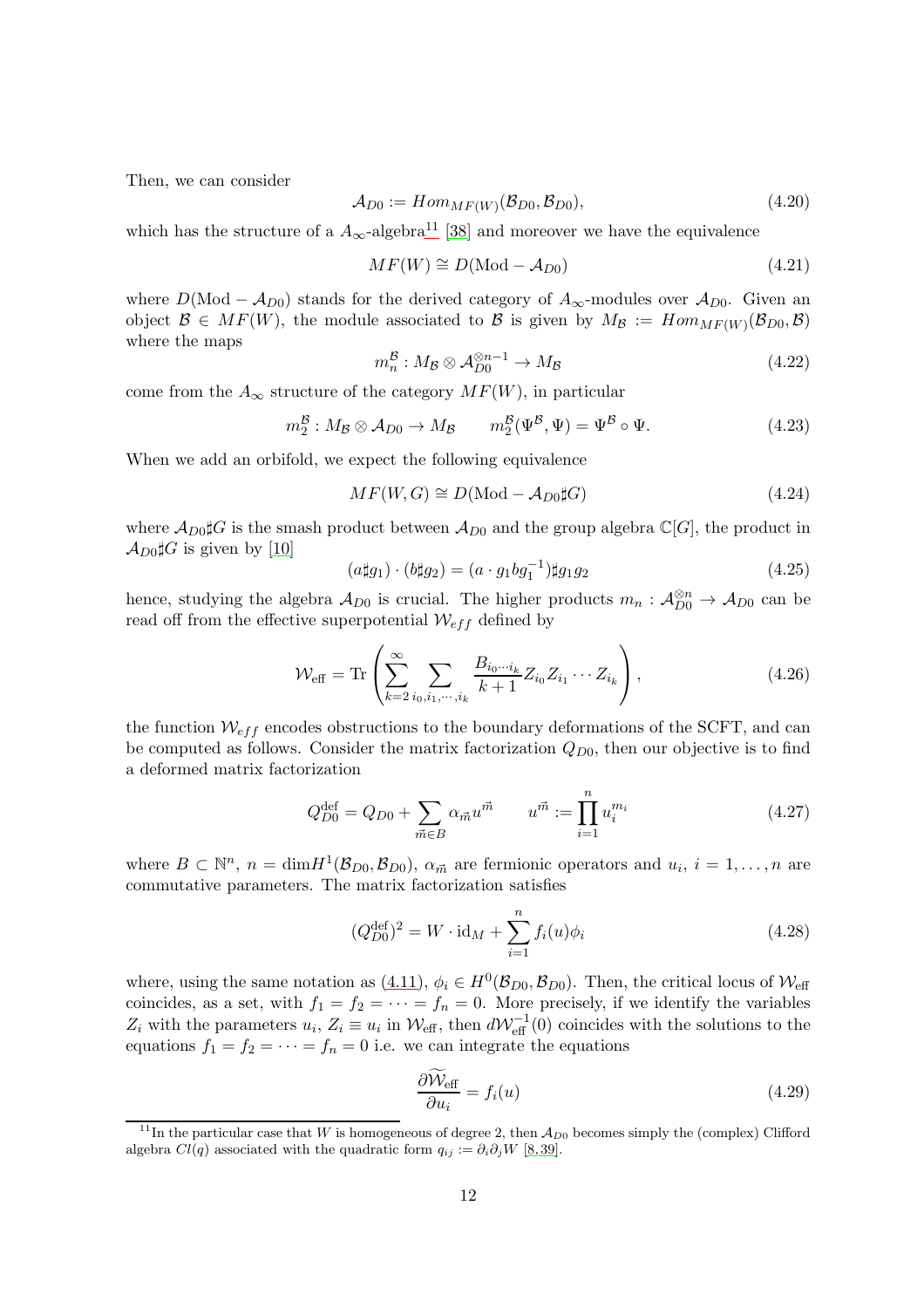Then, we can consider

$$\mathcal{A}_{D0} := Hom_{MF(W)}(\mathcal{B}_{D0}, \mathcal{B}_{D0}), \tag{4.20}$$

which has the structure of a $A_\infty$-algebra[11] [38] and moreover we have the equivalence

$$MF(W) \cong D(\mathrm{Mod} - \mathcal{A}_{D0}) \tag{4.21}$$

where $D(\mathrm{Mod} - \mathcal{A}_{D0})$ stands for the derived category of $A_\infty$-modules over $\mathcal{A}_{D0}$. Given an object $\mathcal{B} \in MF(W)$, the module associated to $\mathcal{B}$ is given by $M_{\mathcal{B}} := Hom_{MF(W)}(\mathcal{B}_{D0}, \mathcal{B})$ where the maps

$$m_n^{\mathcal{B}} : M_{\mathcal{B}} \otimes \mathcal{A}_{D0}^{\otimes n-1} \to M_{\mathcal{B}} \tag{4.22}$$

come from the $A_\infty$ structure of the category $MF(W)$, in particular

$$m_2^{\mathcal{B}} : M_{\mathcal{B}} \otimes \mathcal{A}_{D0} \to M_{\mathcal{B}} \qquad m_2^{\mathcal{B}}(\Psi^{\mathcal{B}}, \Psi) = \Psi^{\mathcal{B}} \circ \Psi. \tag{4.23}$$

When we add an orbifold, we expect the following equivalence

$$MF(W, G) \cong D(\mathrm{Mod} - \mathcal{A}_{D0} \sharp G) \tag{4.24}$$

where $\mathcal{A}_{D0}\sharp G$ is the smash product between $\mathcal{A}_{D0}$ and the group algebra $\mathbb{C}[G]$, the product in $\mathcal{A}_{D0}\sharp G$ is given by [10]

$$(a\sharp g_1) \cdot (b\sharp g_2) = (a \cdot g_1 b g_1^{-1})\sharp g_1 g_2 \tag{4.25}$$

hence, studying the algebra $\mathcal{A}_{D0}$ is crucial. The higher products $m_n : \mathcal{A}_{D0}^{\otimes n} \to \mathcal{A}_{D0}$ can be read off from the effective superpotential $\mathcal{W}_{eff}$ defined by

$$\mathcal{W}_{\text{eff}} = \mathrm{Tr}\left( \sum_{k=2}^{\infty} \sum_{i_0, i_1, \cdots, i_k} \frac{B_{i_0 \cdots i_k}}{k+1} Z_{i_0} Z_{i_1} \cdots Z_{i_k} \right), \tag{4.26}$$

the function $\mathcal{W}_{eff}$ encodes obstructions to the boundary deformations of the SCFT, and can be computed as follows. Consider the matrix factorization $Q_{D0}$, then our objective is to find a deformed matrix factorization

$$Q_{D0}^{\text{def}} = Q_{D0} + \sum_{\vec{m} \in B} \alpha_{\vec{m}} u^{\vec{m}} \qquad u^{\vec{m}} := \prod_{i=1}^{n} u_i^{m_i} \tag{4.27}$$

where $B \subset \mathbb{N}^n$, $n = \dim H^1(\mathcal{B}_{D0}, \mathcal{B}_{D0})$, $\alpha_{\vec{m}}$ are fermionic operators and $u_i$, $i = 1, \ldots, n$ are commutative parameters. The matrix factorization satisfies

$$(Q_{D0}^{\text{def}})^2 = W \cdot \mathrm{id}_M + \sum_{i=1}^{n} f_i(u) \phi_i \tag{4.28}$$

where, using the same notation as (4.11), $\phi_i \in H^0(\mathcal{B}_{D0}, \mathcal{B}_{D0})$. Then, the critical locus of $\mathcal{W}_{\text{eff}}$ coincides, as a set, with $f_1 = f_2 = \cdots = f_n = 0$. More precisely, if we identify the variables $Z_i$ with the parameters $u_i$, $Z_i \equiv u_i$ in $\mathcal{W}_{\text{eff}}$, then $d\mathcal{W}_{\text{eff}}^{-1}(0)$ coincides with the solutions to the equations $f_1 = f_2 = \cdots = f_n = 0$ i.e. we can integrate the equations

$$\frac{\partial \widetilde{\mathcal{W}}_{\text{eff}}}{\partial u_i} = f_i(u) \tag{4.29}$$

[11] In the particular case that $W$ is homogeneous of degree 2, then $\mathcal{A}_{D0}$ becomes simply the (complex) Clifford algebra $Cl(q)$ associated with the quadratic form $q_{ij} := \partial_i \partial_j W$ [8, 39].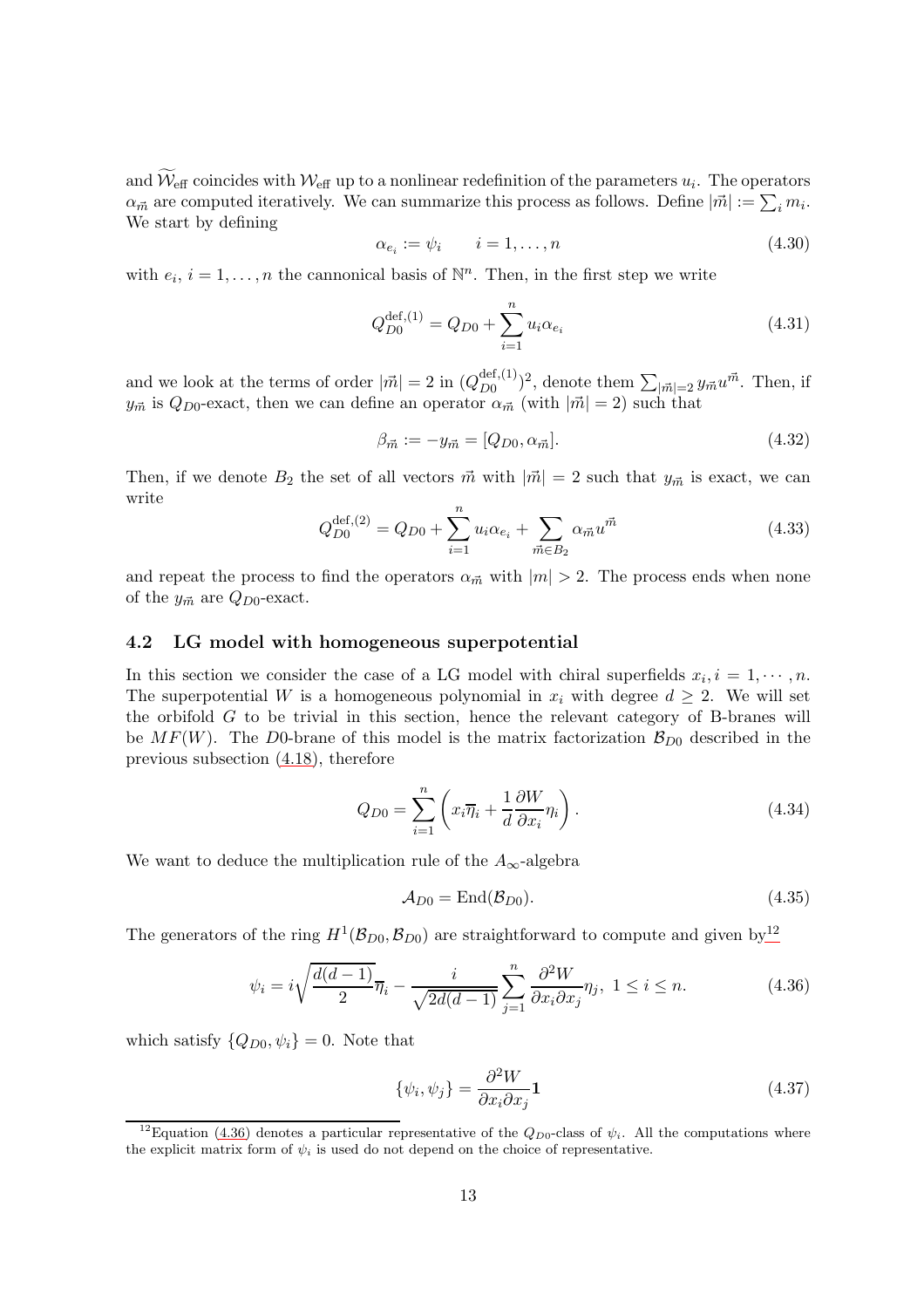and $\widetilde{\mathcal{W}}_{\text{eff}}$ coincides with $\mathcal{W}_{\text{eff}}$ up to a nonlinear redefinition of the parameters $u_i$. The operators $\alpha_{\vec{m}}$ are computed iteratively. We can summarize this process as follows. Define $|\vec{m}| := \sum_i m_i$. We start by defining

$$\alpha_{e_i} := \psi_i \qquad i = 1, \ldots, n \tag{4.30}$$

with $e_i$, $i = 1, \ldots, n$ the cannonical basis of $\mathbb{N}^n$. Then, in the first step we write

$$Q_{D0}^{\text{def},(1)} = Q_{D0} + \sum_{i=1}^{n} u_i \alpha_{e_i} \tag{4.31}$$

and we look at the terms of order $|\vec{m}| = 2$ in $(Q_{D0}^{\text{def},(1)})^2$, denote them $\sum_{|\vec{m}|=2} y_{\vec{m}} u^{\vec{m}}$. Then, if $y_{\vec{m}}$ is $Q_{D0}$-exact, then we can define an operator $\alpha_{\vec{m}}$ (with $|\vec{m}| = 2$) such that

$$\beta_{\vec{m}} := -y_{\vec{m}} = [Q_{D0}, \alpha_{\vec{m}}]. \tag{4.32}$$

Then, if we denote $B_2$ the set of all vectors $\vec{m}$ with $|\vec{m}| = 2$ such that $y_{\vec{m}}$ is exact, we can write

$$Q_{D0}^{\text{def},(2)} = Q_{D0} + \sum_{i=1}^{n} u_i \alpha_{e_i} + \sum_{\vec{m} \in B_2} \alpha_{\vec{m}} u^{\vec{m}} \tag{4.33}$$

and repeat the process to find the operators $\alpha_{\vec{m}}$ with $|m| > 2$. The process ends when none of the $y_{\vec{m}}$ are $Q_{D0}$-exact.

### 4.2 LG model with homogeneous superpotential

In this section we consider the case of a LG model with chiral superfields $x_i, i = 1, \cdots, n$. The superpotential $W$ is a homogeneous polynomial in $x_i$ with degree $d \geq 2$. We will set the orbifold $G$ to be trivial in this section, hence the relevant category of B-branes will be $MF(W)$. The $D0$-brane of this model is the matrix factorization $\mathcal{B}_{D0}$ described in the previous subsection (4.18), therefore

$$Q_{D0} = \sum_{i=1}^{n} \left( x_i \overline{\eta}_i + \frac{1}{d} \frac{\partial W}{\partial x_i} \eta_i \right). \tag{4.34}$$

We want to deduce the multiplication rule of the $A_\infty$-algebra

$$\mathcal{A}_{D0} = \text{End}(\mathcal{B}_{D0}). \tag{4.35}$$

The generators of the ring $H^1(\mathcal{B}_{D0}, \mathcal{B}_{D0})$ are straightforward to compute and given by[12]

$$\psi_i = i\sqrt{\frac{d(d-1)}{2}}\overline{\eta}_i - \frac{i}{\sqrt{2d(d-1)}} \sum_{j=1}^{n} \frac{\partial^2 W}{\partial x_i \partial x_j} \eta_j, \ 1 \leq i \leq n. \tag{4.36}$$

which satisfy $\{Q_{D0}, \psi_i\} = 0$. Note that

$$\{\psi_i, \psi_j\} = \frac{\partial^2 W}{\partial x_i \partial x_j} \mathbf{1} \tag{4.37}$$

[12] Equation (4.36) denotes a particular representative of the $Q_{D0}$-class of $\psi_i$. All the computations where the explicit matrix form of $\psi_i$ is used do not depend on the choice of representative.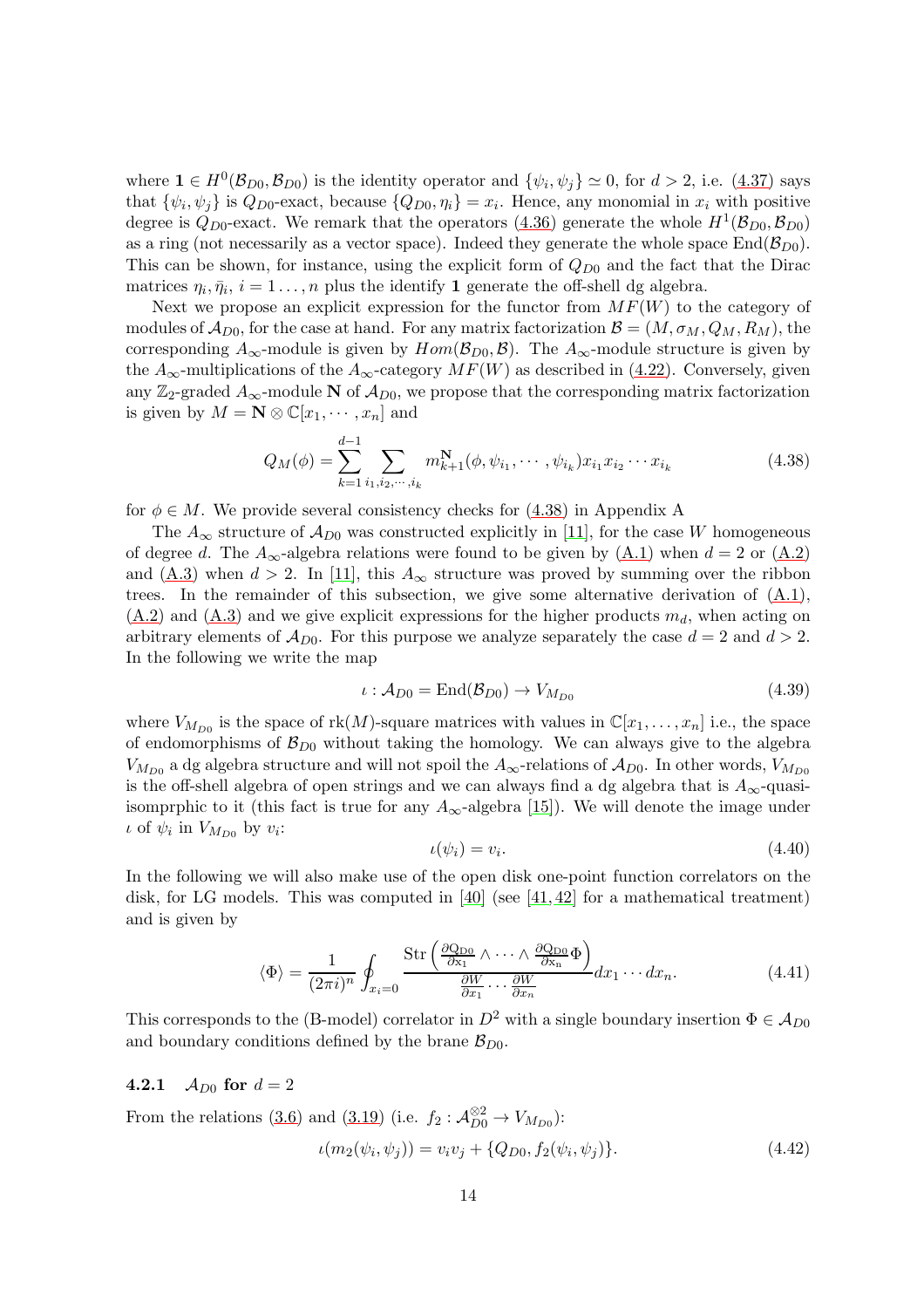where $\mathbf{1} \in H^0(\mathcal{B}_{D0}, \mathcal{B}_{D0})$ is the identity operator and $\{\psi_i, \psi_j\} \simeq 0$, for $d > 2$, i.e. (4.37) says that $\{\psi_i, \psi_j\}$ is $Q_{D0}$-exact, because $\{Q_{D0}, \eta_i\} = x_i$. Hence, any monomial in $x_i$ with positive degree is $Q_{D0}$-exact. We remark that the operators (4.36) generate the whole $H^1(\mathcal{B}_{D0}, \mathcal{B}_{D0})$ as a ring (not necessarily as a vector space). Indeed they generate the whole space $\mathrm{End}(\mathcal{B}_{D0})$. This can be shown, for instance, using the explicit form of $Q_{D0}$ and the fact that the Dirac matrices $\eta_i, \bar{\eta}_i$, $i = 1 \ldots, n$ plus the identify $\mathbf{1}$ generate the off-shell dg algebra.

Next we propose an explicit expression for the functor from $MF(W)$ to the category of modules of $\mathcal{A}_{D0}$, for the case at hand. For any matrix factorization $\mathcal{B} = (M, \sigma_M, Q_M, R_M)$, the corresponding $A_\infty$-module is given by $Hom(\mathcal{B}_{D0}, \mathcal{B})$. The $A_\infty$-module structure is given by the $A_\infty$-multiplications of the $A_\infty$-category $MF(W)$ as described in (4.22). Conversely, given any $\mathbb{Z}_2$-graded $A_\infty$-module $\mathbf{N}$ of $\mathcal{A}_{D0}$, we propose that the corresponding matrix factorization is given by $M = \mathbf{N} \otimes \mathbb{C}[x_1, \cdots, x_n]$ and

$$Q_M(\phi) = \sum_{k=1}^{d-1} \sum_{i_1, i_2, \cdots, i_k} m^{\mathbf{N}}_{k+1}(\phi, \psi_{i_1}, \cdots, \psi_{i_k}) x_{i_1} x_{i_2} \cdots x_{i_k} \tag{4.38}$$

for $\phi \in M$. We provide several consistency checks for (4.38) in Appendix A

The $A_\infty$ structure of $\mathcal{A}_{D0}$ was constructed explicitly in [11], for the case $W$ homogeneous of degree $d$. The $A_\infty$-algebra relations were found to be given by (A.1) when $d = 2$ or (A.2) and (A.3) when $d > 2$. In [11], this $A_\infty$ structure was proved by summing over the ribbon trees. In the remainder of this subsection, we give some alternative derivation of (A.1), (A.2) and (A.3) and we give explicit expressions for the higher products $m_d$, when acting on arbitrary elements of $\mathcal{A}_{D0}$. For this purpose we analyze separately the case $d = 2$ and $d > 2$. In the following we write the map

$$\iota : \mathcal{A}_{D0} = \mathrm{End}(\mathcal{B}_{D0}) \to V_{M_{D0}} \tag{4.39}$$

where $V_{M_{D0}}$ is the space of $\mathrm{rk}(M)$-square matrices with values in $\mathbb{C}[x_1, \ldots, x_n]$ i.e., the space of endomorphisms of $\mathcal{B}_{D0}$ without taking the homology. We can always give to the algebra $V_{M_{D0}}$ a dg algebra structure and will not spoil the $A_\infty$-relations of $\mathcal{A}_{D0}$. In other words, $V_{M_{D0}}$ is the off-shell algebra of open strings and we can always find a dg algebra that is $A_\infty$-quasi-isomprphic to it (this fact is true for any $A_\infty$-algebra [15]). We will denote the image under $\iota$ of $\psi_i$ in $V_{M_{D0}}$ by $v_i$:

$$\iota(\psi_i) = v_i. \tag{4.40}$$

In the following we will also make use of the open disk one-point function correlators on the disk, for LG models. This was computed in [40] (see [41, 42] for a mathematical treatment) and is given by

$$\langle \Phi \rangle = \frac{1}{(2\pi i)^n} \oint_{x_i = 0} \frac{\mathrm{Str}\left(\frac{\partial Q_{D0}}{\partial x_1} \wedge \cdots \wedge \frac{\partial Q_{D0}}{\partial x_n} \Phi\right)}{\frac{\partial W}{\partial x_1} \cdots \frac{\partial W}{\partial x_n}} dx_1 \cdots dx_n. \tag{4.41}$$

This corresponds to the (B-model) correlator in $D^2$ with a single boundary insertion $\Phi \in \mathcal{A}_{D0}$ and boundary conditions defined by the brane $\mathcal{B}_{D0}$.

#### 4.2.1 $\mathcal{A}_{D0}$ for $d = 2$

From the relations (3.6) and (3.19) (i.e. $f_2 : \mathcal{A}_{D0}^{\otimes 2} \to V_{M_{D0}}$):

$$\iota(m_2(\psi_i, \psi_j)) = v_i v_j + \{Q_{D0}, f_2(\psi_i, \psi_j)\}. \tag{4.42}$$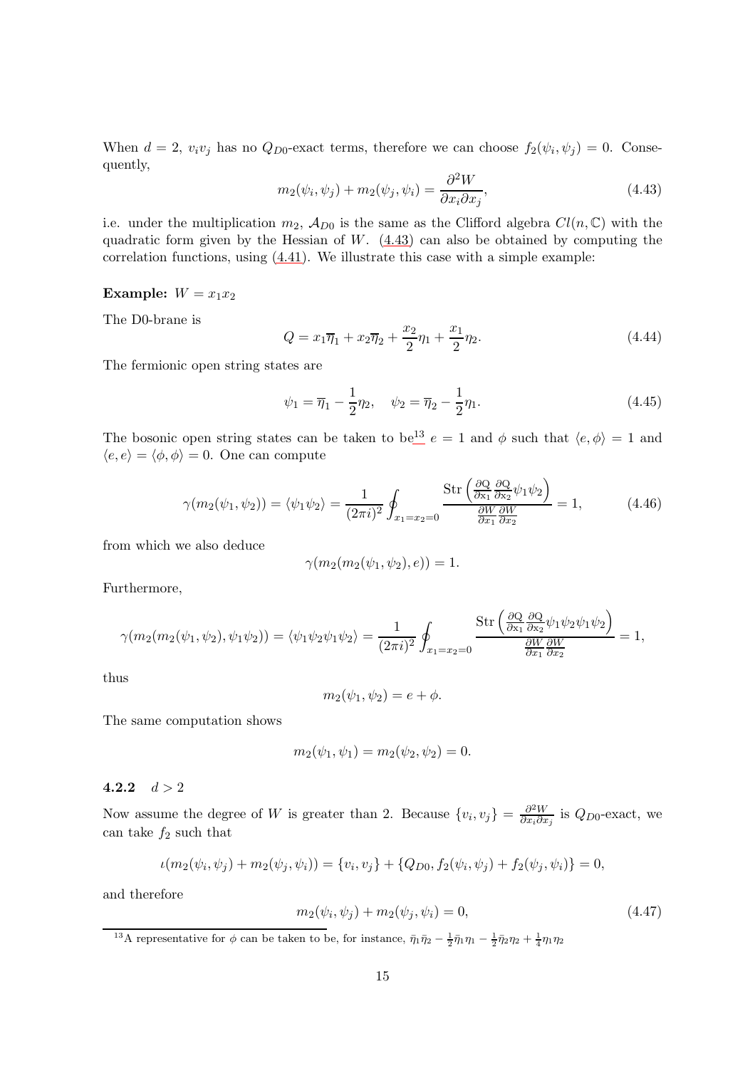When $d = 2$, $v_i v_j$ has no $Q_{D0}$-exact terms, therefore we can choose $f_2(\psi_i, \psi_j) = 0$. Consequently,

$$m_2(\psi_i, \psi_j) + m_2(\psi_j, \psi_i) = \frac{\partial^2 W}{\partial x_i \partial x_j}, \tag{4.43}$$

i.e. under the multiplication $m_2$, $\mathcal{A}_{D0}$ is the same as the Clifford algebra $Cl(n, \mathbb{C})$ with the quadratic form given by the Hessian of $W$. (4.43) can also be obtained by computing the correlation functions, using (4.41). We illustrate this case with a simple example:

**Example:** $W = x_1 x_2$

The D0-brane is

$$Q = x_1 \overline{\eta}_1 + x_2 \overline{\eta}_2 + \frac{x_2}{2}\eta_1 + \frac{x_1}{2}\eta_2. \tag{4.44}$$

The fermionic open string states are

$$\psi_1 = \overline{\eta}_1 - \frac{1}{2}\eta_2, \quad \psi_2 = \overline{\eta}_2 - \frac{1}{2}\eta_1. \tag{4.45}$$

The bosonic open string states can be taken to be[13] $e = 1$ and $\phi$ such that $\langle e, \phi \rangle = 1$ and $\langle e, e \rangle = \langle \phi, \phi \rangle = 0$. One can compute

$$\gamma(m_2(\psi_1, \psi_2)) = \langle \psi_1 \psi_2 \rangle = \frac{1}{(2\pi i)^2} \oint_{x_1 = x_2 = 0} \frac{\mathrm{Str}\left( \frac{\partial \mathrm{Q}}{\partial \mathrm{x}_1} \frac{\partial \mathrm{Q}}{\partial \mathrm{x}_2} \psi_1 \psi_2 \right)}{\frac{\partial W}{\partial x_1} \frac{\partial W}{\partial x_2}} = 1, \tag{4.46}$$

from which we also deduce

$$\gamma(m_2(m_2(\psi_1, \psi_2), e)) = 1.$$

Furthermore,

$$\gamma(m_2(m_2(\psi_1, \psi_2), \psi_1 \psi_2)) = \langle \psi_1 \psi_2 \psi_1 \psi_2 \rangle = \frac{1}{(2\pi i)^2} \oint_{x_1 = x_2 = 0} \frac{\mathrm{Str}\left( \frac{\partial \mathrm{Q}}{\partial \mathrm{x}_1} \frac{\partial \mathrm{Q}}{\partial \mathrm{x}_2} \psi_1 \psi_2 \psi_1 \psi_2 \right)}{\frac{\partial W}{\partial x_1} \frac{\partial W}{\partial x_2}} = 1,$$

thus

$$m_2(\psi_1, \psi_2) = e + \phi.$$

The same computation shows

$$m_2(\psi_1, \psi_1) = m_2(\psi_2, \psi_2) = 0.$$

### 4.2.2 $d > 2$

Now assume the degree of $W$ is greater than 2. Because $\{v_i, v_j\} = \frac{\partial^2 W}{\partial x_i \partial x_j}$ is $Q_{D0}$-exact, we can take $f_2$ such that

$$\iota(m_2(\psi_i, \psi_j) + m_2(\psi_j, \psi_i)) = \{v_i, v_j\} + \{Q_{D0}, f_2(\psi_i, \psi_j) + f_2(\psi_j, \psi_i)\} = 0,$$

and therefore

$$m_2(\psi_i, \psi_j) + m_2(\psi_j, \psi_i) = 0, \tag{4.47}$$

[13] A representative for $\phi$ can be taken to be, for instance, $\bar{\eta}_1 \bar{\eta}_2 - \frac{1}{2}\bar{\eta}_1 \eta_1 - \frac{1}{2}\bar{\eta}_2 \eta_2 + \frac{1}{4}\eta_1 \eta_2$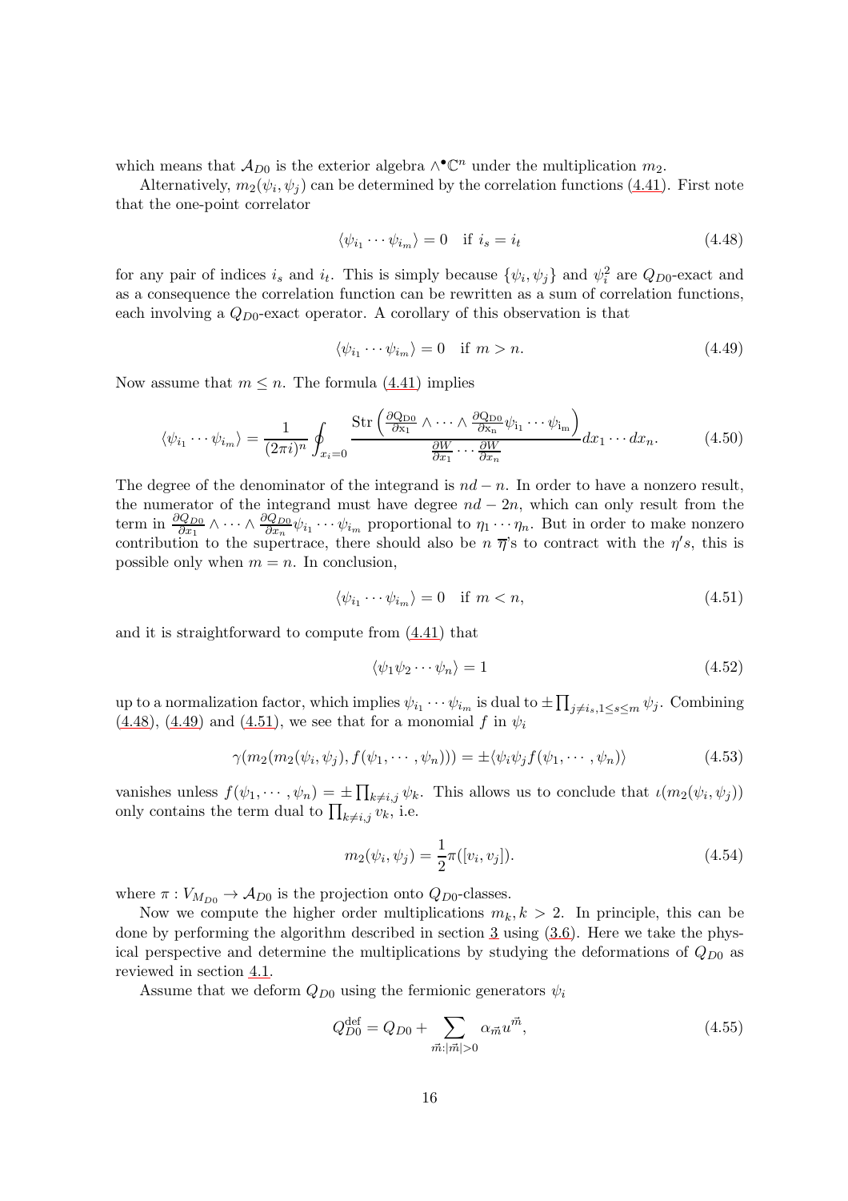which means that $\mathcal{A}_{D0}$ is the exterior algebra $\wedge^\bullet \mathbb{C}^n$ under the multiplication $m_2$.

Alternatively, $m_2(\psi_i, \psi_j)$ can be determined by the correlation functions (4.41). First note that the one-point correlator

$$
\langle \psi_{i_1} \cdots \psi_{i_m} \rangle = 0 \quad \text{if } i_s = i_t \tag{4.48}
$$

for any pair of indices $i_s$ and $i_t$. This is simply because $\{\psi_i, \psi_j\}$ and $\psi_i^2$ are $Q_{D0}$-exact and as a consequence the correlation function can be rewritten as a sum of correlation functions, each involving a $Q_{D0}$-exact operator. A corollary of this observation is that

$$
\langle \psi_{i_1} \cdots \psi_{i_m} \rangle = 0 \quad \text{if } m > n. \tag{4.49}
$$

Now assume that $m \leq n$. The formula (4.41) implies

$$
\langle \psi_{i_1} \cdots \psi_{i_m} \rangle = \frac{1}{(2\pi i)^n} \oint_{x_i = 0} \frac{\mathrm{Str}\left( \frac{\partial Q_{D0}}{\partial x_1} \wedge \cdots \wedge \frac{\partial Q_{D0}}{\partial x_n} \psi_{i_1} \cdots \psi_{i_m} \right)}{\frac{\partial W}{\partial x_1} \cdots \frac{\partial W}{\partial x_n}} dx_1 \cdots dx_n. \tag{4.50}
$$

The degree of the denominator of the integrand is $nd - n$. In order to have a nonzero result, the numerator of the integrand must have degree $nd - 2n$, which can only result from the term in $\frac{\partial Q_{D0}}{\partial x_1} \wedge \cdots \wedge \frac{\partial Q_{D0}}{\partial x_n} \psi_{i_1} \cdots \psi_{i_m}$ proportional to $\eta_1 \cdots \eta_n$. But in order to make nonzero contribution to the supertrace, there should also be $n$ $\overline{\eta}$'s to contract with the $\eta'$s, this is possible only when $m = n$. In conclusion,

$$
\langle \psi_{i_1} \cdots \psi_{i_m} \rangle = 0 \quad \text{if } m < n, \tag{4.51}
$$

and it is straightforward to compute from (4.41) that

$$
\langle \psi_1 \psi_2 \cdots \psi_n \rangle = 1 \tag{4.52}
$$

up to a normalization factor, which implies $\psi_{i_1} \cdots \psi_{i_m}$ is dual to $\pm \prod_{j \neq i_s, 1 \leq s \leq m} \psi_j$. Combining (4.48), (4.49) and (4.51), we see that for a monomial $f$ in $\psi_i$

$$
\gamma(m_2(m_2(\psi_i, \psi_j), f(\psi_1, \cdots, \psi_n))) = \pm \langle \psi_i \psi_j f(\psi_1, \cdots, \psi_n) \rangle \tag{4.53}
$$

vanishes unless $f(\psi_1, \cdots, \psi_n) = \pm \prod_{k \neq i,j} \psi_k$. This allows us to conclude that $\iota(m_2(\psi_i, \psi_j))$ only contains the term dual to $\prod_{k \neq i,j} v_k$, i.e.

$$
m_2(\psi_i, \psi_j) = \frac{1}{2} \pi([v_i, v_j]). \tag{4.54}
$$

where $\pi : V_{M_{D0}} \to \mathcal{A}_{D0}$ is the projection onto $Q_{D0}$-classes.

Now we compute the higher order multiplications $m_k, k > 2$. In principle, this can be done by performing the algorithm described in section 3 using (3.6). Here we take the physical perspective and determine the multiplications by studying the deformations of $Q_{D0}$ as reviewed in section 4.1.

Assume that we deform $Q_{D0}$ using the fermionic generators $\psi_i$

$$
Q_{D0}^{\text{def}} = Q_{D0} + \sum_{\vec{m}: |\vec{m}| > 0} \alpha_{\vec{m}} u^{\vec{m}}, \tag{4.55}
$$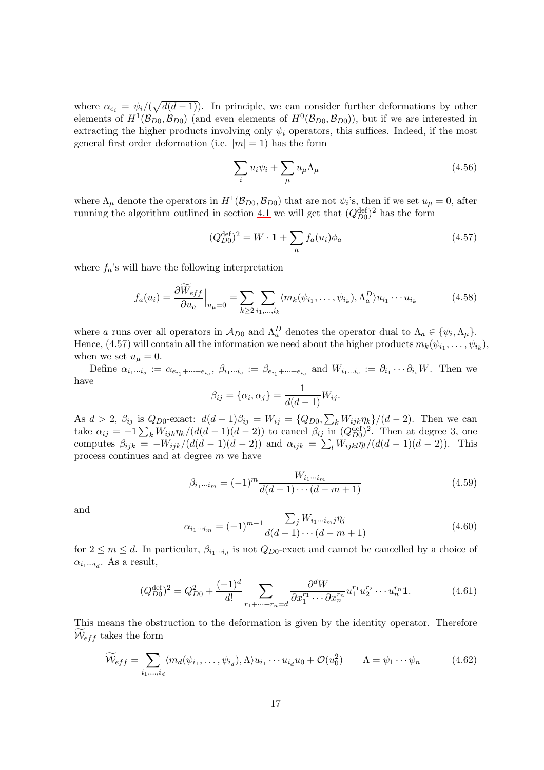where $\alpha_{e_i} = \psi_i/(\sqrt{d(d-1)})$. In principle, we can consider further deformations by other elements of $H^1(\mathcal{B}_{D0}, \mathcal{B}_{D0})$ (and even elements of $H^0(\mathcal{B}_{D0}, \mathcal{B}_{D0})$), but if we are interested in extracting the higher products involving only $\psi_i$ operators, this suffices. Indeed, if the most general first order deformation (i.e. $|m| = 1$) has the form

$$\sum_i u_i \psi_i + \sum_\mu u_\mu \Lambda_\mu \tag{4.56}$$

where $\Lambda_\mu$ denote the operators in $H^1(\mathcal{B}_{D0}, \mathcal{B}_{D0})$ that are not $\psi_i$'s, then if we set $u_\mu = 0$, after running the algorithm outlined in section 4.1 we will get that $(Q_{D0}^{\text{def}})^2$ has the form

$$(Q_{D0}^{\text{def}})^2 = W \cdot \mathbf{1} + \sum_a f_a(u_i)\phi_a \tag{4.57}$$

where $f_a$'s will have the following interpretation

$$f_a(u_i) = \frac{\partial \widetilde{W}_{eff}}{\partial u_a}\Big|_{u_\mu=0} = \sum_{k\geq 2} \sum_{i_1,\ldots,i_k} \langle m_k(\psi_{i_1}, \ldots, \psi_{i_k}), \Lambda_a^D \rangle u_{i_1} \cdots u_{i_k} \tag{4.58}$$

where $a$ runs over all operators in $\mathcal{A}_{D0}$ and $\Lambda_a^D$ denotes the operator dual to $\Lambda_a \in \{\psi_i, \Lambda_\mu\}$. Hence, (4.57) will contain all the information we need about the higher products $m_k(\psi_{i_1}, \ldots, \psi_{i_k})$, when we set $u_\mu = 0$.

Define $\alpha_{i_1\cdots i_s} := \alpha_{e_{i_1}+\cdots+e_{i_s}}$, $\beta_{i_1\cdots i_s} := \beta_{e_{i_1}+\cdots+e_{i_s}}$ and $W_{i_1\ldots i_s} := \partial_{i_1}\cdots\partial_{i_s} W$. Then we have

$$\beta_{ij} = \{\alpha_i, \alpha_j\} = \frac{1}{d(d-1)} W_{ij}.$$

As $d > 2$, $\beta_{ij}$ is $Q_{D0}$-exact: $d(d-1)\beta_{ij} = W_{ij} = \{Q_{D0}, \sum_k W_{ijk}\eta_k\}/(d-2)$. Then we can take $\alpha_{ij} = -1\sum_k W_{ijk}\eta_k/(d(d-1)(d-2))$ to cancel $\beta_{ij}$ in $(Q_{D0}^{\text{def}})^2$. Then at degree 3, one computes $\beta_{ijk} = -W_{ijk}/(d(d-1)(d-2))$ and $\alpha_{ijk} = \sum_l W_{ijkl}\eta_l/(d(d-1)(d-2))$. This process continues and at degree $m$ we have

$$\beta_{i_1\cdots i_m} = (-1)^m \frac{W_{i_1\cdots i_m}}{d(d-1)\cdots(d-m+1)} \tag{4.59}$$

and

$$\alpha_{i_1\cdots i_m} = (-1)^{m-1} \frac{\sum_j W_{i_1\cdots i_m j}\eta_j}{d(d-1)\cdots(d-m+1)} \tag{4.60}$$

for $2 \leq m \leq d$. In particular, $\beta_{i_1\cdots i_d}$ is not $Q_{D0}$-exact and cannot be cancelled by a choice of $\alpha_{i_1\cdots i_d}$. As a result,

$$(Q_{D0}^{\text{def}})^2 = Q_{D0}^2 + \frac{(-1)^d}{d!} \sum_{r_1+\cdots+r_n=d} \frac{\partial^d W}{\partial x_1^{r_1}\cdots\partial x_n^{r_n}} u_1^{r_1} u_2^{r_2}\cdots u_n^{r_n}\mathbf{1}. \tag{4.61}$$

This means the obstruction to the deformation is given by the identity operator. Therefore $\widetilde{\mathcal{W}}_{eff}$ takes the form

$$\widetilde{\mathcal{W}}_{eff} = \sum_{i_1,\ldots,i_d} \langle m_d(\psi_{i_1}, \ldots, \psi_{i_d}), \Lambda \rangle u_{i_1}\cdots u_{i_d} u_0 + \mathcal{O}(u_0^2) \qquad \Lambda = \psi_1\cdots\psi_n \tag{4.62}$$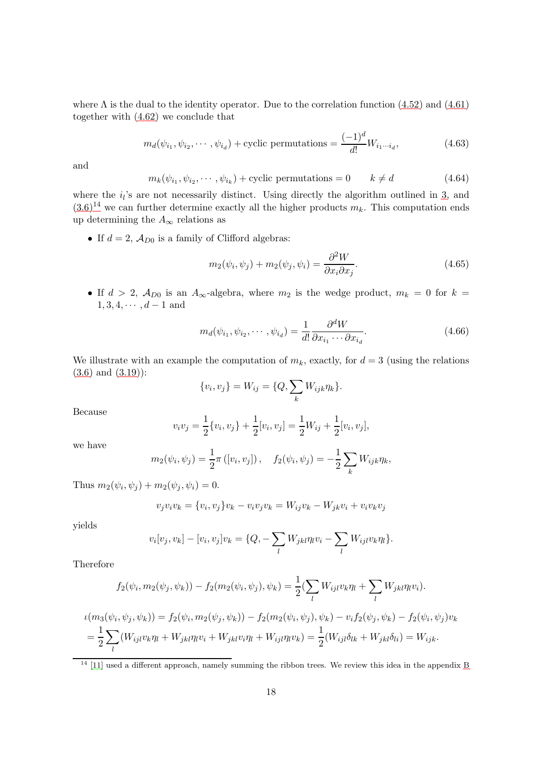where $\Lambda$ is the dual to the identity operator. Due to the correlation function (4.52) and (4.61) together with (4.62) we conclude that

$$m_d(\psi_{i_1}, \psi_{i_2}, \cdots, \psi_{i_d}) + \text{cyclic permutations} = \frac{(-1)^d}{d!} W_{i_1 \cdots i_d}, \tag{4.63}$$

and

$$m_k(\psi_{i_1}, \psi_{i_2}, \cdots, \psi_{i_k}) + \text{cyclic permutations} = 0 \qquad k \neq d \tag{4.64}$$

where the $i_l$'s are not necessarily distinct. Using directly the algorithm outlined in 3, and (3.6)[14] we can further determine exactly all the higher products $m_k$. This computation ends up determining the $A_\infty$ relations as

- If $d = 2$, $\mathcal{A}_{D0}$ is a family of Clifford algebras:

$$m_2(\psi_i, \psi_j) + m_2(\psi_j, \psi_i) = \frac{\partial^2 W}{\partial x_i \partial x_j}. \tag{4.65}$$

- If $d > 2$, $\mathcal{A}_{D0}$ is an $A_\infty$-algebra, where $m_2$ is the wedge product, $m_k = 0$ for $k = 1, 3, 4, \cdots, d-1$ and

$$m_d(\psi_{i_1}, \psi_{i_2}, \cdots, \psi_{i_d}) = \frac{1}{d!} \frac{\partial^d W}{\partial x_{i_1} \cdots \partial x_{i_d}}. \tag{4.66}$$

We illustrate with an example the computation of $m_k$, exactly, for $d = 3$ (using the relations (3.6) and (3.19)):

$$\{v_i, v_j\} = W_{ij} = \{Q, \sum_k W_{ijk} \eta_k\}.$$

Because

$$v_i v_j = \frac{1}{2}\{v_i, v_j\} + \frac{1}{2}[v_i, v_j] = \frac{1}{2} W_{ij} + \frac{1}{2}[v_i, v_j],$$

we have

$$m_2(\psi_i, \psi_j) = \frac{1}{2}\pi\left([v_i, v_j]\right), \quad f_2(\psi_i, \psi_j) = -\frac{1}{2}\sum_k W_{ijk} \eta_k,$$

Thus $m_2(\psi_i, \psi_j) + m_2(\psi_j, \psi_i) = 0$.

$$v_j v_i v_k = \{v_i, v_j\} v_k - v_i v_j v_k = W_{ij} v_k - W_{jk} v_i + v_i v_k v_j$$

yields

$$v_i [v_j, v_k] - [v_i, v_j] v_k = \{Q, -\sum_l W_{jkl} \eta_l v_i - \sum_l W_{ijl} v_k \eta_l\}.$$

Therefore

$$f_2(\psi_i, m_2(\psi_j, \psi_k)) - f_2(m_2(\psi_i, \psi_j), \psi_k) = \frac{1}{2}(\sum_l W_{ijl} v_k \eta_l + \sum_l W_{jkl} \eta_l v_i).$$

$$\begin{aligned}
\iota(m_3(\psi_i, \psi_j, \psi_k)) &= f_2(\psi_i, m_2(\psi_j, \psi_k)) - f_2(m_2(\psi_i, \psi_j), \psi_k) - v_i f_2(\psi_j, \psi_k) - f_2(\psi_i, \psi_j) v_k \\
&= \frac{1}{2}\sum_l (W_{ijl} v_k \eta_l + W_{jkl} \eta_l v_i + W_{jkl} v_i \eta_l + W_{ijl} \eta_l v_k) = \frac{1}{2}(W_{ijl} \delta_{lk} + W_{jkl} \delta_{li}) = W_{ijk}.
\end{aligned}$$

---

[14] [11] used a different approach, namely summing the ribbon trees. We review this idea in the appendix B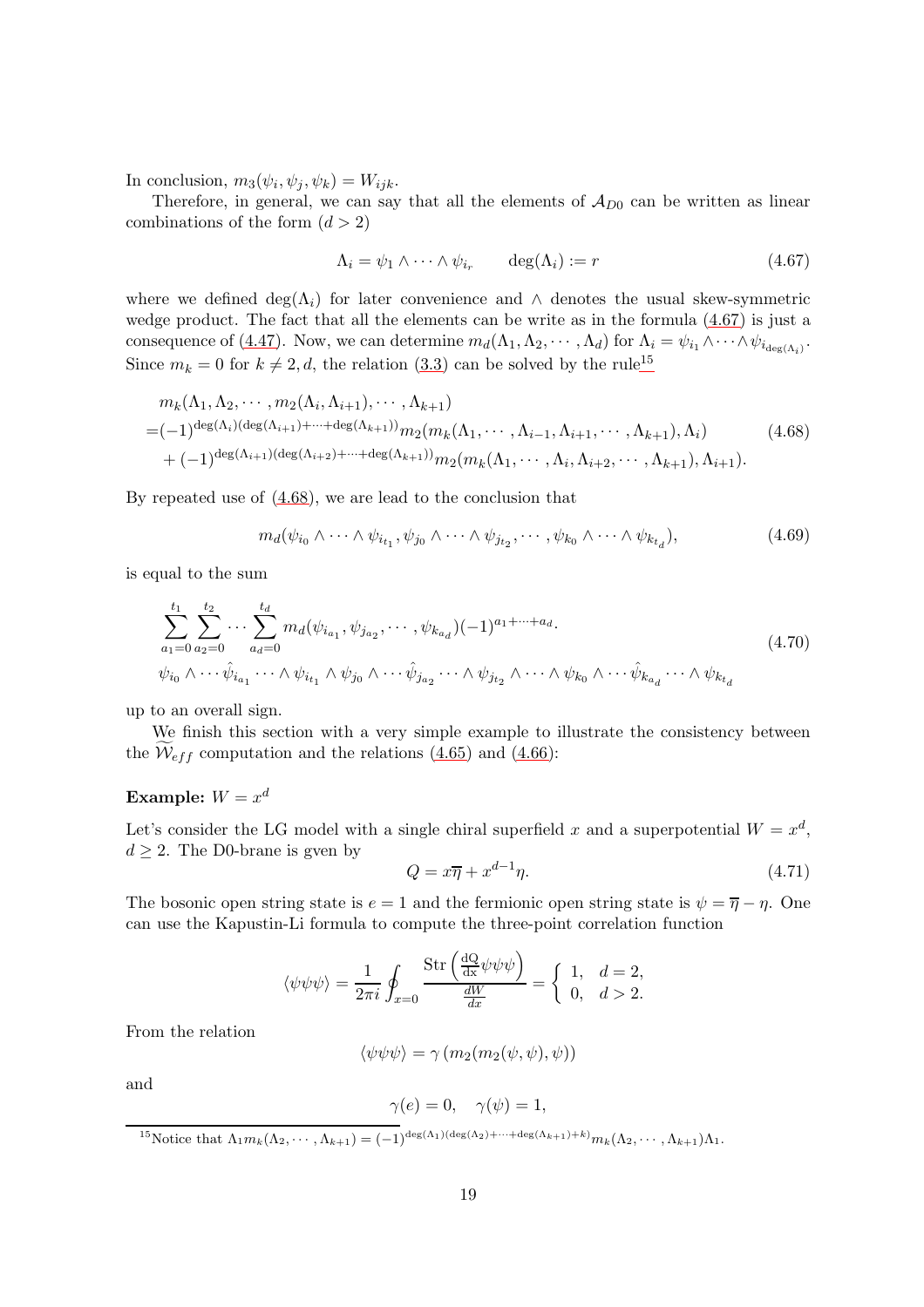In conclusion, $m_3(\psi_i, \psi_j, \psi_k) = W_{ijk}$.

Therefore, in general, we can say that all the elements of $\mathcal{A}_{D0}$ can be written as linear combinations of the form ($d > 2$)

$$\Lambda_i = \psi_1 \wedge \cdots \wedge \psi_{i_r} \qquad \deg(\Lambda_i) := r \tag{4.67}$$

where we defined $\deg(\Lambda_i)$ for later convenience and $\wedge$ denotes the usual skew-symmetric wedge product. The fact that all the elements can be write as in the formula (4.67) is just a consequence of (4.47). Now, we can determine $m_d(\Lambda_1, \Lambda_2, \cdots, \Lambda_d)$ for $\Lambda_i = \psi_{i_1} \wedge \cdots \wedge \psi_{i_{\deg(\Lambda_i)}}$. Since $m_k = 0$ for $k \neq 2, d$, the relation (3.3) can be solved by the rule[15]

$$\begin{aligned}
&m_k(\Lambda_1, \Lambda_2, \cdots, m_2(\Lambda_i, \Lambda_{i+1}), \cdots, \Lambda_{k+1}) \\
=&(-1)^{\deg(\Lambda_i)(\deg(\Lambda_{i+1})+\cdots+\deg(\Lambda_{k+1}))} m_2(m_k(\Lambda_1, \cdots, \Lambda_{i-1}, \Lambda_{i+1}, \cdots, \Lambda_{k+1}), \Lambda_i) \\
&+ (-1)^{\deg(\Lambda_{i+1})(\deg(\Lambda_{i+2})+\cdots+\deg(\Lambda_{k+1}))} m_2(m_k(\Lambda_1, \cdots, \Lambda_i, \Lambda_{i+2}, \cdots, \Lambda_{k+1}), \Lambda_{i+1}).
\end{aligned} \tag{4.68}$$

By repeated use of (4.68), we are lead to the conclusion that

$$m_d(\psi_{i_0} \wedge \cdots \wedge \psi_{i_{t_1}}, \psi_{j_0} \wedge \cdots \wedge \psi_{j_{t_2}}, \cdots, \psi_{k_0} \wedge \cdots \wedge \psi_{k_{t_d}}), \tag{4.69}$$

is equal to the sum

$$\begin{aligned}
&\sum_{a_1=0}^{t_1} \sum_{a_2=0}^{t_2} \cdots \sum_{a_d=0}^{t_d} m_d(\psi_{i_{a_1}}, \psi_{j_{a_2}}, \cdots, \psi_{k_{a_d}})(-1)^{a_1+\cdots+a_d} \cdot \\
&\psi_{i_0} \wedge \cdots \hat{\psi}_{i_{a_1}} \cdots \wedge \psi_{i_{t_1}} \wedge \psi_{j_0} \wedge \cdots \hat{\psi}_{j_{a_2}} \cdots \wedge \psi_{j_{t_2}} \wedge \cdots \wedge \psi_{k_0} \wedge \cdots \hat{\psi}_{k_{a_d}} \cdots \wedge \psi_{k_{t_d}}
\end{aligned} \tag{4.70}$$

up to an overall sign.

We finish this section with a very simple example to illustrate the consistency between the $\widetilde{\mathcal{W}}_{eff}$ computation and the relations (4.65) and (4.66):

**Example:** $W = x^d$

Let's consider the LG model with a single chiral superfield $x$ and a superpotential $W = x^d$, $d \geq 2$. The D0-brane is gven by

$$Q = x\overline{\eta} + x^{d-1}\eta. \tag{4.71}$$

The bosonic open string state is $e = 1$ and the fermionic open string state is $\psi = \overline{\eta} - \eta$. One can use the Kapustin-Li formula to compute the three-point correlation function

$$\langle \psi\psi\psi \rangle = \frac{1}{2\pi i} \oint_{x=0} \frac{\mathrm{Str}\left(\frac{\mathrm{dQ}}{\mathrm{dx}}\psi\psi\psi\right)}{\frac{dW}{dx}} = \begin{cases} 1, & d = 2, \\ 0, & d > 2. \end{cases}$$

From the relation

$$\langle \psi\psi\psi \rangle = \gamma\left(m_2(m_2(\psi, \psi), \psi)\right)$$

and

$$\gamma(e) = 0, \quad \gamma(\psi) = 1,$$

[15] Notice that $\Lambda_1 m_k(\Lambda_2, \cdots, \Lambda_{k+1}) = (-1)^{\deg(\Lambda_1)(\deg(\Lambda_2)+\cdots+\deg(\Lambda_{k+1})+k)} m_k(\Lambda_2, \cdots, \Lambda_{k+1})\Lambda_1$.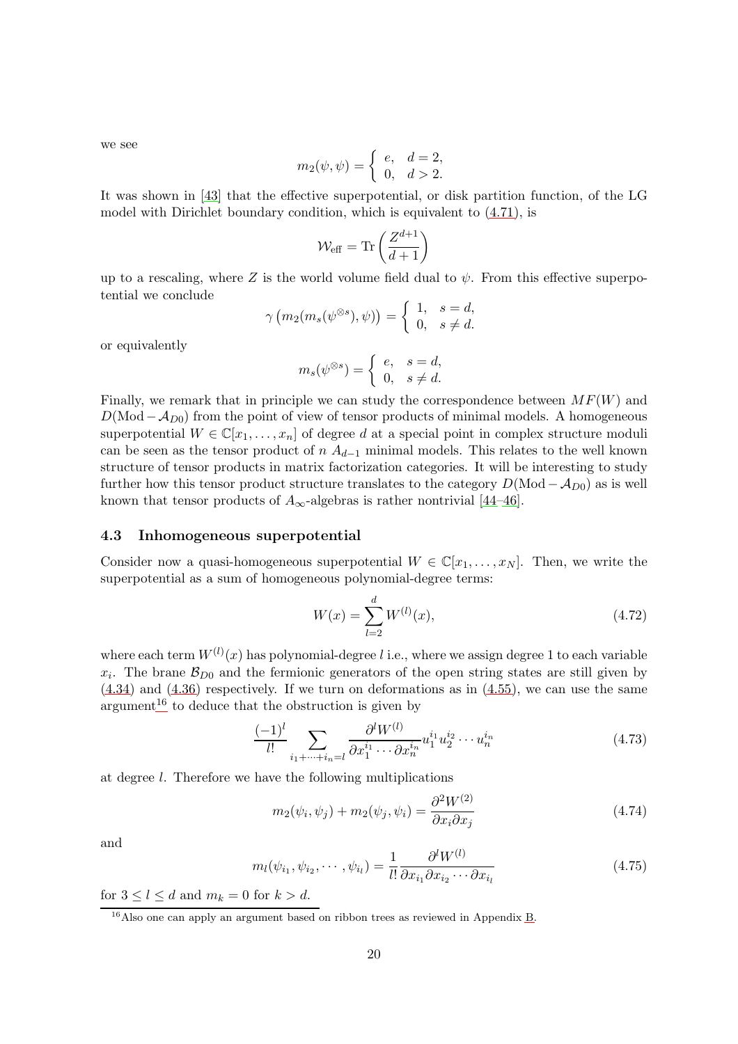we see

$$
m_2(\psi,\psi) = \left\{ \begin{array}{ll} e, & d=2, \\ 0, & d>2. \end{array} \right.
$$

It was shown in [43] that the effective superpotential, or disk partition function, of the LG model with Dirichlet boundary condition, which is equivalent to (4.71), is

$$
\mathcal{W}_{\text{eff}} = \operatorname{Tr}\left(\frac{Z^{d+1}}{d+1}\right)
$$

up to a rescaling, where $Z$ is the world volume field dual to $\psi$. From this effective superpotential we conclude

$$
\gamma\left(m_2(m_s(\psi^{\otimes s}),\psi)\right) = \left\{ \begin{array}{ll} 1, & s=d, \\ 0, & s\neq d. \end{array} \right.
$$

or equivalently

$$
m_s(\psi^{\otimes s}) = \left\{ \begin{array}{ll} e, & s=d, \\ 0, & s\neq d. \end{array} \right.
$$

Finally, we remark that in principle we can study the correspondence between $MF(W)$ and $D(\text{Mod}-\mathcal{A}_{D0})$ from the point of view of tensor products of minimal models. A homogeneous superpotential $W \in \mathbb{C}[x_1,\dots,x_n]$ of degree $d$ at a special point in complex structure moduli can be seen as the tensor product of $n$ $A_{d-1}$ minimal models. This relates to the well known structure of tensor products in matrix factorization categories. It will be interesting to study further how this tensor product structure translates to the category $D(\text{Mod}-\mathcal{A}_{D0})$ as is well known that tensor products of $A_\infty$-algebras is rather nontrivial [44–46].

### 4.3 Inhomogeneous superpotential

Consider now a quasi-homogeneous superpotential $W \in \mathbb{C}[x_1,\dots,x_N]$. Then, we write the superpotential as a sum of homogeneous polynomial-degree terms:

$$
W(x) = \sum_{l=2}^{d} W^{(l)}(x), \tag{4.72}
$$

where each term $W^{(l)}(x)$ has polynomial-degree $l$ i.e., where we assign degree 1 to each variable $x_i$. The brane $\mathcal{B}_{D0}$ and the fermionic generators of the open string states are still given by (4.34) and (4.36) respectively. If we turn on deformations as in (4.55), we can use the same argument[16] to deduce that the obstruction is given by

$$
\frac{(-1)^l}{l!}\sum_{i_1+\cdots+i_n=l}\frac{\partial^l W^{(l)}}{\partial x_1^{i_1}\cdots\partial x_n^{i_n}}u_1^{i_1}u_2^{i_2}\cdots u_n^{i_n} \tag{4.73}
$$

at degree $l$. Therefore we have the following multiplications

$$
m_2(\psi_i,\psi_j)+m_2(\psi_j,\psi_i) = \frac{\partial^2 W^{(2)}}{\partial x_i \partial x_j} \tag{4.74}
$$

and

$$
m_l(\psi_{i_1},\psi_{i_2},\cdots,\psi_{i_l}) = \frac{1}{l!}\frac{\partial^l W^{(l)}}{\partial x_{i_1}\partial x_{i_2}\cdots\partial x_{i_l}} \tag{4.75}
$$

for $3 \le l \le d$ and $m_k = 0$ for $k > d$.

[16] Also one can apply an argument based on ribbon trees as reviewed in Appendix B.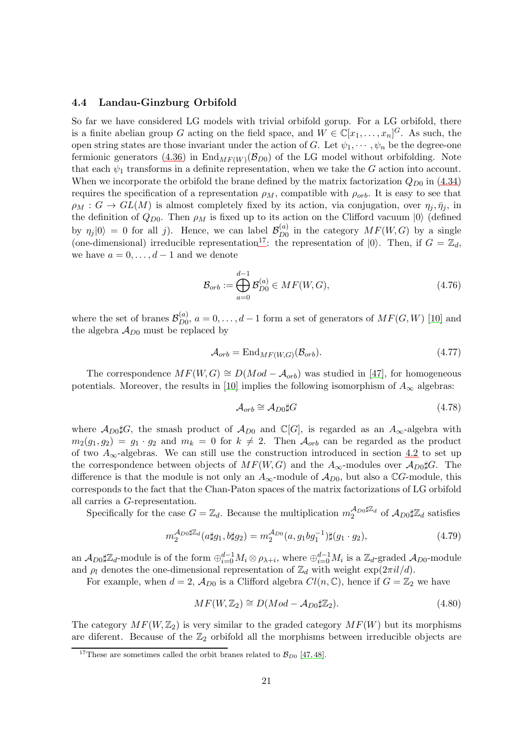### 4.4 Landau-Ginzburg Orbifold

So far we have considered LG models with trivial orbifold gorup. For a LG orbifold, there is a finite abelian group $G$ acting on the field space, and $W \in \mathbb{C}[x_1, \ldots, x_n]^G$. As such, the open string states are those invariant under the action of $G$. Let $\psi_1, \cdots, \psi_n$ be the degree-one fermionic generators (4.36) in $\mathrm{End}_{MF(W)}(\mathcal{B}_{D0})$ of the LG model without orbifolding. Note that each $\psi_1$ transforms in a definite representation, when we take the $G$ action into account. When we incorporate the orbifold the brane defined by the matrix factorization $Q_{D0}$ in (4.34) requires the specification of a representation $\rho_M$, compatible with $\rho_{orb}$. It is easy to see that $\rho_M : G \to GL(M)$ is almost completely fixed by its action, via conjugation, over $\eta_j, \bar{\eta}_j$, in the definition of $Q_{D0}$. Then $\rho_M$ is fixed up to its action on the Clifford vacuum $|0\rangle$ (defined by $\eta_j|0\rangle = 0$ for all $j$). Hence, we can label $\mathcal{B}_{D0}^{(a)}$ in the category $MF(W,G)$ by a single (one-dimensional) irreducible representation[17]: the representation of $|0\rangle$. Then, if $G = \mathbb{Z}_d$, we have $a = 0, \ldots, d-1$ and we denote

$$\mathcal{B}_{orb} := \bigoplus_{a=0}^{d-1} \mathcal{B}_{D0}^{(a)} \in MF(W,G), \tag{4.76}$$

where the set of branes $\mathcal{B}_{D0}^{(a)}$, $a = 0, \ldots, d-1$ form a set of generators of $MF(G,W)$ [10] and the algebra $\mathcal{A}_{D0}$ must be replaced by

$$\mathcal{A}_{orb} = \mathrm{End}_{MF(W,G)}(\mathcal{B}_{orb}). \tag{4.77}$$

The correspondence $MF(W,G) \cong D(Mod - \mathcal{A}_{orb})$ was studied in [47], for homogeneous potentials. Moreover, the results in [10] implies the following isomorphism of $A_\infty$ algebras:

$$\mathcal{A}_{orb} \cong \mathcal{A}_{D0} \sharp G \tag{4.78}$$

where $\mathcal{A}_{D0}\sharp G$, the smash product of $\mathcal{A}_{D0}$ and $\mathbb{C}[G]$, is regarded as an $A_\infty$-algebra with $m_2(g_1, g_2) = g_1 \cdot g_2$ and $m_k = 0$ for $k \neq 2$. Then $\mathcal{A}_{orb}$ can be regarded as the product of two $A_\infty$-algebras. We can still use the construction introduced in section 4.2 to set up the correspondence between objects of $MF(W,G)$ and the $A_\infty$-modules over $\mathcal{A}_{D0}\sharp G$. The difference is that the module is not only an $A_\infty$-module of $\mathcal{A}_{D0}$, but also a $\mathbb{C}G$-module, this corresponds to the fact that the Chan-Paton spaces of the matrix factorizations of LG orbifold all carries a $G$-representation.

Specifically for the case $G = \mathbb{Z}_d$. Because the multiplication $m_2^{\mathcal{A}_{D0}\sharp\mathbb{Z}_d}$ of $\mathcal{A}_{D0}\sharp\mathbb{Z}_d$ satisfies

$$m_2^{\mathcal{A}_{D0}\sharp\mathbb{Z}_d}(a\sharp g_1, b\sharp g_2) = m_2^{\mathcal{A}_{D0}}(a, g_1 b g_1^{-1})\sharp(g_1 \cdot g_2), \tag{4.79}$$

an $\mathcal{A}_{D0}\sharp\mathbb{Z}_d$-module is of the form $\oplus_{i=0}^{d-1} M_i \otimes \rho_{\lambda+i}$, where $\oplus_{i=0}^{d-1} M_i$ is a $\mathbb{Z}_d$-graded $\mathcal{A}_{D0}$-module and $\rho_l$ denotes the one-dimensional representation of $\mathbb{Z}_d$ with weight $\exp(2\pi i l/d)$.

For example, when $d = 2$, $\mathcal{A}_{D0}$ is a Clifford algebra $Cl(n, \mathbb{C})$, hence if $G = \mathbb{Z}_2$ we have

$$MF(W, \mathbb{Z}_2) \cong D(Mod - \mathcal{A}_{D0}\sharp\mathbb{Z}_2). \tag{4.80}$$

The category $MF(W, \mathbb{Z}_2)$ is very similar to the graded category $MF(W)$ but its morphisms are diferent. Because of the $\mathbb{Z}_2$ orbifold all the morphisms between irreducible objects are

[17] These are sometimes called the orbit branes related to $\mathcal{B}_{D0}$ [47, 48].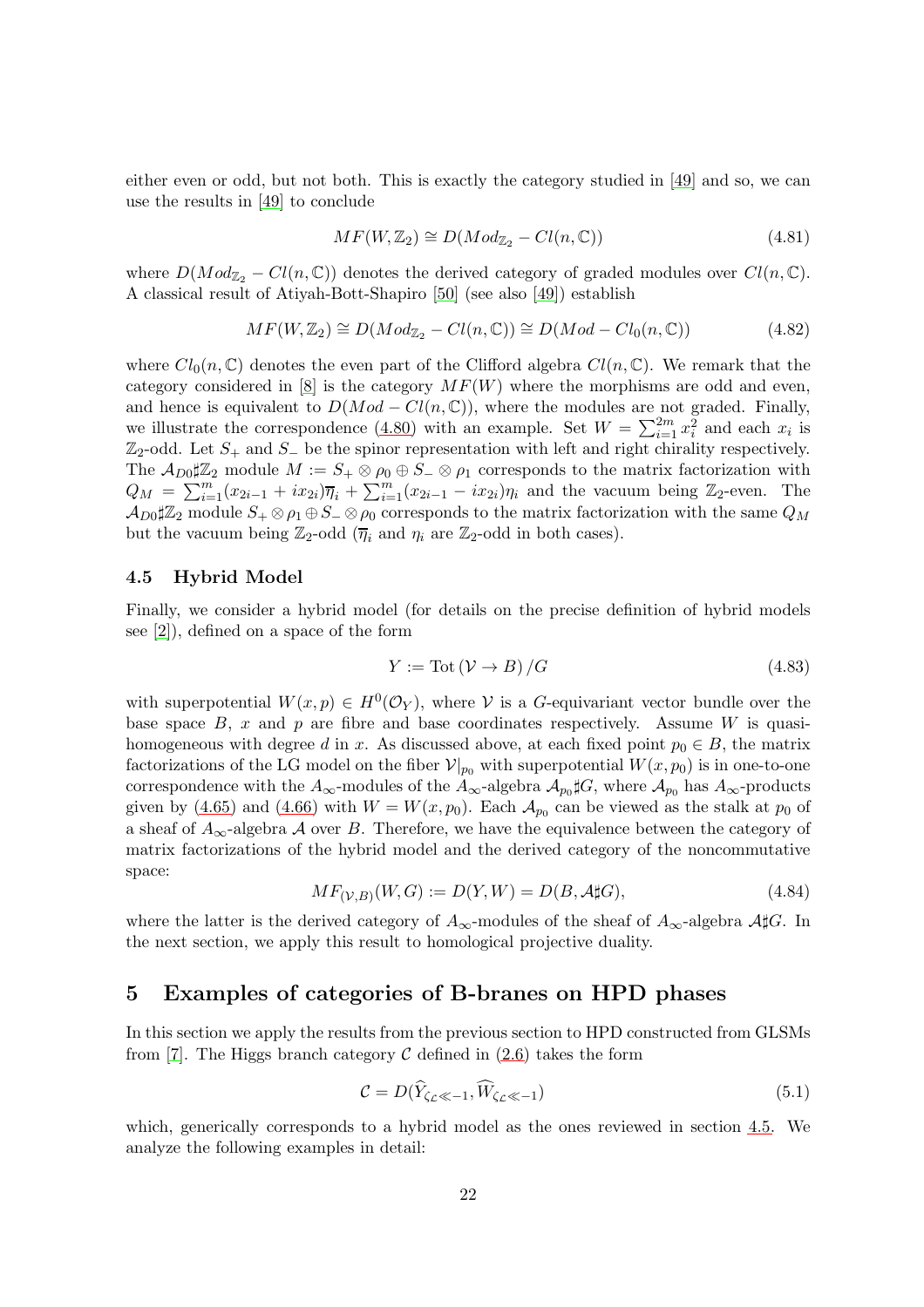either even or odd, but not both. This is exactly the category studied in [49] and so, we can use the results in [49] to conclude

$$MF(W, \mathbb{Z}_2) \cong D(Mod_{\mathbb{Z}_2} - Cl(n, \mathbb{C})) \tag{4.81}$$

where $D(Mod_{\mathbb{Z}_2} - Cl(n, \mathbb{C}))$ denotes the derived category of graded modules over $Cl(n, \mathbb{C})$. A classical result of Atiyah-Bott-Shapiro [50] (see also [49]) establish

$$MF(W, \mathbb{Z}_2) \cong D(Mod_{\mathbb{Z}_2} - Cl(n, \mathbb{C})) \cong D(Mod - Cl_0(n, \mathbb{C})) \tag{4.82}$$

where $Cl_0(n, \mathbb{C})$ denotes the even part of the Clifford algebra $Cl(n, \mathbb{C})$. We remark that the category considered in [8] is the category $MF(W)$ where the morphisms are odd and even, and hence is equivalent to $D(Mod - Cl(n, \mathbb{C}))$, where the modules are not graded. Finally, we illustrate the correspondence (4.80) with an example. Set $W = \sum_{i=1}^{2m} x_i^2$ and each $x_i$ is $\mathbb{Z}_2$-odd. Let $S_+$ and $S_-$ be the spinor representation with left and right chirality respectively. The $\mathcal{A}_{D0}\sharp\mathbb{Z}_2$ module $M := S_+ \otimes \rho_0 \oplus S_- \otimes \rho_1$ corresponds to the matrix factorization with $Q_M = \sum_{i=1}^{m}(x_{2i-1} + ix_{2i})\overline{\eta}_i + \sum_{i=1}^{m}(x_{2i-1} - ix_{2i})\eta_i$ and the vacuum being $\mathbb{Z}_2$-even. The $\mathcal{A}_{D0}\sharp\mathbb{Z}_2$ module $S_+ \otimes \rho_1 \oplus S_- \otimes \rho_0$ corresponds to the matrix factorization with the same $Q_M$ but the vacuum being $\mathbb{Z}_2$-odd ($\overline{\eta}_i$ and $\eta_i$ are $\mathbb{Z}_2$-odd in both cases).

### 4.5 Hybrid Model

Finally, we consider a hybrid model (for details on the precise definition of hybrid models see [2]), defined on a space of the form

$$Y := \mathrm{Tot}\,(\mathcal{V} \to B)\,/G \tag{4.83}$$

with superpotential $W(x, p) \in H^0(\mathcal{O}_Y)$, where $\mathcal{V}$ is a $G$-equivariant vector bundle over the base space $B$, $x$ and $p$ are fibre and base coordinates respectively. Assume $W$ is quasi-homogeneous with degree $d$ in $x$. As discussed above, at each fixed point $p_0 \in B$, the matrix factorizations of the LG model on the fiber $\mathcal{V}|_{p_0}$ with superpotential $W(x, p_0)$ is in one-to-one correspondence with the $A_\infty$-modules of the $A_\infty$-algebra $\mathcal{A}_{p_0}\sharp G$, where $\mathcal{A}_{p_0}$ has $A_\infty$-products given by (4.65) and (4.66) with $W = W(x, p_0)$. Each $\mathcal{A}_{p_0}$ can be viewed as the stalk at $p_0$ of a sheaf of $A_\infty$-algebra $\mathcal{A}$ over $B$. Therefore, we have the equivalence between the category of matrix factorizations of the hybrid model and the derived category of the noncommutative space:

$$MF_{(\mathcal{V},B)}(W, G) := D(Y, W) = D(B, \mathcal{A}\sharp G), \tag{4.84}$$

where the latter is the derived category of $A_\infty$-modules of the sheaf of $A_\infty$-algebra $\mathcal{A}\sharp G$. In the next section, we apply this result to homological projective duality.

## 5 Examples of categories of B-branes on HPD phases

In this section we apply the results from the previous section to HPD constructed from GLSMs from [7]. The Higgs branch category $\mathcal{C}$ defined in (2.6) takes the form

$$\mathcal{C} = D(\widehat{Y}_{\zeta_{\mathcal{L}} \ll -1}, \widehat{W}_{\zeta_{\mathcal{L}} \ll -1}) \tag{5.1}$$

which, generically corresponds to a hybrid model as the ones reviewed in section 4.5. We analyze the following examples in detail: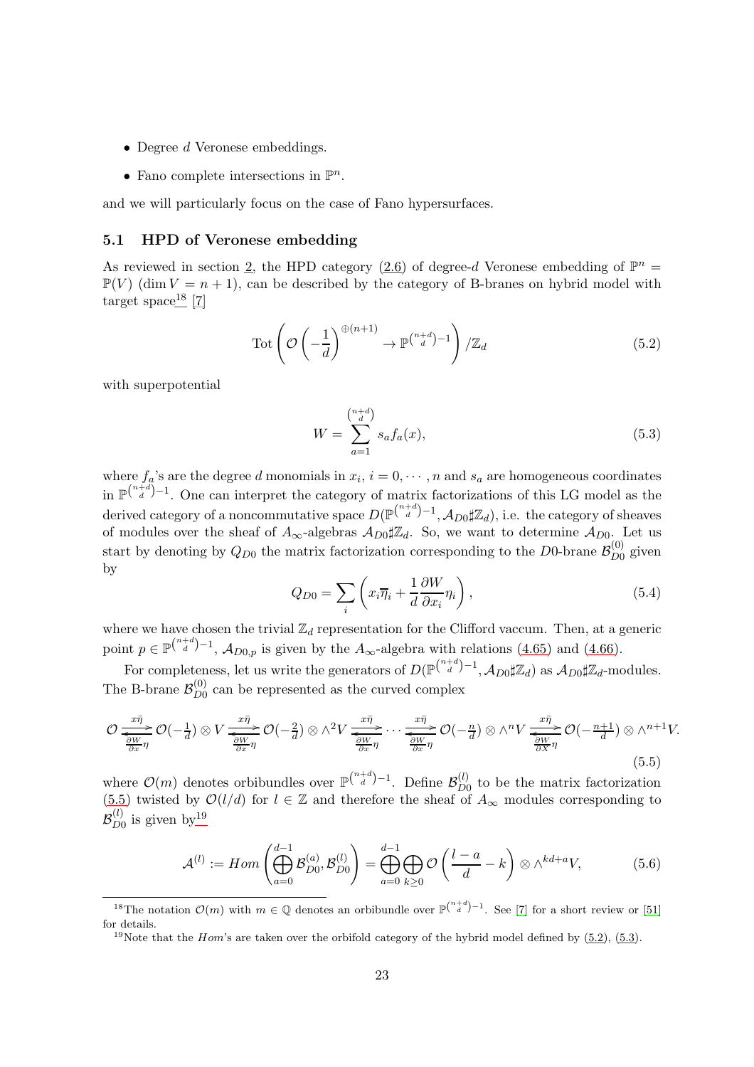- Degree $d$ Veronese embeddings.
- Fano complete intersections in $\mathbb{P}^n$.

and we will particularly focus on the case of Fano hypersurfaces.

### 5.1 HPD of Veronese embedding

As reviewed in section 2, the HPD category (2.6) of degree-$d$ Veronese embedding of $\mathbb{P}^n = \mathbb{P}(V)$ ($\dim V = n+1$), can be described by the category of B-branes on hybrid model with target space[18] [7]

$$\mathrm{Tot}\left(\mathcal{O}\left(-\frac{1}{d}\right)^{\oplus(n+1)} \to \mathbb{P}^{\binom{n+d}{d}-1}\right)/\mathbb{Z}_d \tag{5.2}$$

with superpotential

$$W = \sum_{a=1}^{\binom{n+d}{d}} s_a f_a(x), \tag{5.3}$$

where $f_a$'s are the degree $d$ monomials in $x_i$, $i = 0, \cdots, n$ and $s_a$ are homogeneous coordinates in $\mathbb{P}^{\binom{n+d}{d}-1}$. One can interpret the category of matrix factorizations of this LG model as the derived category of a noncommutative space $D(\mathbb{P}^{\binom{n+d}{d}-1}, \mathcal{A}_{D0}\sharp\mathbb{Z}_d)$, i.e. the category of sheaves of modules over the sheaf of $A_\infty$-algebras $\mathcal{A}_{D0}\sharp\mathbb{Z}_d$. So, we want to determine $\mathcal{A}_{D0}$. Let us start by denoting by $Q_{D0}$ the matrix factorization corresponding to the $D0$-brane $\mathcal{B}^{(0)}_{D0}$ given by

$$Q_{D0} = \sum_i \left(x_i \overline{\eta}_i + \frac{1}{d}\frac{\partial W}{\partial x_i}\eta_i\right), \tag{5.4}$$

where we have chosen the trivial $\mathbb{Z}_d$ representation for the Clifford vaccum. Then, at a generic point $p \in \mathbb{P}^{\binom{n+d}{d}-1}$, $\mathcal{A}_{D0,p}$ is given by the $A_\infty$-algebra with relations (4.65) and (4.66).

For completeness, let us write the generators of $D(\mathbb{P}^{\binom{n+d}{d}-1}, \mathcal{A}_{D0}\sharp\mathbb{Z}_d)$ as $\mathcal{A}_{D0}\sharp\mathbb{Z}_d$-modules. The B-brane $\mathcal{B}^{(0)}_{D0}$ can be represented as the curved complex

$$\mathcal{O} \underset{\frac{\partial W}{\partial x}\eta}{\overset{x\bar{\eta}}{\rightleftarrows}} \mathcal{O}(-\tfrac{1}{d}) \otimes V \underset{\frac{\partial W}{\partial x}\eta}{\overset{x\bar{\eta}}{\rightleftarrows}} \mathcal{O}(-\tfrac{2}{d}) \otimes \wedge^2 V \underset{\frac{\partial W}{\partial x}\eta}{\overset{x\bar{\eta}}{\rightleftarrows}} \cdots \underset{\frac{\partial W}{\partial x}\eta}{\overset{x\bar{\eta}}{\rightleftarrows}} \mathcal{O}(-\tfrac{n}{d}) \otimes \wedge^n V \underset{\frac{\partial W}{\partial X}\eta}{\overset{x\bar{\eta}}{\rightleftarrows}} \mathcal{O}(-\tfrac{n+1}{d}) \otimes \wedge^{n+1} V. \tag{5.5}$$

where $\mathcal{O}(m)$ denotes orbibundles over $\mathbb{P}^{\binom{n+d}{d}-1}$. Define $\mathcal{B}^{(l)}_{D0}$ to be the matrix factorization (5.5) twisted by $\mathcal{O}(l/d)$ for $l \in \mathbb{Z}$ and therefore the sheaf of $A_\infty$ modules corresponding to $\mathcal{B}^{(l)}_{D0}$ is given by[19]

$$\mathcal{A}^{(l)} := Hom\left(\bigoplus_{a=0}^{d-1} \mathcal{B}^{(a)}_{D0}, \mathcal{B}^{(l)}_{D0}\right) = \bigoplus_{a=0}^{d-1}\bigoplus_{k\geq 0} \mathcal{O}\left(\frac{l-a}{d} - k\right) \otimes \wedge^{kd+a} V, \tag{5.6}$$

[18] The notation $\mathcal{O}(m)$ with $m \in \mathbb{Q}$ denotes an orbibundle over $\mathbb{P}^{\binom{n+d}{d}-1}$. See [7] for a short review or [51] for details.

[19] Note that the $Hom$'s are taken over the orbifold category of the hybrid model defined by (5.2), (5.3).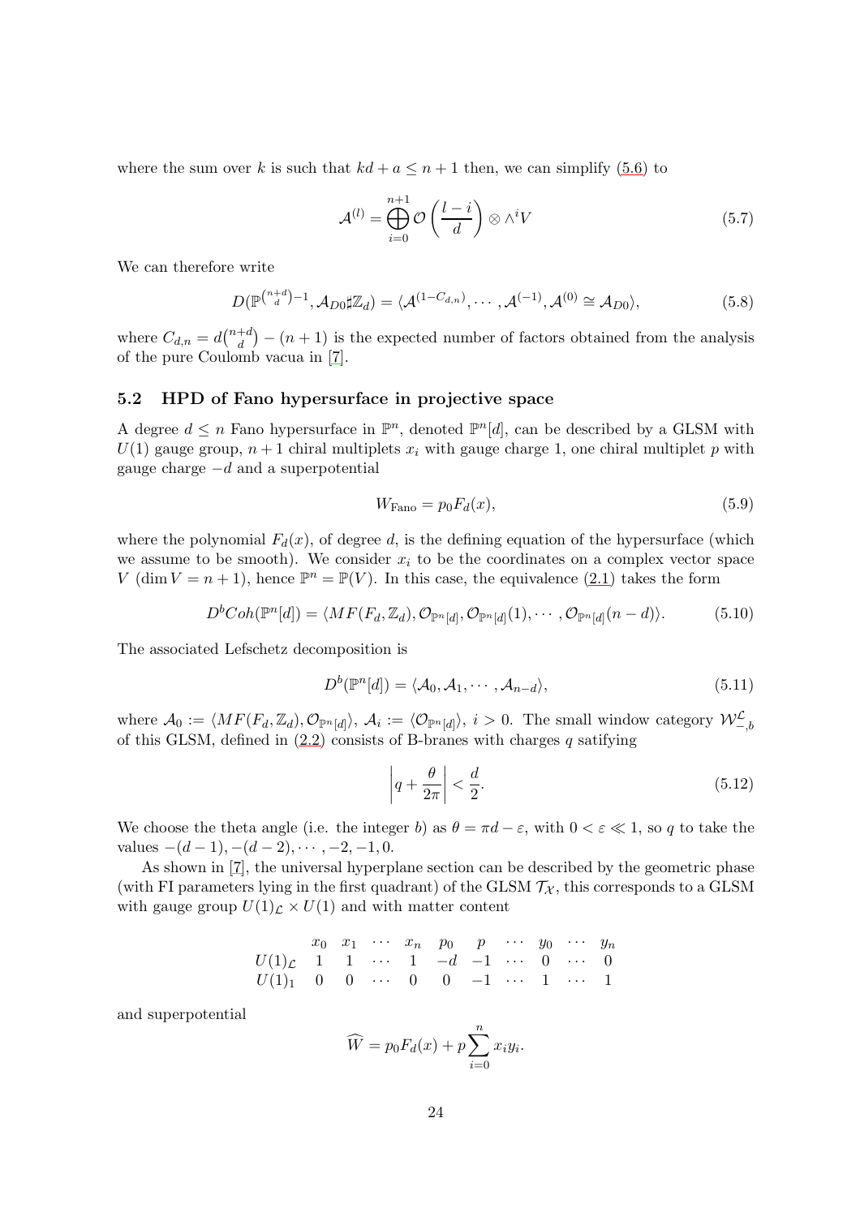where the sum over $k$ is such that $kd + a \leq n+1$ then, we can simplify (5.6) to

$$\mathcal{A}^{(l)} = \bigoplus_{i=0}^{n+1} \mathcal{O}\left(\frac{l-i}{d}\right) \otimes \wedge^i V \tag{5.7}$$

We can therefore write

$$D(\mathbb{P}^{\binom{n+d}{d}-1}, \mathcal{A}_{D0}\sharp\mathbb{Z}_d) = \langle \mathcal{A}^{(1-C_{d,n})}, \cdots, \mathcal{A}^{(-1)}, \mathcal{A}^{(0)} \cong \mathcal{A}_{D0} \rangle, \tag{5.8}$$

where $C_{d,n} = d\binom{n+d}{d} - (n+1)$ is the expected number of factors obtained from the analysis of the pure Coulomb vacua in [7].

### 5.2 HPD of Fano hypersurface in projective space

A degree $d \leq n$ Fano hypersurface in $\mathbb{P}^n$, denoted $\mathbb{P}^n[d]$, can be described by a GLSM with $U(1)$ gauge group, $n+1$ chiral multiplets $x_i$ with gauge charge 1, one chiral multiplet $p$ with gauge charge $-d$ and a superpotential

$$W_{\text{Fano}} = p_0 F_d(x), \tag{5.9}$$

where the polynomial $F_d(x)$, of degree $d$, is the defining equation of the hypersurface (which we assume to be smooth). We consider $x_i$ to be the coordinates on a complex vector space $V$ ($\dim V = n+1$), hence $\mathbb{P}^n = \mathbb{P}(V)$. In this case, the equivalence (2.1) takes the form

$$D^b Coh(\mathbb{P}^n[d]) = \langle MF(F_d, \mathbb{Z}_d), \mathcal{O}_{\mathbb{P}^n[d]}, \mathcal{O}_{\mathbb{P}^n[d]}(1), \cdots, \mathcal{O}_{\mathbb{P}^n[d]}(n-d) \rangle. \tag{5.10}$$

The associated Lefschetz decomposition is

$$D^b(\mathbb{P}^n[d]) = \langle \mathcal{A}_0, \mathcal{A}_1, \cdots, \mathcal{A}_{n-d} \rangle, \tag{5.11}$$

where $\mathcal{A}_0 := \langle MF(F_d, \mathbb{Z}_d), \mathcal{O}_{\mathbb{P}^n[d]} \rangle$, $\mathcal{A}_i := \langle \mathcal{O}_{\mathbb{P}^n[d]} \rangle$, $i > 0$. The small window category $\mathcal{W}^{\mathcal{L}}_{-,b}$ of this GLSM, defined in (2.2) consists of B-branes with charges $q$ satisfying

$$\left| q + \frac{\theta}{2\pi} \right| < \frac{d}{2}. \tag{5.12}$$

We choose the theta angle (i.e. the integer $b$) as $\theta = \pi d - \varepsilon$, with $0 < \varepsilon \ll 1$, so $q$ to take the values $-(d-1), -(d-2), \cdots, -2, -1, 0$.

As shown in [7], the universal hyperplane section can be described by the geometric phase (with FI parameters lying in the first quadrant) of the GLSM $\mathcal{T}_{\mathcal{X}}$, this corresponds to a GLSM with gauge group $U(1)_{\mathcal{L}} \times U(1)$ and with matter content

|  | $x_0$ | $x_1$ | $\cdots$ | $x_n$ | $p_0$ | $p$ | $\cdots$ | $y_0$ | $\cdots$ | $y_n$ |
|---|---|---|---|---|---|---|---|---|---|---|
| $U(1)_{\mathcal{L}}$ | 1 | 1 | $\cdots$ | 1 | $-d$ | $-1$ | $\cdots$ | 0 | $\cdots$ | 0 |
| $U(1)_1$ | 0 | 0 | $\cdots$ | 0 | 0 | $-1$ | $\cdots$ | 1 | $\cdots$ | 1 |

and superpotential

$$\widehat{W} = p_0 F_d(x) + p \sum_{i=0}^{n} x_i y_i.$$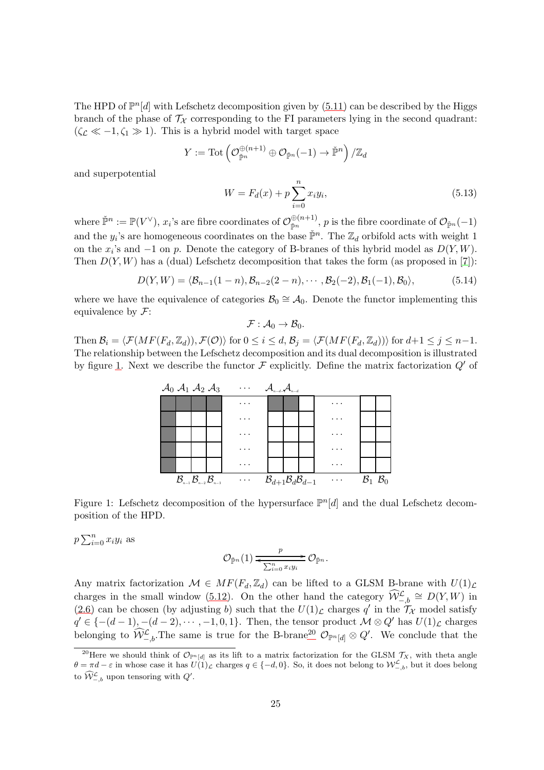The HPD of $\mathbb{P}^n[d]$ with Lefschetz decomposition given by (5.11) can be described by the Higgs branch of the phase of $\mathcal{T}_{\mathcal{X}}$ corresponding to the FI parameters lying in the second quadrant: $(\zeta_{\mathcal{L}} \ll -1, \zeta_1 \gg 1)$. This is a hybrid model with target space

$$Y := \text{Tot}\left(\mathcal{O}_{\check{\mathbb{P}}^n}^{\oplus(n+1)} \oplus \mathcal{O}_{\check{\mathbb{P}}^n}(-1) \to \check{\mathbb{P}}^n\right)/\mathbb{Z}_d$$

and superpotential

$$W = F_d(x) + p\sum_{i=0}^{n} x_i y_i, \tag{5.13}$$

where $\check{\mathbb{P}}^n := \mathbb{P}(V^\vee)$, $x_i$'s are fibre coordinates of $\mathcal{O}_{\check{\mathbb{P}}^n}^{\oplus(n+1)}$, $p$ is the fibre coordinate of $\mathcal{O}_{\check{\mathbb{P}}^n}(-1)$ and the $y_i$'s are homogeneous coordinates on the base $\check{\mathbb{P}}^n$. The $\mathbb{Z}_d$ orbifold acts with weight 1 on the $x_i$'s and $-1$ on $p$. Denote the category of B-branes of this hybrid model as $D(Y,W)$. Then $D(Y,W)$ has a (dual) Lefschetz decomposition that takes the form (as proposed in [7]):

$$D(Y,W) = \langle \mathcal{B}_{n-1}(1-n), \mathcal{B}_{n-2}(2-n), \cdots, \mathcal{B}_2(-2), \mathcal{B}_1(-1), \mathcal{B}_0 \rangle, \tag{5.14}$$

where we have the equivalence of categories $\mathcal{B}_0 \cong \mathcal{A}_0$. Denote the functor implementing this equivalence by $\mathcal{F}$:

$$\mathcal{F}: \mathcal{A}_0 \to \mathcal{B}_0.$$

Then $\mathcal{B}_i = \langle \mathcal{F}(MF(F_d, \mathbb{Z}_d)), \mathcal{F}(\mathcal{O})\rangle$ for $0 \le i \le d$, $\mathcal{B}_j = \langle \mathcal{F}(MF(F_d, \mathbb{Z}_d))\rangle$ for $d+1 \le j \le n-1$. The relationship between the Lefschetz decomposition and its dual decomposition is illustrated by figure 1. Next we describe the functor $\mathcal{F}$ explicitly. Define the matrix factorization $Q'$ of

Figure 1: Lefschetz decomposition of the hypersurface $\mathbb{P}^n[d]$ and the dual Lefschetz decomposition of the HPD.

$p\sum_{i=0}^n x_i y_i$ as

$$\mathcal{O}_{\check{\mathbb{P}}^n}(1) \underset{\sum_{i=0}^n x_i y_i}{\overset{p}{\rightleftarrows}} \mathcal{O}_{\check{\mathbb{P}}^n}.$$

Any matrix factorization $\mathcal{M} \in MF(F_d, \mathbb{Z}_d)$ can be lifted to a GLSM B-brane with $U(1)_{\mathcal{L}}$ charges in the small window (5.12). On the other hand the category $\widehat{\mathcal{W}}^{\mathcal{L}}_{-,b} \cong D(Y,W)$ in (2.6) can be chosen (by adjusting $b$) such that the $U(1)_{\mathcal{L}}$ charges $q'$ in the $\mathcal{T}_{\mathcal{X}}$ model satisfy $q' \in \{-(d-1), -(d-2), \cdots, -1, 0, 1\}$. Then, the tensor product $\mathcal{M} \otimes Q'$ has $U(1)_{\mathcal{L}}$ charges belonging to $\widehat{\mathcal{W}}^{\mathcal{L}}_{-,b}$. The same is true for the B-brane[20] $\mathcal{O}_{\mathbb{P}^n[d]} \otimes Q'$. We conclude that the

[20] Here we should think of $\mathcal{O}_{\mathbb{P}^n[d]}$ as its lift to a matrix factorization for the GLSM $\mathcal{T}_X$, with theta angle $\theta = \pi d - \varepsilon$ in whose case it has $U(1)_{\mathcal{L}}$ charges $q \in \{-d, 0\}$. So, it does not belong to $\mathcal{W}^{\mathcal{L}}_{-,b}$, but it does belong to $\widehat{\mathcal{W}}^{\mathcal{L}}_{-,b}$ upon tensoring with $Q'$.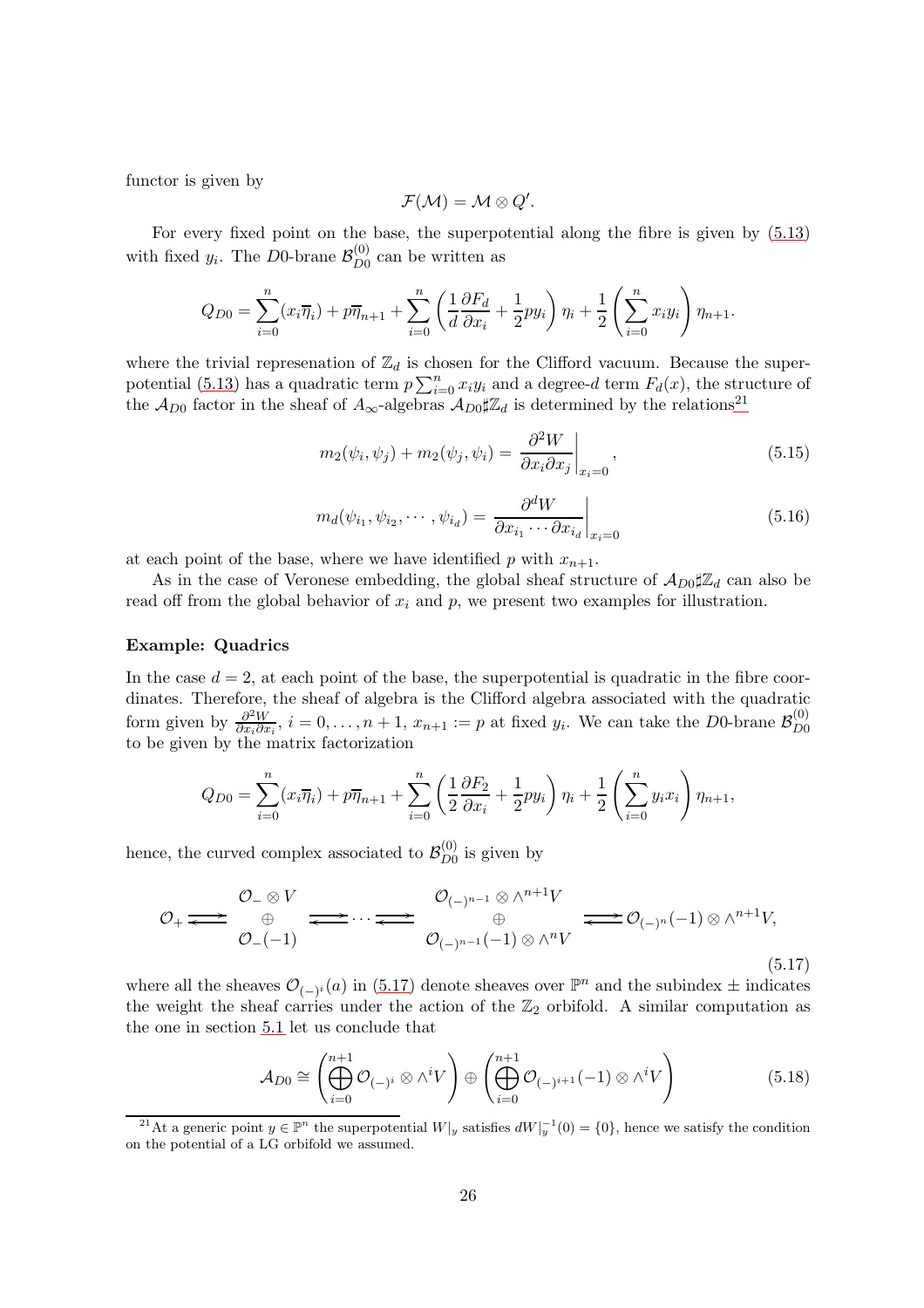functor is given by

$$\mathcal{F}(\mathcal{M}) = \mathcal{M} \otimes Q'.$$

For every fixed point on the base, the superpotential along the fibre is given by (5.13) with fixed $y_i$. The $D0$-brane $\mathcal{B}_{D0}^{(0)}$ can be written as

$$Q_{D0} = \sum_{i=0}^{n} (x_i \overline{\eta}_i) + p\overline{\eta}_{n+1} + \sum_{i=0}^{n} \left( \frac{1}{d} \frac{\partial F_d}{\partial x_i} + \frac{1}{2} p y_i \right) \eta_i + \frac{1}{2} \left( \sum_{i=0}^{n} x_i y_i \right) \eta_{n+1}.$$

where the trivial represenation of $\mathbb{Z}_d$ is chosen for the Clifford vacuum. Because the superpotential (5.13) has a quadratic term $p \sum_{i=0}^{n} x_i y_i$ and a degree-$d$ term $F_d(x)$, the structure of the $\mathcal{A}_{D0}$ factor in the sheaf of $A_\infty$-algebras $\mathcal{A}_{D0} \sharp \mathbb{Z}_d$ is determined by the relations[21]

$$m_2(\psi_i, \psi_j) + m_2(\psi_j, \psi_i) = \left. \frac{\partial^2 W}{\partial x_i \partial x_j} \right|_{x_i = 0}, \tag{5.15}$$

$$m_d(\psi_{i_1}, \psi_{i_2}, \cdots, \psi_{i_d}) = \left. \frac{\partial^d W}{\partial x_{i_1} \cdots \partial x_{i_d}} \right|_{x_i = 0} \tag{5.16}$$

at each point of the base, where we have identified $p$ with $x_{n+1}$.

As in the case of Veronese embedding, the global sheaf structure of $\mathcal{A}_{D0} \sharp \mathbb{Z}_d$ can also be read off from the global behavior of $x_i$ and $p$, we present two examples for illustration.

**Example: Quadrics**

In the case $d = 2$, at each point of the base, the superpotential is quadratic in the fibre coordinates. Therefore, the sheaf of algebra is the Clifford algebra associated with the quadratic form given by $\frac{\partial^2 W}{\partial x_i \partial x_i}$, $i = 0, \ldots, n+1$, $x_{n+1} := p$ at fixed $y_i$. We can take the $D0$-brane $\mathcal{B}_{D0}^{(0)}$ to be given by the matrix factorization

$$Q_{D0} = \sum_{i=0}^{n} (x_i \overline{\eta}_i) + p\overline{\eta}_{n+1} + \sum_{i=0}^{n} \left( \frac{1}{2} \frac{\partial F_2}{\partial x_i} + \frac{1}{2} p y_i \right) \eta_i + \frac{1}{2} \left( \sum_{i=0}^{n} y_i x_i \right) \eta_{n+1},$$

hence, the curved complex associated to $\mathcal{B}_{D0}^{(0)}$ is given by

$$\mathcal{O}_+ \rightleftarrows \begin{array}{c} \mathcal{O}_- \otimes V \\ \oplus \\ \mathcal{O}_-(-1) \end{array} \rightleftarrows \cdots \rightleftarrows \begin{array}{c} \mathcal{O}_{(-)^{n-1}} \otimes \wedge^{n+1} V \\ \oplus \\ \mathcal{O}_{(-)^{n-1}}(-1) \otimes \wedge^n V \end{array} \rightleftarrows \mathcal{O}_{(-)^n}(-1) \otimes \wedge^{n+1} V, \tag{5.17}$$

where all the sheaves $\mathcal{O}_{(-)^i}(a)$ in (5.17) denote sheaves over $\mathbb{P}^n$ and the subindex $\pm$ indicates the weight the sheaf carries under the action of the $\mathbb{Z}_2$ orbifold. A similar computation as the one in section 5.1 let us conclude that

$$\mathcal{A}_{D0} \cong \left( \bigoplus_{i=0}^{n+1} \mathcal{O}_{(-)^i} \otimes \wedge^i V \right) \oplus \left( \bigoplus_{i=0}^{n+1} \mathcal{O}_{(-)^{i+1}}(-1) \otimes \wedge^i V \right) \tag{5.18}$$

[21] At a generic point $y \in \mathbb{P}^n$ the superpotential $W|_y$ satisfies $dW|_y^{-1}(0) = \{0\}$, hence we satisfy the condition on the potential of a LG orbifold we assumed.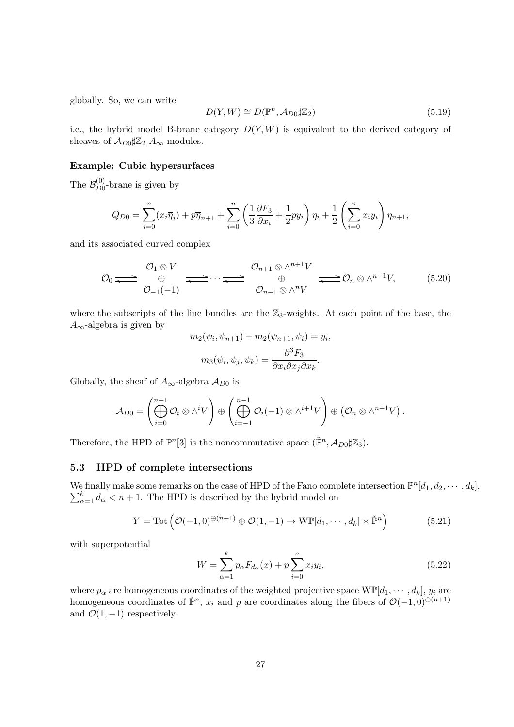globally. So, we can write

$$D(Y, W) \cong D(\mathbb{P}^n, \mathcal{A}_{D0}\sharp\mathbb{Z}_2) \tag{5.19}$$

i.e., the hybrid model B-brane category $D(Y, W)$ is equivalent to the derived category of sheaves of $\mathcal{A}_{D0}\sharp\mathbb{Z}_2$ $A_\infty$-modules.

**Example: Cubic hypersurfaces**

The $\mathcal{B}^{(0)}_{D0}$-brane is given by

$$Q_{D0} = \sum_{i=0}^{n}(x_i\overline{\eta}_i) + p\overline{\eta}_{n+1} + \sum_{i=0}^{n}\left(\frac{1}{3}\frac{\partial F_3}{\partial x_i} + \frac{1}{2}py_i\right)\eta_i + \frac{1}{2}\left(\sum_{i=0}^{n}x_iy_i\right)\eta_{n+1},$$

and its associated curved complex

$$\mathcal{O}_0 \rightleftarrows \begin{matrix}\mathcal{O}_1 \otimes V \\ \oplus \\ \mathcal{O}_{-1}(-1)\end{matrix} \rightleftarrows \cdots \rightleftarrows \begin{matrix}\mathcal{O}_{n+1} \otimes \wedge^{n+1}V \\ \oplus \\ \mathcal{O}_{n-1} \otimes \wedge^{n}V\end{matrix} \rightleftarrows \mathcal{O}_n \otimes \wedge^{n+1}V, \tag{5.20}$$

where the subscripts of the line bundles are the $\mathbb{Z}_3$-weights. At each point of the base, the $A_\infty$-algebra is given by

$$m_2(\psi_i, \psi_{n+1}) + m_2(\psi_{n+1}, \psi_i) = y_i,$$

$$m_3(\psi_i, \psi_j, \psi_k) = \frac{\partial^3 F_3}{\partial x_i \partial x_j \partial x_k}.$$

Globally, the sheaf of $A_\infty$-algebra $\mathcal{A}_{D0}$ is

$$\mathcal{A}_{D0} = \left(\bigoplus_{i=0}^{n+1}\mathcal{O}_i \otimes \wedge^i V\right) \oplus \left(\bigoplus_{i=-1}^{n-1}\mathcal{O}_i(-1) \otimes \wedge^{i+1}V\right) \oplus \left(\mathcal{O}_n \otimes \wedge^{n+1}V\right).$$

Therefore, the HPD of $\mathbb{P}^n[3]$ is the noncommutative space $(\check{\mathbb{P}}^n, \mathcal{A}_{D0}\sharp\mathbb{Z}_3)$.

### 5.3 HPD of complete intersections

We finally make some remarks on the case of HPD of the Fano complete intersection $\mathbb{P}^n[d_1, d_2, \cdots, d_k]$, $\sum_{\alpha=1}^{k} d_\alpha < n+1$. The HPD is described by the hybrid model on

$$Y = \mathrm{Tot}\left(\mathcal{O}(-1,0)^{\oplus(n+1)} \oplus \mathcal{O}(1,-1) \to \mathrm{W}\mathbb{P}[d_1, \cdots, d_k] \times \check{\mathbb{P}}^n\right) \tag{5.21}$$

with superpotential

$$W = \sum_{\alpha=1}^{k} p_\alpha F_{d_\alpha}(x) + p\sum_{i=0}^{n} x_i y_i, \tag{5.22}$$

where $p_\alpha$ are homogeneous coordinates of the weighted projective space $\mathrm{W}\mathbb{P}[d_1, \cdots, d_k]$, $y_i$ are homogeneous coordinates of $\check{\mathbb{P}}^n$, $x_i$ and $p$ are coordinates along the fibers of $\mathcal{O}(-1,0)^{\oplus(n+1)}$ and $\mathcal{O}(1,-1)$ respectively.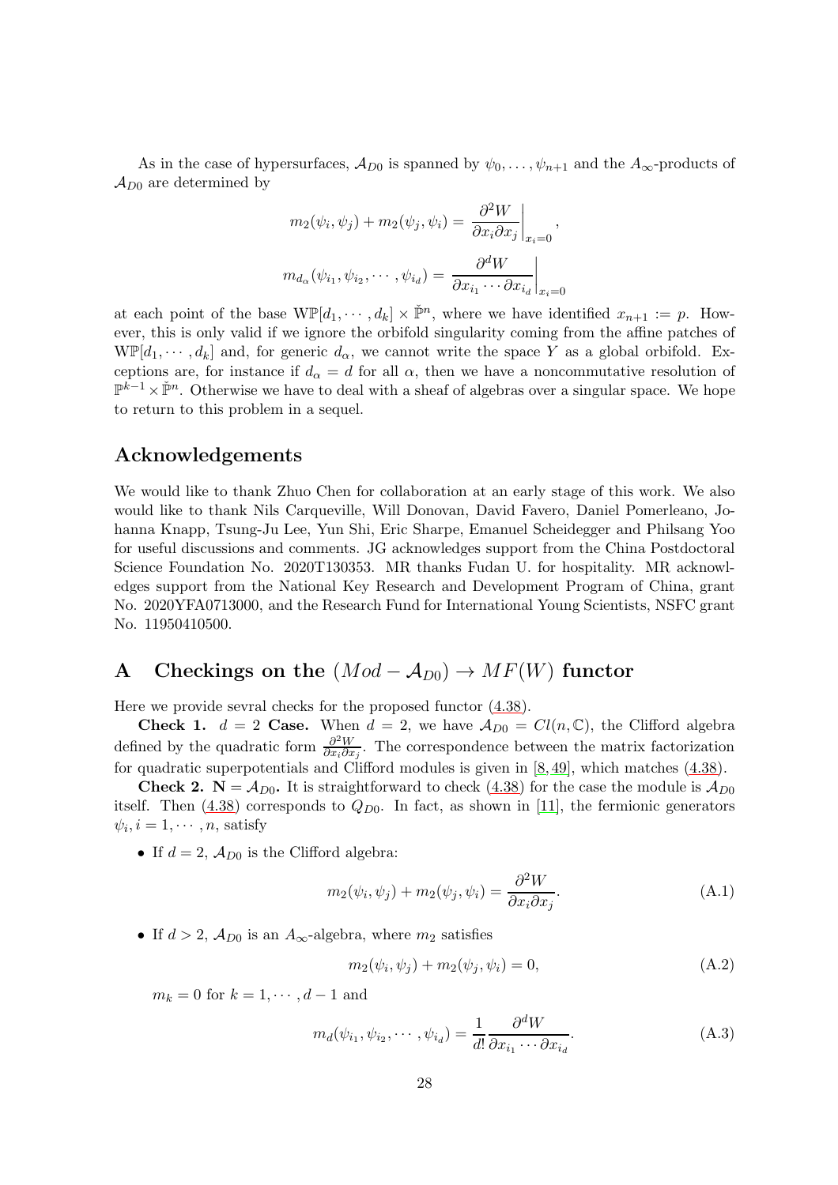As in the case of hypersurfaces, $\mathcal{A}_{D0}$ is spanned by $\psi_0, \ldots, \psi_{n+1}$ and the $A_\infty$-products of $\mathcal{A}_{D0}$ are determined by

$$m_2(\psi_i, \psi_j) + m_2(\psi_j, \psi_i) = \left.\frac{\partial^2 W}{\partial x_i \partial x_j}\right|_{x_i=0},$$

$$m_{d_\alpha}(\psi_{i_1}, \psi_{i_2}, \cdots, \psi_{i_d}) = \left.\frac{\partial^d W}{\partial x_{i_1} \cdots \partial x_{i_d}}\right|_{x_i=0}$$

at each point of the base $\mathrm{W}\mathbb{P}[d_1, \cdots, d_k] \times \check{\mathbb{P}}^n$, where we have identified $x_{n+1} := p$. However, this is only valid if we ignore the orbifold singularity coming from the affine patches of $\mathrm{W}\mathbb{P}[d_1, \cdots, d_k]$ and, for generic $d_\alpha$, we cannot write the space $Y$ as a global orbifold. Exceptions are, for instance if $d_\alpha = d$ for all $\alpha$, then we have a noncommutative resolution of $\mathbb{P}^{k-1} \times \check{\mathbb{P}}^n$. Otherwise we have to deal with a sheaf of algebras over a singular space. We hope to return to this problem in a sequel.

## Acknowledgements

We would like to thank Zhuo Chen for collaboration at an early stage of this work. We also would like to thank Nils Carqueville, Will Donovan, David Favero, Daniel Pomerleano, Johanna Knapp, Tsung-Ju Lee, Yun Shi, Eric Sharpe, Emanuel Scheidegger and Philsang Yoo for useful discussions and comments. JG acknowledges support from the China Postdoctoral Science Foundation No. 2020T130353. MR thanks Fudan U. for hospitality. MR acknowledges support from the National Key Research and Development Program of China, grant No. 2020YFA0713000, and the Research Fund for International Young Scientists, NSFC grant No. 11950410500.

## A Checkings on the $(Mod - \mathcal{A}_{D0}) \to MF(W)$ functor

Here we provide sevral checks for the proposed functor (4.38).

**Check 1. $d = 2$ Case.** When $d = 2$, we have $\mathcal{A}_{D0} = Cl(n, \mathbb{C})$, the Clifford algebra defined by the quadratic form $\frac{\partial^2 W}{\partial x_i \partial x_j}$. The correspondence between the matrix factorization for quadratic superpotentials and Clifford modules is given in [8, 49], which matches (4.38).

**Check 2. $\mathbf{N} = \mathcal{A}_{D0}$.** It is straightforward to check (4.38) for the case the module is $\mathcal{A}_{D0}$ itself. Then (4.38) corresponds to $Q_{D0}$. In fact, as shown in [11], the fermionic generators $\psi_i, i = 1, \cdots, n$, satisfy

- If $d = 2$, $\mathcal{A}_{D0}$ is the Clifford algebra:

$$m_2(\psi_i, \psi_j) + m_2(\psi_j, \psi_i) = \frac{\partial^2 W}{\partial x_i \partial x_j}. \tag{A.1}$$

- If $d > 2$, $\mathcal{A}_{D0}$ is an $A_\infty$-algebra, where $m_2$ satisfies

$$m_2(\psi_i, \psi_j) + m_2(\psi_j, \psi_i) = 0, \tag{A.2}$$

  $m_k = 0$ for $k = 1, \cdots, d-1$ and

$$m_d(\psi_{i_1}, \psi_{i_2}, \cdots, \psi_{i_d}) = \frac{1}{d!} \frac{\partial^d W}{\partial x_{i_1} \cdots \partial x_{i_d}}. \tag{A.3}$$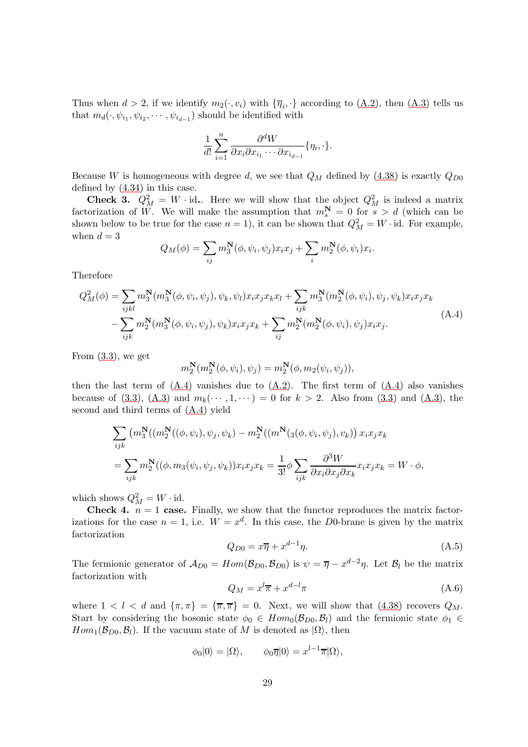Thus when $d > 2$, if we identify $m_2(\cdot, v_i)$ with $\{\overline{\eta}_i, \cdot\}$ according to (A.2), then (A.3) tells us that $m_d(\cdot, \psi_{i_1}, \psi_{i_2}, \cdots, \psi_{i_{d-1}})$ should be identified with

$$\frac{1}{d!}\sum_{i=1}^{n} \frac{\partial^d W}{\partial x_i \partial x_{i_1} \cdots \partial x_{i_{d-1}}}\{\eta_i, \cdot\}.$$

Because $W$ is homogeneous with degree $d$, we see that $Q_M$ defined by (4.38) is exactly $Q_{D0}$ defined by (4.34) in this case.

**Check 3.** $Q_M^2 = W \cdot \text{id}$**.** Here we will show that the object $Q_M^2$ is indeed a matrix factorization of $W$. We will make the assumption that $m_s^{\mathbf{N}} = 0$ for $s > d$ (which can be shown below to be true for the case $n = 1$), it can be shown that $Q_M^2 = W \cdot \text{id}$. For example, when $d = 3$

$$Q_M(\phi) = \sum_{ij} m_3^{\mathbf{N}}(\phi, \psi_i, \psi_j)x_i x_j + \sum_i m_2^{\mathbf{N}}(\phi, \psi_i)x_i.$$

Therefore

$$\begin{aligned}
Q_M^2(\phi) = &\sum_{ijkl} m_3^{\mathbf{N}}(m_3^{\mathbf{N}}(\phi, \psi_i, \psi_j), \psi_k, \psi_l)x_i x_j x_k x_l + \sum_{ijk} m_3^{\mathbf{N}}(m_2^{\mathbf{N}}(\phi, \psi_i), \psi_j, \psi_k)x_i x_j x_k \\
&- \sum_{ijk} m_2^{\mathbf{N}}(m_3^{\mathbf{N}}(\phi, \psi_i, \psi_j), \psi_k)x_i x_j x_k + \sum_{ij} m_2^{\mathbf{N}}(m_2^{\mathbf{N}}(\phi, \psi_i), \psi_j)x_i x_j.
\end{aligned} \tag{A.4}$$

From (3.3), we get

$$m_2^{\mathbf{N}}(m_2^{\mathbf{N}}(\phi, \psi_i), \psi_j) = m_2^{\mathbf{N}}(\phi, m_2(\psi_i, \psi_j)),$$

then the last term of (A.4) vanishes due to (A.2). The first term of (A.4) also vanishes because of (3.3), (A.3) and $m_k(\cdots, 1, \cdots) = 0$ for $k > 2$. Also from (3.3) and (A.3), the second and third terms of (A.4) yield

$$\begin{aligned}
&\sum_{ijk} \left(m_3^{\mathbf{N}}((m_2^{\mathbf{N}}((\phi, \psi_i), \psi_j, \psi_k) - m_2^{\mathbf{N}}((m^{\mathbf{N}}(_3(\phi, \psi_i, \psi_j), v_k)\right) x_i x_j x_k \\
&= \sum_{ijk} m_2^{\mathbf{N}}((\phi, m_3(\psi_i, \psi_j, \psi_k))x_i x_j x_k = \frac{1}{3!}\phi \sum_{ijk} \frac{\partial^3 W}{\partial x_i \partial x_j \partial x_k} x_i x_j x_k = W \cdot \phi,
\end{aligned}$$

which shows $Q_M^2 = W \cdot \text{id}$.

**Check 4.** $n = 1$ **case.** Finally, we show that the functor reproduces the matrix factorizations for the case $n = 1$, i.e. $W = x^d$. In this case, the $D0$-brane is given by the matrix factorization

$$Q_{D0} = x\overline{\eta} + x^{d-1}\eta. \tag{A.5}$$

The fermionic generator of $\mathcal{A}_{D0} = Hom(\mathcal{B}_{D0}, \mathcal{B}_{D0})$ is $\psi = \overline{\eta} - x^{d-2}\eta$. Let $\mathcal{B}_l$ be the matrix factorization with

$$Q_M = x^l \overline{\pi} + x^{d-l}\pi \tag{A.6}$$

where $1 < l < d$ and $\{\pi, \pi\} = \{\overline{\pi}, \overline{\pi}\} = 0$. Next, we will show that (4.38) recovers $Q_M$. Start by considering the bosonic state $\phi_0 \in Hom_0(\mathcal{B}_{D0}, \mathcal{B}_l)$ and the fermionic state $\phi_1 \in Hom_1(\mathcal{B}_{D0}, \mathcal{B}_l)$. If the vacuum state of $M$ is denoted as $|\Omega\rangle$, then

$$\phi_0|0\rangle = |\Omega\rangle, \qquad \phi_0\overline{\eta}|0\rangle = x^{l-1}\overline{\pi}|\Omega\rangle,$$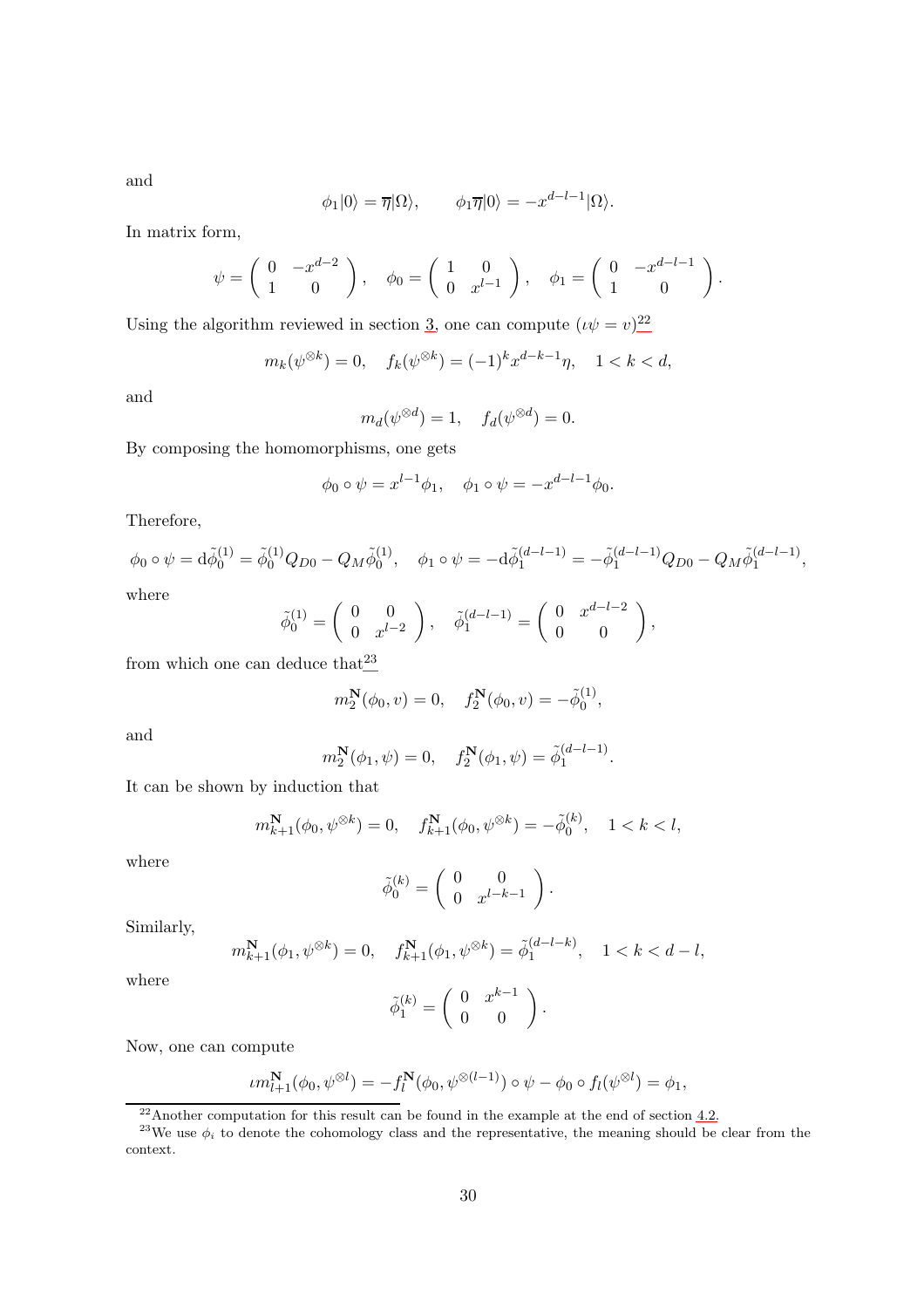and

$$\phi_1|0\rangle = \overline{\eta}|\Omega\rangle, \qquad \phi_1\overline{\eta}|0\rangle = -x^{d-l-1}|\Omega\rangle.$$

In matrix form,

$$\psi = \left( \begin{array}{cc} 0 & -x^{d-2} \\ 1 & 0 \end{array} \right), \quad \phi_0 = \left( \begin{array}{cc} 1 & 0 \\ 0 & x^{l-1} \end{array} \right), \quad \phi_1 = \left( \begin{array}{cc} 0 & -x^{d-l-1} \\ 1 & 0 \end{array} \right).$$

Using the algorithm reviewed in section 3, one can compute ($\iota\psi = v$)[22]

$$m_k(\psi^{\otimes k}) = 0, \quad f_k(\psi^{\otimes k}) = (-1)^k x^{d-k-1}\eta, \quad 1 < k < d,$$

and

$$m_d(\psi^{\otimes d}) = 1, \quad f_d(\psi^{\otimes d}) = 0.$$

By composing the homomorphisms, one gets

$$\phi_0 \circ \psi = x^{l-1}\phi_1, \quad \phi_1 \circ \psi = -x^{d-l-1}\phi_0.$$

Therefore,

$$\phi_0 \circ \psi = \mathrm{d}\tilde{\phi}_0^{(1)} = \tilde{\phi}_0^{(1)} Q_{D0} - Q_M \tilde{\phi}_0^{(1)}, \quad \phi_1 \circ \psi = -\mathrm{d}\tilde{\phi}_1^{(d-l-1)} = -\tilde{\phi}_1^{(d-l-1)} Q_{D0} - Q_M \tilde{\phi}_1^{(d-l-1)},$$

where

$$\tilde{\phi}_0^{(1)} = \left( \begin{array}{cc} 0 & 0 \\ 0 & x^{l-2} \end{array} \right), \quad \tilde{\phi}_1^{(d-l-1)} = \left( \begin{array}{cc} 0 & x^{d-l-2} \\ 0 & 0 \end{array} \right),$$

from which one can deduce that[23]

$$m_2^{\mathbf{N}}(\phi_0, v) = 0, \quad f_2^{\mathbf{N}}(\phi_0, v) = -\tilde{\phi}_0^{(1)},$$

and

$$m_2^{\mathbf{N}}(\phi_1, \psi) = 0, \quad f_2^{\mathbf{N}}(\phi_1, \psi) = \tilde{\phi}_1^{(d-l-1)}.$$

It can be shown by induction that

$$m_{k+1}^{\mathbf{N}}(\phi_0, \psi^{\otimes k}) = 0, \quad f_{k+1}^{\mathbf{N}}(\phi_0, \psi^{\otimes k}) = -\tilde{\phi}_0^{(k)}, \quad 1 < k < l,$$

where

$$\tilde{\phi}_0^{(k)} = \left( \begin{array}{cc} 0 & 0 \\ 0 & x^{l-k-1} \end{array} \right).$$

Similarly,

$$m_{k+1}^{\mathbf{N}}(\phi_1, \psi^{\otimes k}) = 0, \quad f_{k+1}^{\mathbf{N}}(\phi_1, \psi^{\otimes k}) = \tilde{\phi}_1^{(d-l-k)}, \quad 1 < k < d-l,$$

where

$$\tilde{\phi}_1^{(k)} = \left( \begin{array}{cc} 0 & x^{k-1} \\ 0 & 0 \end{array} \right).$$

Now, one can compute

$$\iota m_{l+1}^{\mathbf{N}}(\phi_0, \psi^{\otimes l}) = -f_l^{\mathbf{N}}(\phi_0, \psi^{\otimes(l-1)}) \circ \psi - \phi_0 \circ f_l(\psi^{\otimes l}) = \phi_1,$$

[22] Another computation for this result can be found in the example at the end of section 4.2.

[23] We use $\phi_i$ to denote the cohomology class and the representative, the meaning should be clear from the context.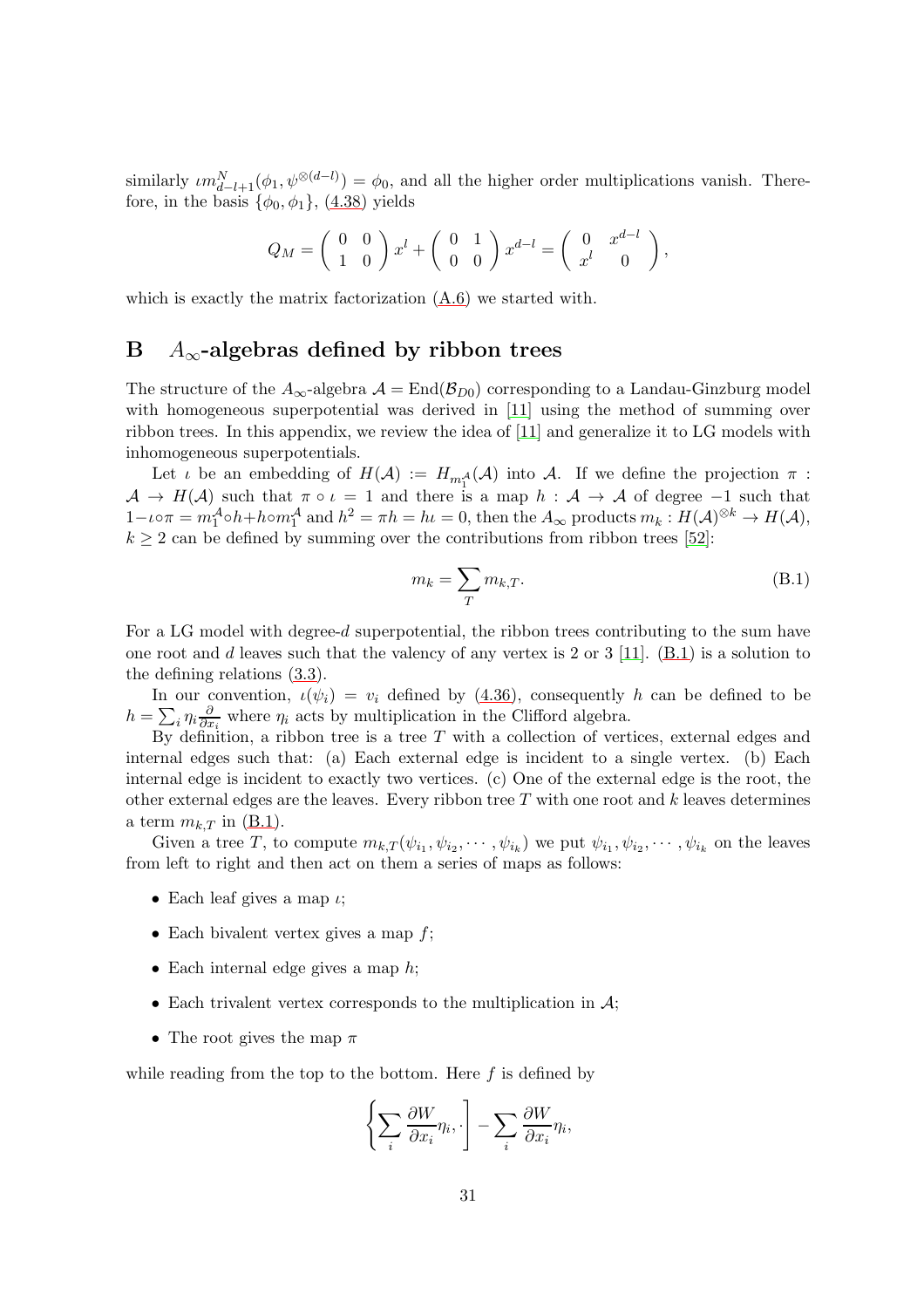similarly $\iota m^N_{d-l+1}(\phi_1, \psi^{\otimes(d-l)}) = \phi_0$, and all the higher order multiplications vanish. Therefore, in the basis $\{\phi_0, \phi_1\}$, (4.38) yields

$$Q_M = \begin{pmatrix} 0 & 0 \\ 1 & 0 \end{pmatrix} x^l + \begin{pmatrix} 0 & 1 \\ 0 & 0 \end{pmatrix} x^{d-l} = \begin{pmatrix} 0 & x^{d-l} \\ x^l & 0 \end{pmatrix},$$

which is exactly the matrix factorization (A.6) we started with.

# B $A_\infty$-algebras defined by ribbon trees

The structure of the $A_\infty$-algebra $\mathcal{A} = \mathrm{End}(\mathcal{B}_{D0})$ corresponding to a Landau-Ginzburg model with homogeneous superpotential was derived in [11] using the method of summing over ribbon trees. In this appendix, we review the idea of [11] and generalize it to LG models with inhomogeneous superpotentials.

Let $\iota$ be an embedding of $H(\mathcal{A}) := H_{m_1^{\mathcal{A}}}(\mathcal{A})$ into $\mathcal{A}$. If we define the projection $\pi : \mathcal{A} \to H(\mathcal{A})$ such that $\pi \circ \iota = 1$ and there is a map $h : \mathcal{A} \to \mathcal{A}$ of degree $-1$ such that $1 - \iota\circ\pi = m_1^{\mathcal{A}}\circ h + h\circ m_1^{\mathcal{A}}$ and $h^2 = \pi h = h\iota = 0$, then the $A_\infty$ products $m_k : H(\mathcal{A})^{\otimes k} \to H(\mathcal{A})$, $k \geq 2$ can be defined by summing over the contributions from ribbon trees [52]:

$$m_k = \sum_T m_{k,T}. \tag{B.1}$$

For a LG model with degree-$d$ superpotential, the ribbon trees contributing to the sum have one root and $d$ leaves such that the valency of any vertex is 2 or 3 [11]. (B.1) is a solution to the defining relations (3.3).

In our convention, $\iota(\psi_i) = v_i$ defined by (4.36), consequently $h$ can be defined to be $h = \sum_i \eta_i \frac{\partial}{\partial x_i}$ where $\eta_i$ acts by multiplication in the Clifford algebra.

By definition, a ribbon tree is a tree $T$ with a collection of vertices, external edges and internal edges such that: (a) Each external edge is incident to a single vertex. (b) Each internal edge is incident to exactly two vertices. (c) One of the external edge is the root, the other external edges are the leaves. Every ribbon tree $T$ with one root and $k$ leaves determines a term $m_{k,T}$ in (B.1).

Given a tree $T$, to compute $m_{k,T}(\psi_{i_1}, \psi_{i_2}, \cdots, \psi_{i_k})$ we put $\psi_{i_1}, \psi_{i_2}, \cdots, \psi_{i_k}$ on the leaves from left to right and then act on them a series of maps as follows:

- Each leaf gives a map $\iota$;
- Each bivalent vertex gives a map $f$;
- Each internal edge gives a map $h$;
- Each trivalent vertex corresponds to the multiplication in $\mathcal{A}$;
- The root gives the map $\pi$

while reading from the top to the bottom. Here $f$ is defined by

$$\left\{ \sum_i \frac{\partial W}{\partial x_i}\eta_i, \cdot \right] - \sum_i \frac{\partial W}{\partial x_i}\eta_i,$$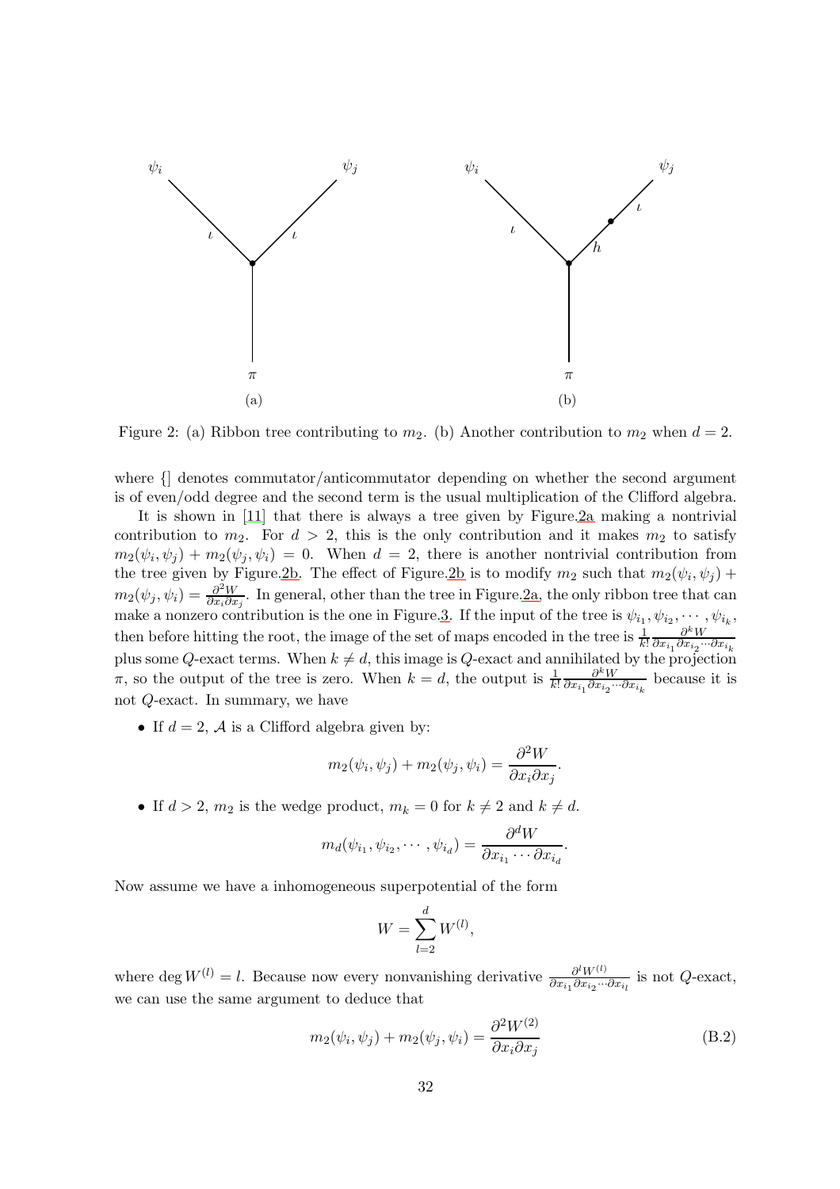Figure 2: (a) Ribbon tree contributing to $m_2$. (b) Another contribution to $m_2$ when $d = 2$.

where {] denotes commutator/anticommutator depending on whether the second argument is of even/odd degree and the second term is the usual multiplication of the Clifford algebra.

It is shown in [11] that there is always a tree given by Figure.2a making a nontrivial contribution to $m_2$. For $d > 2$, this is the only contribution and it makes $m_2$ to satisfy $m_2(\psi_i, \psi_j) + m_2(\psi_j, \psi_i) = 0$. When $d = 2$, there is another nontrivial contribution from the tree given by Figure.2b. The effect of Figure.2b is to modify $m_2$ such that $m_2(\psi_i, \psi_j) + m_2(\psi_j, \psi_i) = \frac{\partial^2 W}{\partial x_i \partial x_j}$. In general, other than the tree in Figure.2a, the only ribbon tree that can make a nonzero contribution is the one in Figure.3. If the input of the tree is $\psi_{i_1}, \psi_{i_2}, \cdots, \psi_{i_k}$, then before hitting the root, the image of the set of maps encoded in the tree is $\frac{1}{k!}\frac{\partial^k W}{\partial x_{i_1}\partial x_{i_2}\cdots\partial x_{i_k}}$ plus some $Q$-exact terms. When $k \neq d$, this image is $Q$-exact and annihilated by the projection $\pi$, so the output of the tree is zero. When $k = d$, the output is $\frac{1}{k!}\frac{\partial^k W}{\partial x_{i_1}\partial x_{i_2}\cdots\partial x_{i_k}}$ because it is not $Q$-exact. In summary, we have

- If $d = 2$, $\mathcal{A}$ is a Clifford algebra given by:

$$m_2(\psi_i, \psi_j) + m_2(\psi_j, \psi_i) = \frac{\partial^2 W}{\partial x_i \partial x_j}.$$

- If $d > 2$, $m_2$ is the wedge product, $m_k = 0$ for $k \neq 2$ and $k \neq d$.

$$m_d(\psi_{i_1}, \psi_{i_2}, \cdots, \psi_{i_d}) = \frac{\partial^d W}{\partial x_{i_1} \cdots \partial x_{i_d}}.$$

Now assume we have a inhomogeneous superpotential of the form

$$W = \sum_{l=2}^{d} W^{(l)},$$

where $\deg W^{(l)} = l$. Because now every nonvanishing derivative $\frac{\partial^l W^{(l)}}{\partial x_{i_1}\partial x_{i_2}\cdots\partial x_{i_l}}$ is not $Q$-exact, we can use the same argument to deduce that

$$m_2(\psi_i, \psi_j) + m_2(\psi_j, \psi_i) = \frac{\partial^2 W^{(2)}}{\partial x_i \partial x_j} \tag{B.2}$$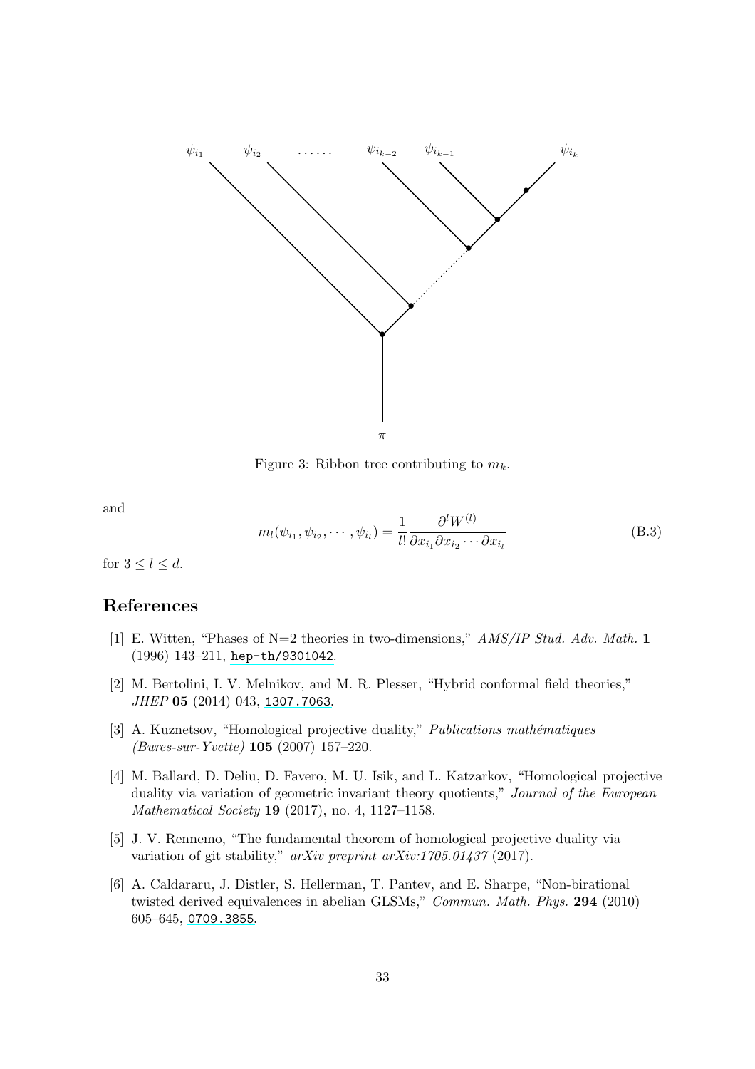Figure 3: Ribbon tree contributing to $m_k$.

and

$$m_l(\psi_{i_1}, \psi_{i_2}, \cdots, \psi_{i_l}) = \frac{1}{l!} \frac{\partial^l W^{(l)}}{\partial x_{i_1} \partial x_{i_2} \cdots \partial x_{i_l}} \tag{B.3}$$

for $3 \leq l \leq d$.

# References

[1] E. Witten, "Phases of N=2 theories in two-dimensions," *AMS/IP Stud. Adv. Math.* **1** (1996) 143–211, hep-th/9301042.

[2] M. Bertolini, I. V. Melnikov, and M. R. Plesser, "Hybrid conformal field theories," *JHEP* **05** (2014) 043, 1307.7063.

[3] A. Kuznetsov, "Homological projective duality," *Publications mathématiques (Bures-sur-Yvette)* **105** (2007) 157–220.

[4] M. Ballard, D. Deliu, D. Favero, M. U. Isik, and L. Katzarkov, "Homological projective duality via variation of geometric invariant theory quotients," *Journal of the European Mathematical Society* **19** (2017), no. 4, 1127–1158.

[5] J. V. Rennemo, "The fundamental theorem of homological projective duality via variation of git stability," *arXiv preprint arXiv:1705.01437* (2017).

[6] A. Caldararu, J. Distler, S. Hellerman, T. Pantev, and E. Sharpe, "Non-birational twisted derived equivalences in abelian GLSMs," *Commun. Math. Phys.* **294** (2010) 605–645, 0709.3855.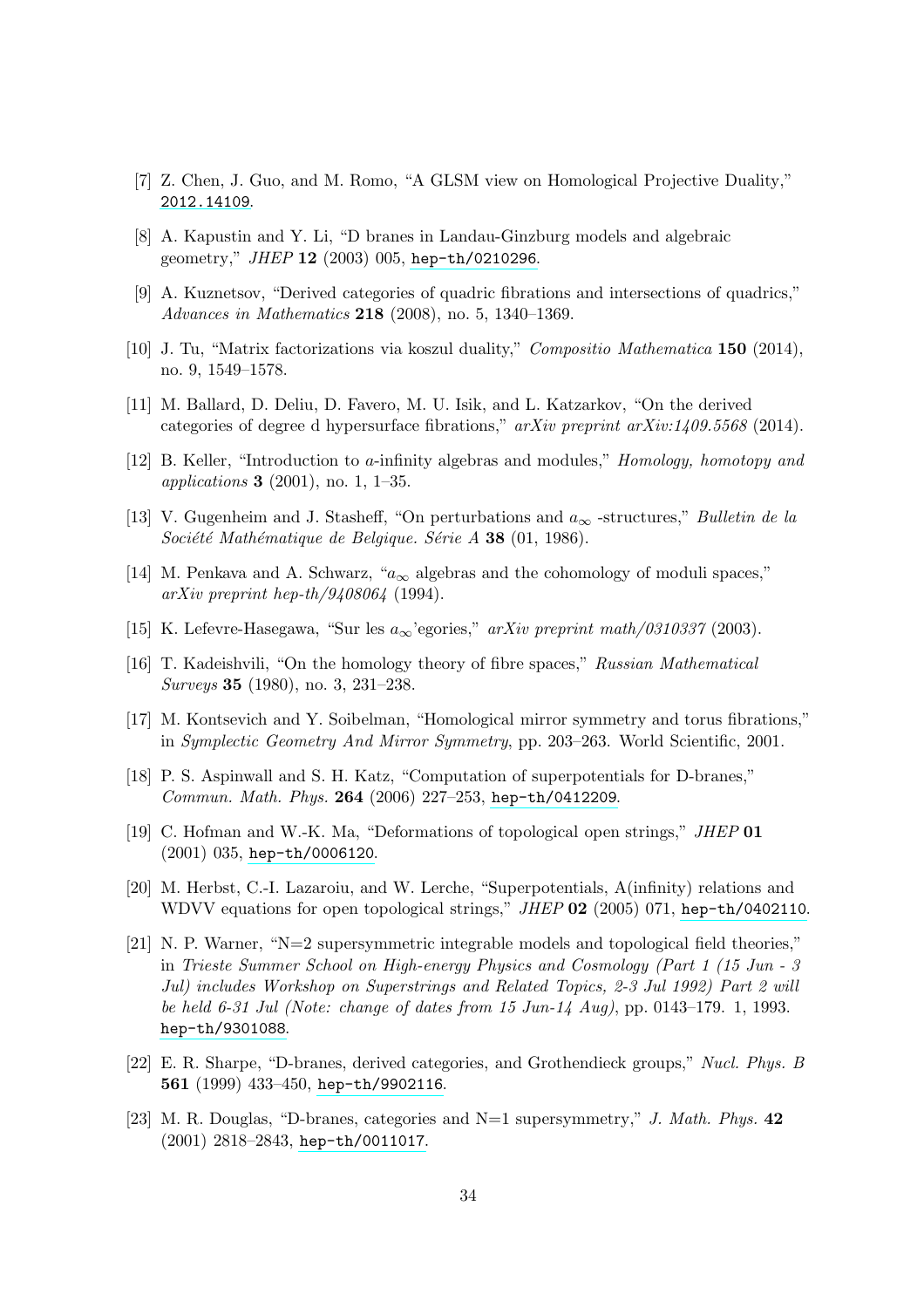[7] Z. Chen, J. Guo, and M. Romo, "A GLSM view on Homological Projective Duality," 2012.14109.

[8] A. Kapustin and Y. Li, "D branes in Landau-Ginzburg models and algebraic geometry," *JHEP* **12** (2003) 005, hep-th/0210296.

[9] A. Kuznetsov, "Derived categories of quadric fibrations and intersections of quadrics," *Advances in Mathematics* **218** (2008), no. 5, 1340–1369.

[10] J. Tu, "Matrix factorizations via koszul duality," *Compositio Mathematica* **150** (2014), no. 9, 1549–1578.

[11] M. Ballard, D. Deliu, D. Favero, M. U. Isik, and L. Katzarkov, "On the derived categories of degree d hypersurface fibrations," *arXiv preprint arXiv:1409.5568* (2014).

[12] B. Keller, "Introduction to a-infinity algebras and modules," *Homology, homotopy and applications* **3** (2001), no. 1, 1–35.

[13] V. Gugenheim and J. Stasheff, "On perturbations and $a_\infty$ -structures," *Bulletin de la Société Mathématique de Belgique. Série A* **38** (01, 1986).

[14] M. Penkava and A. Schwarz, "$a_\infty$ algebras and the cohomology of moduli spaces," *arXiv preprint hep-th/9408064* (1994).

[15] K. Lefevre-Hasegawa, "Sur les $a_\infty$'egories," *arXiv preprint math/0310337* (2003).

[16] T. Kadeishvili, "On the homology theory of fibre spaces," *Russian Mathematical Surveys* **35** (1980), no. 3, 231–238.

[17] M. Kontsevich and Y. Soibelman, "Homological mirror symmetry and torus fibrations," in *Symplectic Geometry And Mirror Symmetry*, pp. 203–263. World Scientific, 2001.

[18] P. S. Aspinwall and S. H. Katz, "Computation of superpotentials for D-branes," *Commun. Math. Phys.* **264** (2006) 227–253, hep-th/0412209.

[19] C. Hofman and W.-K. Ma, "Deformations of topological open strings," *JHEP* **01** (2001) 035, hep-th/0006120.

[20] M. Herbst, C.-I. Lazaroiu, and W. Lerche, "Superpotentials, A(infinity) relations and WDVV equations for open topological strings," *JHEP* **02** (2005) 071, hep-th/0402110.

[21] N. P. Warner, "N=2 supersymmetric integrable models and topological field theories," in *Trieste Summer School on High-energy Physics and Cosmology (Part 1 (15 Jun - 3 Jul) includes Workshop on Superstrings and Related Topics, 2-3 Jul 1992) Part 2 will be held 6-31 Jul (Note: change of dates from 15 Jun-14 Aug)*, pp. 0143–179. 1, 1993. hep-th/9301088.

[22] E. R. Sharpe, "D-branes, derived categories, and Grothendieck groups," *Nucl. Phys. B* **561** (1999) 433–450, hep-th/9902116.

[23] M. R. Douglas, "D-branes, categories and N=1 supersymmetry," *J. Math. Phys.* **42** (2001) 2818–2843, hep-th/0011017.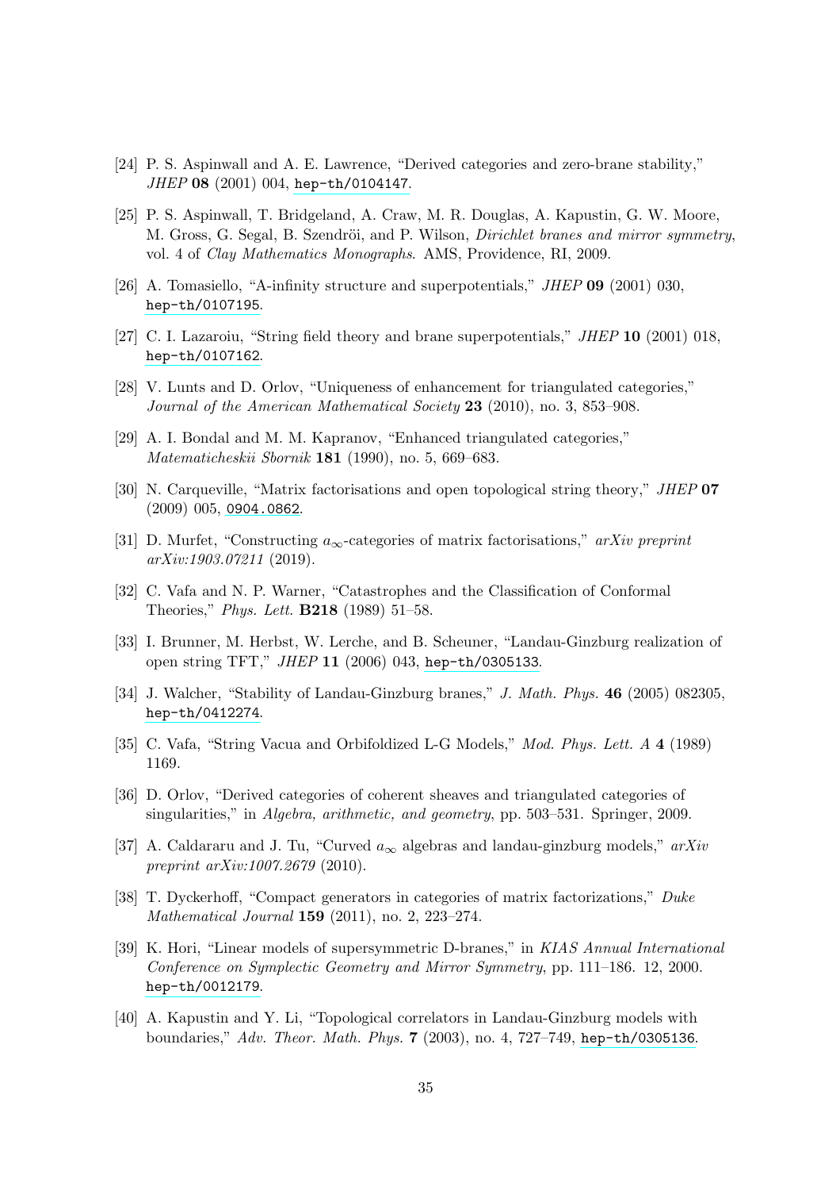[24] P. S. Aspinwall and A. E. Lawrence, "Derived categories and zero-brane stability," *JHEP* **08** (2001) 004, hep-th/0104147.

[25] P. S. Aspinwall, T. Bridgeland, A. Craw, M. R. Douglas, A. Kapustin, G. W. Moore, M. Gross, G. Segal, B. Szendröi, and P. Wilson, *Dirichlet branes and mirror symmetry*, vol. 4 of *Clay Mathematics Monographs*. AMS, Providence, RI, 2009.

[26] A. Tomasiello, "A-infinity structure and superpotentials," *JHEP* **09** (2001) 030, hep-th/0107195.

[27] C. I. Lazaroiu, "String field theory and brane superpotentials," *JHEP* **10** (2001) 018, hep-th/0107162.

[28] V. Lunts and D. Orlov, "Uniqueness of enhancement for triangulated categories," *Journal of the American Mathematical Society* **23** (2010), no. 3, 853–908.

[29] A. I. Bondal and M. M. Kapranov, "Enhanced triangulated categories," *Matematicheskii Sbornik* **181** (1990), no. 5, 669–683.

[30] N. Carqueville, "Matrix factorisations and open topological string theory," *JHEP* **07** (2009) 005, 0904.0862.

[31] D. Murfet, "Constructing $a_\infty$-categories of matrix factorisations," *arXiv preprint arXiv:1903.07211* (2019).

[32] C. Vafa and N. P. Warner, "Catastrophes and the Classification of Conformal Theories," *Phys. Lett.* **B218** (1989) 51–58.

[33] I. Brunner, M. Herbst, W. Lerche, and B. Scheuner, "Landau-Ginzburg realization of open string TFT," *JHEP* **11** (2006) 043, hep-th/0305133.

[34] J. Walcher, "Stability of Landau-Ginzburg branes," *J. Math. Phys.* **46** (2005) 082305, hep-th/0412274.

[35] C. Vafa, "String Vacua and Orbifoldized L-G Models," *Mod. Phys. Lett. A* **4** (1989) 1169.

[36] D. Orlov, "Derived categories of coherent sheaves and triangulated categories of singularities," in *Algebra, arithmetic, and geometry*, pp. 503–531. Springer, 2009.

[37] A. Caldararu and J. Tu, "Curved $a_\infty$ algebras and landau-ginzburg models," *arXiv preprint arXiv:1007.2679* (2010).

[38] T. Dyckerhoff, "Compact generators in categories of matrix factorizations," *Duke Mathematical Journal* **159** (2011), no. 2, 223–274.

[39] K. Hori, "Linear models of supersymmetric D-branes," in *KIAS Annual International Conference on Symplectic Geometry and Mirror Symmetry*, pp. 111–186. 12, 2000. hep-th/0012179.

[40] A. Kapustin and Y. Li, "Topological correlators in Landau-Ginzburg models with boundaries," *Adv. Theor. Math. Phys.* **7** (2003), no. 4, 727–749, hep-th/0305136.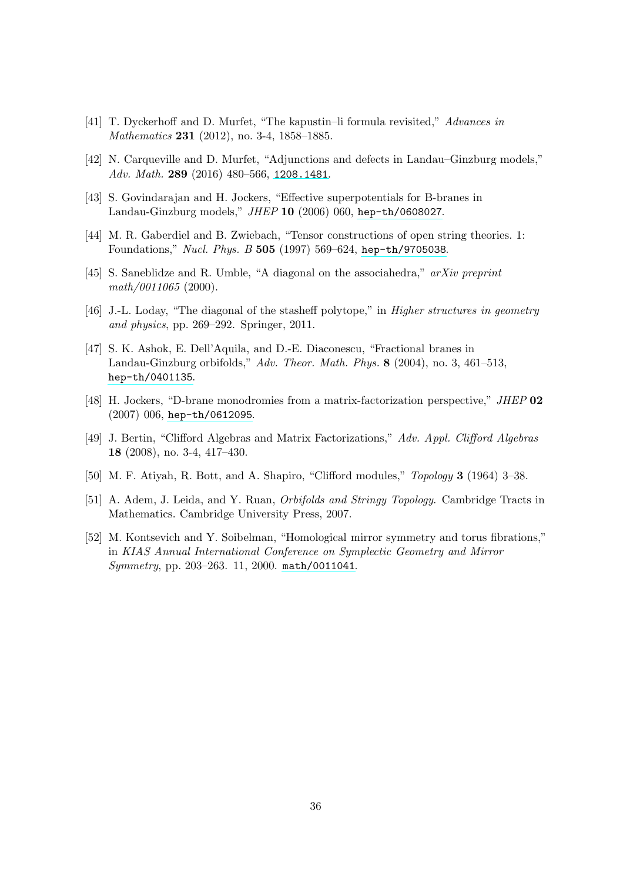[41] T. Dyckerhoff and D. Murfet, "The kapustin–li formula revisited," *Advances in Mathematics* **231** (2012), no. 3-4, 1858–1885.

[42] N. Carqueville and D. Murfet, "Adjunctions and defects in Landau–Ginzburg models," *Adv. Math.* **289** (2016) 480–566, 1208.1481.

[43] S. Govindarajan and H. Jockers, "Effective superpotentials for B-branes in Landau-Ginzburg models," *JHEP* **10** (2006) 060, hep-th/0608027.

[44] M. R. Gaberdiel and B. Zwiebach, "Tensor constructions of open string theories. 1: Foundations," *Nucl. Phys. B* **505** (1997) 569–624, hep-th/9705038.

[45] S. Saneblidze and R. Umble, "A diagonal on the associahedra," *arXiv preprint math/0011065* (2000).

[46] J.-L. Loday, "The diagonal of the stasheff polytope," in *Higher structures in geometry and physics*, pp. 269–292. Springer, 2011.

[47] S. K. Ashok, E. Dell'Aquila, and D.-E. Diaconescu, "Fractional branes in Landau-Ginzburg orbifolds," *Adv. Theor. Math. Phys.* **8** (2004), no. 3, 461–513, hep-th/0401135.

[48] H. Jockers, "D-brane monodromies from a matrix-factorization perspective," *JHEP* **02** (2007) 006, hep-th/0612095.

[49] J. Bertin, "Clifford Algebras and Matrix Factorizations," *Adv. Appl. Clifford Algebras* **18** (2008), no. 3-4, 417–430.

[50] M. F. Atiyah, R. Bott, and A. Shapiro, "Clifford modules," *Topology* **3** (1964) 3–38.

[51] A. Adem, J. Leida, and Y. Ruan, *Orbifolds and Stringy Topology.* Cambridge Tracts in Mathematics. Cambridge University Press, 2007.

[52] M. Kontsevich and Y. Soibelman, "Homological mirror symmetry and torus fibrations," in *KIAS Annual International Conference on Symplectic Geometry and Mirror Symmetry*, pp. 203–263. 11, 2000. math/0011041.